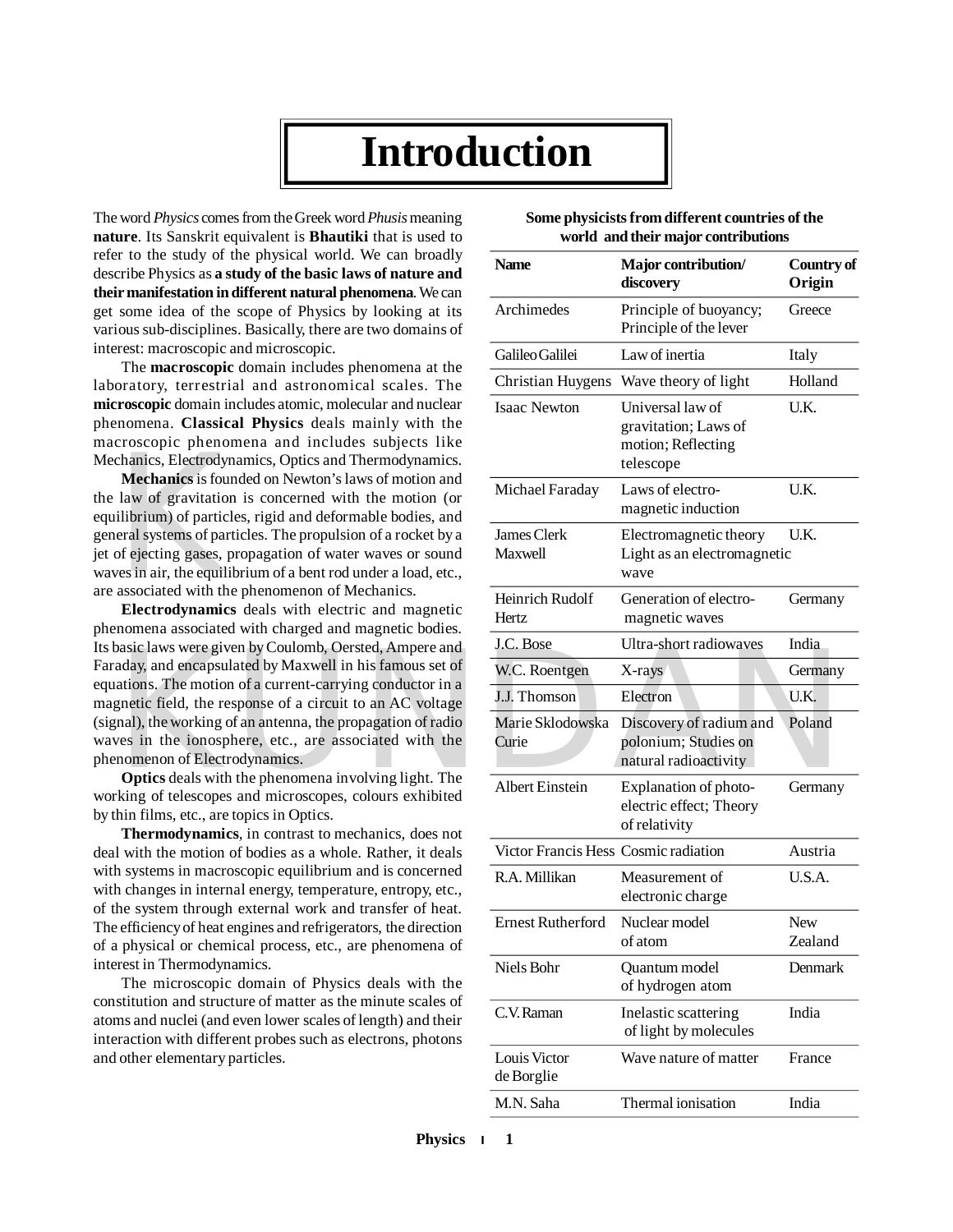# Introduction

The word *Physics* comes from the Greek word *Phusis* meaning **nature**. Its Sanskrit equivalent is **Bhautiki** that is used to refer to the study of the physical world. We can broadly describe Physics as **a study of the basic laws of nature and their manifestation in different natural phenomena**. We can get some idea of the scope of Physics by looking at its various sub-disciplines. Basically, there are two domains of interest: macroscopic and microscopic.

The **macroscopic** domain includes phenomena at the laboratory, terrestrial and astronomical scales. The **microscopic** domain includes atomic, molecular and nuclear phenomena. **Classical Physics** deals mainly with the macroscopic phenomena and includes subjects like Mechanics, Electrodynamics, Optics and Thermodynamics.

**Mechanics** is founded on Newton's laws of motion and the law of gravitation is concerned with the motion (or equilibrium) of particles, rigid and deformable bodies, and general systems of particles. The propulsion of a rocket by a jet of ejecting gases, propagation of water waves or sound waves in air, the equilibrium of a bent rod under a load, etc., are associated with the phenomenon of Mechanics.

**Electrodynamics** deals with electric and magnetic phenomena associated with charged and magnetic bodies. Its basic laws were given by Coulomb, Oersted, Ampere and Faraday, and encapsulated by Maxwell in his famous set of equations. The motion of a current-carrying conductor in a magnetic field, the response of a circuit to an AC voltage (signal), the working of an antenna, the propagation of radio waves in the ionosphere, etc., are associated with the phenomenon of Electrodynamics.

**Optics** deals with the phenomena involving light. The working of telescopes and microscopes, colours exhibited by thin films, etc., are topics in Optics.

**Thermodynamics**, in contrast to mechanics, does not deal with the motion of bodies as a whole. Rather, it deals with systems in macroscopic equilibrium and is concerned with changes in internal energy, temperature, entropy, etc., of the system through external work and transfer of heat. The efficiency of heat engines and refrigerators, the direction of a physical or chemical process, etc., are phenomena of interest in Thermodynamics.

The microscopic domain of Physics deals with the constitution and structure of matter as the minute scales of atoms and nuclei (and even lower scales of length) and their interaction with different probes such as electrons, photons and other elementary particles.

**Some physicists from different countries of the world and their major contributions**

| Name | Major contribution/ discovery | Country of Origin |
|---|---|---|
| Archimedes | Principle of buoyancy; Principle of the lever | Greece |
| Galileo Galilei | Law of inertia | Italy |
| Christian Huygens | Wave theory of light | Holland |
| Isaac Newton | Universal law of gravitation; Laws of motion; Reflecting telescope | U.K. |
| Michael Faraday | Laws of electro-magnetic induction | U.K. |
| James Clerk Maxwell | Electromagnetic theory Light as an electromagnetic wave | U.K. |
| Heinrich Rudolf Hertz | Generation of electro-magnetic waves | Germany |
| J.C. Bose | Ultra-short radiowaves | India |
| W.C. Roentgen | X-rays | Germany |
| J.J. Thomson | Electron | U.K. |
| Marie Sklodowska Curie | Discovery of radium and polonium; Studies on natural radioactivity | Poland |
| Albert Einstein | Explanation of photo-electric effect; Theory of relativity | Germany |
| Victor Francis Hess | Cosmic radiation | Austria |
| R.A. Millikan | Measurement of electronic charge | U.S.A. |
| Ernest Rutherford | Nuclear model of atom | New Zealand |
| Niels Bohr | Quantum model of hydrogen atom | Denmark |
| C.V. Raman | Inelastic scattering of light by molecules | India |
| Louis Victor de Borglie | Wave nature of matter | France |
| M.N. Saha | Thermal ionisation | India |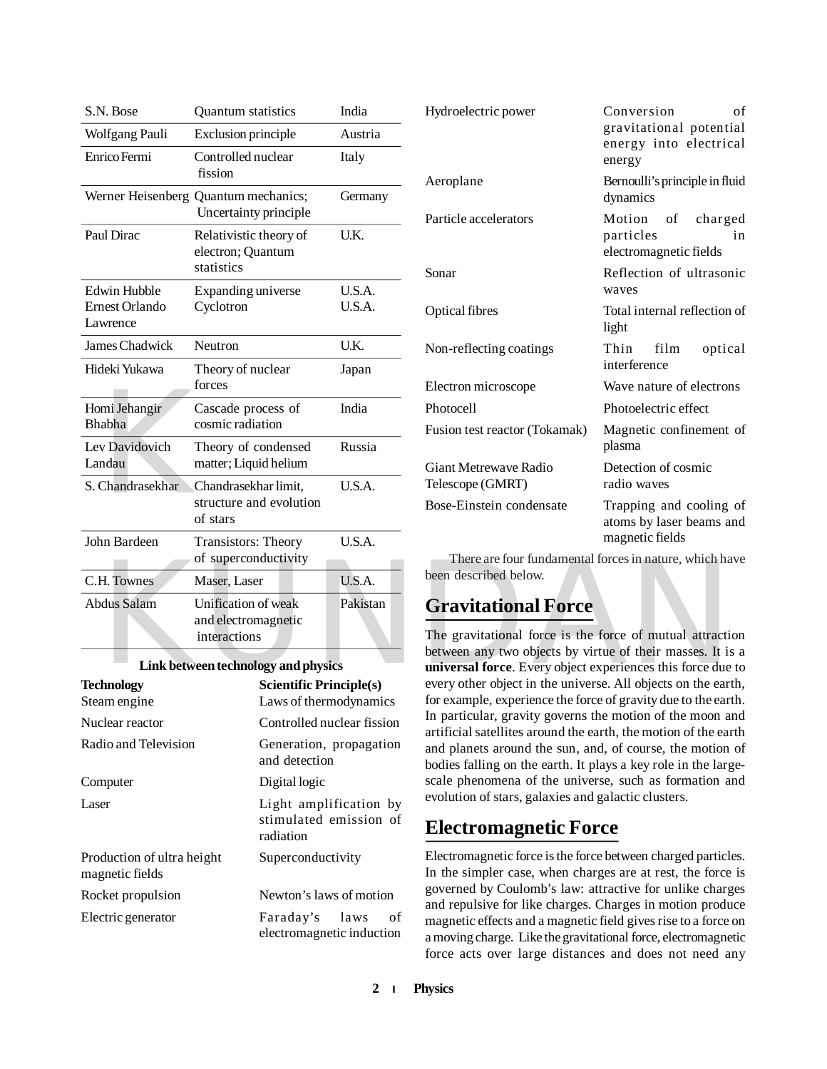| | | |
|---|---|---|
| S.N. Bose | Quantum statistics | India |
| Wolfgang Pauli | Exclusion principle | Austria |
| Enrico Fermi | Controlled nuclear fission | Italy |
| Werner Heisenberg | Quantum mechanics; Uncertainty principle | Germany |
| Paul Dirac | Relativistic theory of electron; Quantum statistics | U.K. |
| Edwin Hubble<br>Ernest Orlando Lawrence | Expanding universe<br>Cyclotron | U.S.A.<br>U.S.A. |
| James Chadwick | Neutron | U.K. |
| Hideki Yukawa | Theory of nuclear forces | Japan |
| Homi Jehangir Bhabha | Cascade process of cosmic radiation | India |
| Lev Davidovich Landau | Theory of condensed matter; Liquid helium | Russia |
| S. Chandrasekhar | Chandrasekhar limit, structure and evolution of stars | U.S.A. |
| John Bardeen | Transistors: Theory of superconductivity | U.S.A. |
| C.H. Townes | Maser, Laser | U.S.A. |
| Abdus Salam | Unification of weak and electromagnetic interactions | Pakistan |

**Link between technology and physics**

| Technology | Scientific Principle(s) |
|---|---|
| Steam engine | Laws of thermodynamics |
| Nuclear reactor | Controlled nuclear fission |
| Radio and Television | Generation, propagation and detection |
| Computer | Digital logic |
| Laser | Light amplification by stimulated emission of radiation |
| Production of ultra height magnetic fields | Superconductivity |
| Rocket propulsion | Newton's laws of motion |
| Electric generator | Faraday's laws of electromagnetic induction |
| Hydroelectric power | Conversion of gravitational potential energy into electrical energy |
| Aeroplane | Bernoulli's principle in fluid dynamics |
| Particle accelerators | Motion of charged particles in electromagnetic fields |
| Sonar | Reflection of ultrasonic waves |
| Optical fibres | Total internal reflection of light |
| Non-reflecting coatings | Thin film optical interference |
| Electron microscope | Wave nature of electrons |
| Photocell | Photoelectric effect |
| Fusion test reactor (Tokamak) | Magnetic confinement of plasma |
| Giant Metrewave Radio Telescope (GMRT) | Detection of cosmic radio waves |
| Bose-Einstein condensate | Trapping and cooling of atoms by laser beams and magnetic fields |

There are four fundamental forces in nature, which have been described below.

## Gravitational Force

The gravitational force is the force of mutual attraction between any two objects by virtue of their masses. It is a **universal force**. Every object experiences this force due to every other object in the universe. All objects on the earth, for example, experience the force of gravity due to the earth. In particular, gravity governs the motion of the moon and artificial satellites around the earth, the motion of the earth and planets around the sun, and, of course, the motion of bodies falling on the earth. It plays a key role in the large-scale phenomena of the universe, such as formation and evolution of stars, galaxies and galactic clusters.

## Electromagnetic Force

Electromagnetic force is the force between charged particles. In the simpler case, when charges are at rest, the force is governed by Coulomb's law: attractive for unlike charges and repulsive for like charges. Charges in motion produce magnetic effects and a magnetic field gives rise to a force on a moving charge. Like the gravitational force, electromagnetic force acts over large distances and does not need any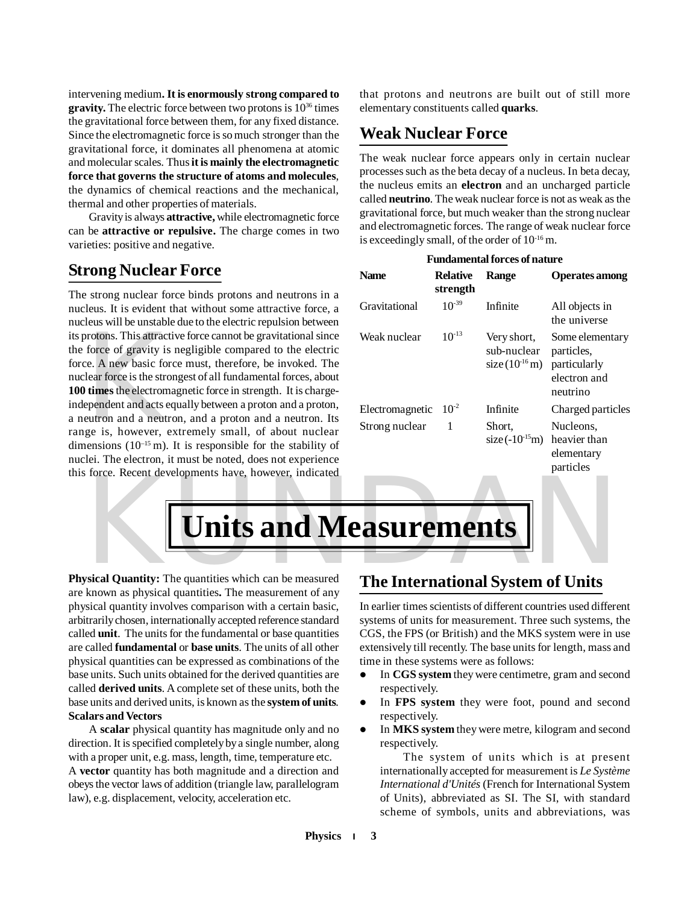intervening medium**. It is enormously strong compared to gravity.** The electric force between two protons is $10^{36}$ times the gravitational force between them, for any fixed distance. Since the electromagnetic force is so much stronger than the gravitational force, it dominates all phenomena at atomic and molecular scales. Thus **it is mainly the electromagnetic force that governs the structure of atoms and molecules**, the dynamics of chemical reactions and the mechanical, thermal and other properties of materials.

Gravity is always **attractive,** while electromagnetic force can be **attractive or repulsive.** The charge comes in two varieties: positive and negative.

## Strong Nuclear Force

The strong nuclear force binds protons and neutrons in a nucleus. It is evident that without some attractive force, a nucleus will be unstable due to the electric repulsion between its protons. This attractive force cannot be gravitational since the force of gravity is negligible compared to the electric force. A new basic force must, therefore, be invoked. The nuclear force is the strongest of all fundamental forces, about **100 times** the electromagnetic force in strength. It is charge-independent and acts equally between a proton and a proton, a neutron and a neutron, and a proton and a neutron. Its range is, however, extremely small, of about nuclear dimensions ($10^{-15}$ m). It is responsible for the stability of nuclei. The electron, it must be noted, does not experience this force. Recent developments have, however, indicated that protons and neutrons are built out of still more elementary constituents called **quarks**.

## Weak Nuclear Force

The weak nuclear force appears only in certain nuclear processes such as the beta decay of a nucleus. In beta decay, the nucleus emits an **electron** and an uncharged particle called **neutrino**. The weak nuclear force is not as weak as the gravitational force, but much weaker than the strong nuclear and electromagnetic forces. The range of weak nuclear force is exceedingly small, of the order of $10^{-16}$ m.

**Fundamental forces of nature**

| Name | Relative strength | Range | Operates among |
|---|---|---|---|
| Gravitational | $10^{-39}$ | Infinite | All objects in the universe |
| Weak nuclear | $10^{-13}$ | Very short, sub-nuclear size ($10^{-16}$ m) | Some elementary particles, particularly electron and neutrino |
| Electromagnetic | $10^{-2}$ | Infinite | Charged particles |
| Strong nuclear | 1 | Short, size ($-10^{-15}$m) | Nucleons, heavier than elementary particles |

# Units and Measurements

**Physical Quantity:** The quantities which can be measured are known as physical quantities**.** The measurement of any physical quantity involves comparison with a certain basic, arbitrarily chosen, internationally accepted reference standard called **unit**. The units for the fundamental or base quantities are called **fundamental** or **base units**. The units of all other physical quantities can be expressed as combinations of the base units. Such units obtained for the derived quantities are called **derived units**. A complete set of these units, both the base units and derived units, is known as the **system of units**.

**Scalars and Vectors**

A **scalar** physical quantity has magnitude only and no direction. It is specified completely by a single number, along with a proper unit, e.g. mass, length, time, temperature etc.

A **vector** quantity has both magnitude and a direction and obeys the vector laws of addition (triangle law, parallelogram law), e.g. displacement, velocity, acceleration etc.

## The International System of Units

In earlier times scientists of different countries used different systems of units for measurement. Three such systems, the CGS, the FPS (or British) and the MKS system were in use extensively till recently. The base units for length, mass and time in these systems were as follows:

- In **CGS system** they were centimetre, gram and second respectively.
- In **FPS system** they were foot, pound and second respectively.
- In **MKS system** they were metre, kilogram and second respectively.

  The system of units which is at present internationally accepted for measurement is *Le Système International d'Unités* (French for International System of Units), abbreviated as SI. The SI, with standard scheme of symbols, units and abbreviations, was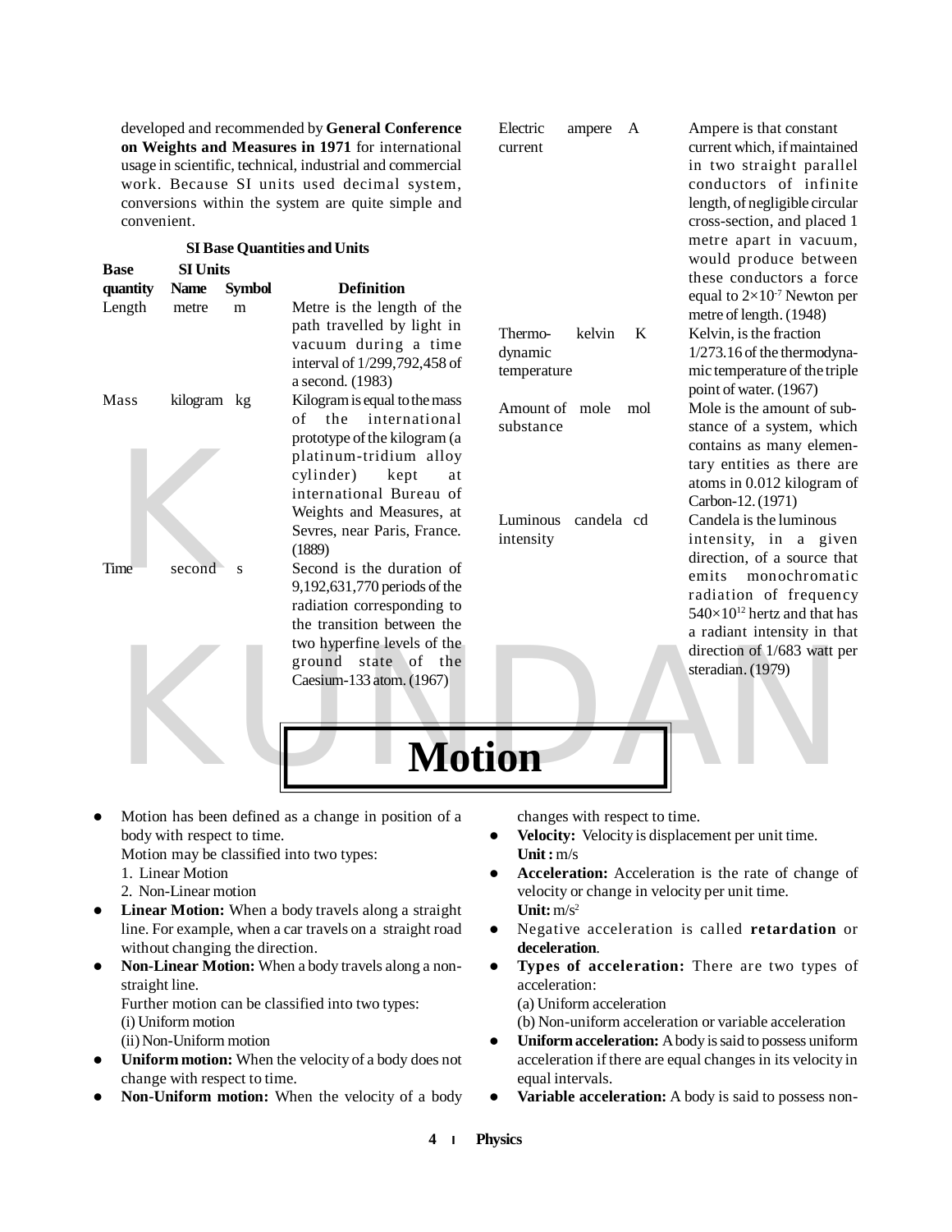developed and recommended by **General Conference on Weights and Measures in 1971** for international usage in scientific, technical, industrial and commercial work. Because SI units used decimal system, conversions within the system are quite simple and convenient.

**SI Base Quantities and Units**

| Base quantity | SI Units Name | Symbol | Definition |
|---|---|---|---|
| Length | metre | m | Metre is the length of the path travelled by light in vacuum during a time interval of 1/299,792,458 of a second. (1983) |
| Mass | kilogram | kg | Kilogram is equal to the mass of the international prototype of the kilogram (a platinum-tridium alloy cylinder) kept at international Bureau of Weights and Measures, at Sevres, near Paris, France. (1889) |
| Time | second | s | Second is the duration of 9,192,631,770 periods of the radiation corresponding to the transition between the two hyperfine levels of the ground state of the Caesium-133 atom. (1967) |
| Electric current | ampere | A | Ampere is that constant current which, if maintained in two straight parallel conductors of infinite length, of negligible circular cross-section, and placed 1 metre apart in vacuum, would produce between these conductors a force equal to $2\times10^{-7}$ Newton per metre of length. (1948) |
| Thermo-dynamic temperature | kelvin | K | Kelvin, is the fraction 1/273.16 of the thermodynamic temperature of the triple point of water. (1967) |
| Amount of substance | mole | mol | Mole is the amount of substance of a system, which contains as many elementary entities as there are atoms in 0.012 kilogram of Carbon-12. (1971) |
| Luminous intensity | candela | cd | Candela is the luminous intensity, in a given direction, of a source that emits monochromatic radiation of frequency $540\times10^{12}$ hertz and that has a radiant intensity in that direction of 1/683 watt per steradian. (1979) |

# Motion

- Motion has been defined as a change in position of a body with respect to time.
  Motion may be classified into two types:
  1. Linear Motion
  2. Non-Linear motion
- **Linear Motion:** When a body travels along a straight line. For example, when a car travels on a straight road without changing the direction.
- **Non-Linear Motion:** When a body travels along a non-straight line.
  Further motion can be classified into two types:
  (i) Uniform motion
  (ii) Non-Uniform motion
- **Uniform motion:** When the velocity of a body does not change with respect to time.
- **Non-Uniform motion:** When the velocity of a body changes with respect to time.
- **Velocity:** Velocity is displacement per unit time.
  **Unit :** m/s
- **Acceleration:** Acceleration is the rate of change of velocity or change in velocity per unit time.
  **Unit:** $m/s^2$
- Negative acceleration is called **retardation** or **deceleration**.
- **Types of acceleration:** There are two types of acceleration:
  (a) Uniform acceleration
  (b) Non-uniform acceleration or variable acceleration
- **Uniform acceleration:** A body is said to possess uniform acceleration if there are equal changes in its velocity in equal intervals.
- **Variable acceleration:** A body is said to possess non-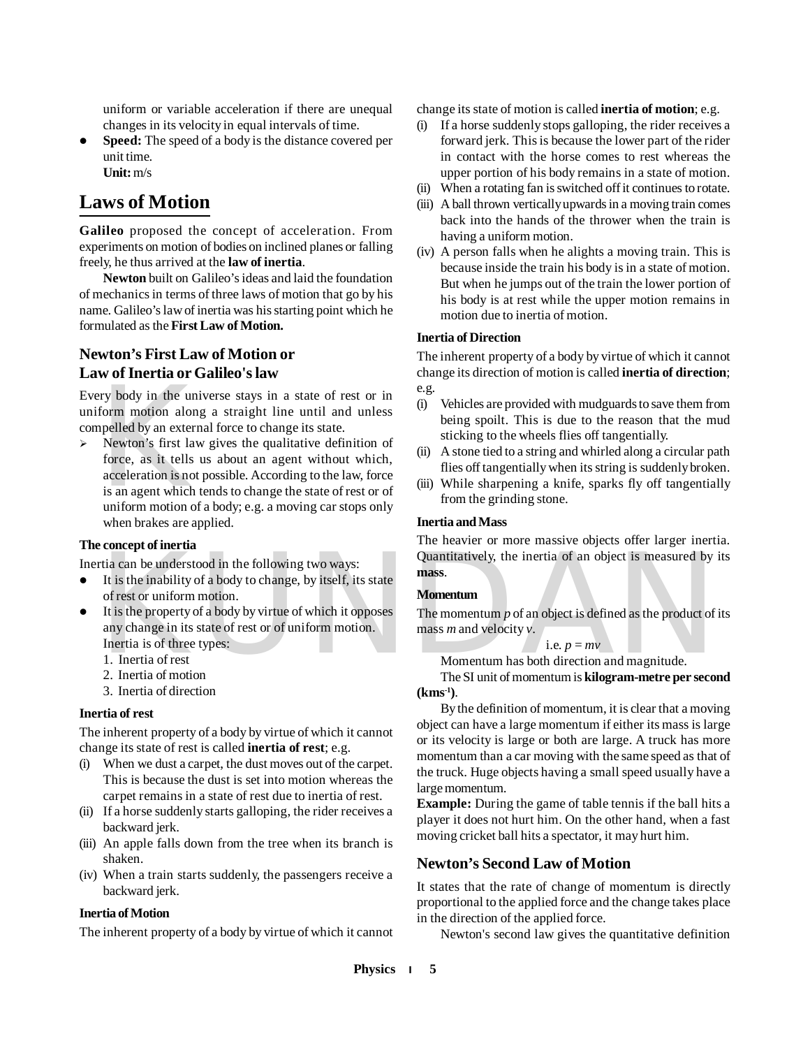uniform or variable acceleration if there are unequal changes in its velocity in equal intervals of time.

- **Speed:** The speed of a body is the distance covered per unit time.
  **Unit:** m/s

# Laws of Motion

**Galileo** proposed the concept of acceleration. From experiments on motion of bodies on inclined planes or falling freely, he thus arrived at the **law of inertia**.

**Newton** built on Galileo's ideas and laid the foundation of mechanics in terms of three laws of motion that go by his name. Galileo's law of inertia was his starting point which he formulated as the **First Law of Motion.**

## Newton's First Law of Motion or Law of Inertia or Galileo's law

Every body in the universe stays in a state of rest or in uniform motion along a straight line until and unless compelled by an external force to change its state.

- Newton's first law gives the qualitative definition of force, as it tells us about an agent without which, acceleration is not possible. According to the law, force is an agent which tends to change the state of rest or of uniform motion of a body; e.g. a moving car stops only when brakes are applied.

### The concept of inertia

Inertia can be understood in the following two ways:

- It is the inability of a body to change, by itself, its state of rest or uniform motion.
- It is the property of a body by virtue of which it opposes any change in its state of rest or of uniform motion.
  Inertia is of three types:
  1. Inertia of rest
  2. Inertia of motion
  3. Inertia of direction

### Inertia of rest

The inherent property of a body by virtue of which it cannot change its state of rest is called **inertia of rest**; e.g.

(i) When we dust a carpet, the dust moves out of the carpet. This is because the dust is set into motion whereas the carpet remains in a state of rest due to inertia of rest.
(ii) If a horse suddenly starts galloping, the rider receives a backward jerk.
(iii) An apple falls down from the tree when its branch is shaken.
(iv) When a train starts suddenly, the passengers receive a backward jerk.

### Inertia of Motion

The inherent property of a body by virtue of which it cannot change its state of motion is called **inertia of motion**; e.g.

(i) If a horse suddenly stops galloping, the rider receives a forward jerk. This is because the lower part of the rider in contact with the horse comes to rest whereas the upper portion of his body remains in a state of motion.
(ii) When a rotating fan is switched off it continues to rotate.
(iii) A ball thrown vertically upwards in a moving train comes back into the hands of the thrower when the train is having a uniform motion.
(iv) A person falls when he alights a moving train. This is because inside the train his body is in a state of motion. But when he jumps out of the train the lower portion of his body is at rest while the upper motion remains in motion due to inertia of motion.

### Inertia of Direction

The inherent property of a body by virtue of which it cannot change its direction of motion is called **inertia of direction**; e.g.

(i) Vehicles are provided with mudguards to save them from being spoilt. This is due to the reason that the mud sticking to the wheels flies off tangentially.
(ii) A stone tied to a string and whirled along a circular path flies off tangentially when its string is suddenly broken.
(iii) While sharpening a knife, sparks fly off tangentially from the grinding stone.

### Inertia and Mass

The heavier or more massive objects offer larger inertia. Quantitatively, the inertia of an object is measured by its **mass**.

### Momentum

The momentum $p$ of an object is defined as the product of its mass $m$ and velocity $v$.

i.e. $p = mv$

Momentum has both direction and magnitude.

The SI unit of momentum is **kilogram-metre per second ($kms^{-1}$)**.

By the definition of momentum, it is clear that a moving object can have a large momentum if either its mass is large or its velocity is large or both are large. A truck has more momentum than a car moving with the same speed as that of the truck. Huge objects having a small speed usually have a large momentum.

**Example:** During the game of table tennis if the ball hits a player it does not hurt him. On the other hand, when a fast moving cricket ball hits a spectator, it may hurt him.

## Newton's Second Law of Motion

It states that the rate of change of momentum is directly proportional to the applied force and the change takes place in the direction of the applied force.

Newton's second law gives the quantitative definition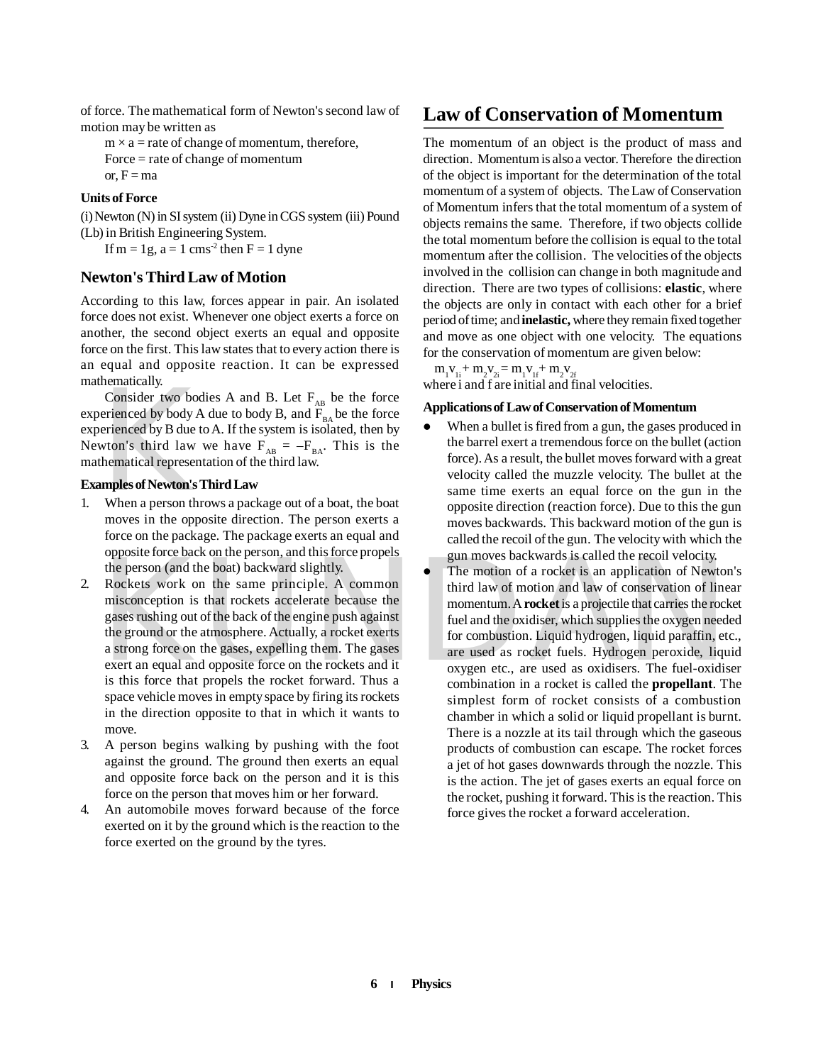of force. The mathematical form of Newton's second law of motion may be written as

$m \times a$ = rate of change of momentum, therefore,

Force = rate of change of momentum

or, $F = ma$

**Units of Force**

(i) Newton (N) in SI system (ii) Dyne in CGS system (iii) Pound (Lb) in British Engineering System.

If $m = 1g$, $a = 1\ cms^{-2}$ then $F = 1$ dyne

## Newton's Third Law of Motion

According to this law, forces appear in pair. An isolated force does not exist. Whenever one object exerts a force on another, the second object exerts an equal and opposite force on the first. This law states that to every action there is an equal and opposite reaction. It can be expressed mathematically.

Consider two bodies A and B. Let $F_{AB}$ be the force experienced by body A due to body B, and $F_{BA}$ be the force experienced by B due to A. If the system is isolated, then by Newton's third law we have $F_{AB} = -F_{BA}$. This is the mathematical representation of the third law.

**Examples of Newton's Third Law**

1. When a person throws a package out of a boat, the boat moves in the opposite direction. The person exerts a force on the package. The package exerts an equal and opposite force back on the person, and this force propels the person (and the boat) backward slightly.
2. Rockets work on the same principle. A common misconception is that rockets accelerate because the gases rushing out of the back of the engine push against the ground or the atmosphere. Actually, a rocket exerts a strong force on the gases, expelling them. The gases exert an equal and opposite force on the rockets and it is this force that propels the rocket forward. Thus a space vehicle moves in empty space by firing its rockets in the direction opposite to that in which it wants to move.
3. A person begins walking by pushing with the foot against the ground. The ground then exerts an equal and opposite force back on the person and it is this force on the person that moves him or her forward.
4. An automobile moves forward because of the force exerted on it by the ground which is the reaction to the force exerted on the ground by the tyres.

## Law of Conservation of Momentum

The momentum of an object is the product of mass and direction. Momentum is also a vector. Therefore the direction of the object is important for the determination of the total momentum of a system of objects. The Law of Conservation of Momentum infers that the total momentum of a system of objects remains the same. Therefore, if two objects collide the total momentum before the collision is equal to the total momentum after the collision. The velocities of the objects involved in the collision can change in both magnitude and direction. There are two types of collisions: **elastic**, where the objects are only in contact with each other for a brief period of time; and **inelastic,** where they remain fixed together and move as one object with one velocity. The equations for the conservation of momentum are given below:

$m_1v_{1i} + m_2v_{2i} = m_1v_{1f} + m_2v_{2f}$

where i and f are initial and final velocities.

**Applications of Law of Conservation of Momentum**

- When a bullet is fired from a gun, the gases produced in the barrel exert a tremendous force on the bullet (action force). As a result, the bullet moves forward with a great velocity called the muzzle velocity. The bullet at the same time exerts an equal force on the gun in the opposite direction (reaction force). Due to this the gun moves backwards. This backward motion of the gun is called the recoil of the gun. The velocity with which the gun moves backwards is called the recoil velocity.
- The motion of a rocket is an application of Newton's third law of motion and law of conservation of linear momentum. A **rocket** is a projectile that carries the rocket fuel and the oxidiser, which supplies the oxygen needed for combustion. Liquid hydrogen, liquid paraffin, etc., are used as rocket fuels. Hydrogen peroxide, liquid oxygen etc., are used as oxidisers. The fuel-oxidiser combination in a rocket is called the **propellant**. The simplest form of rocket consists of a combustion chamber in which a solid or liquid propellant is burnt. There is a nozzle at its tail through which the gaseous products of combustion can escape. The rocket forces a jet of hot gases downwards through the nozzle. This is the action. The jet of gases exerts an equal force on the rocket, pushing it forward. This is the reaction. This force gives the rocket a forward acceleration.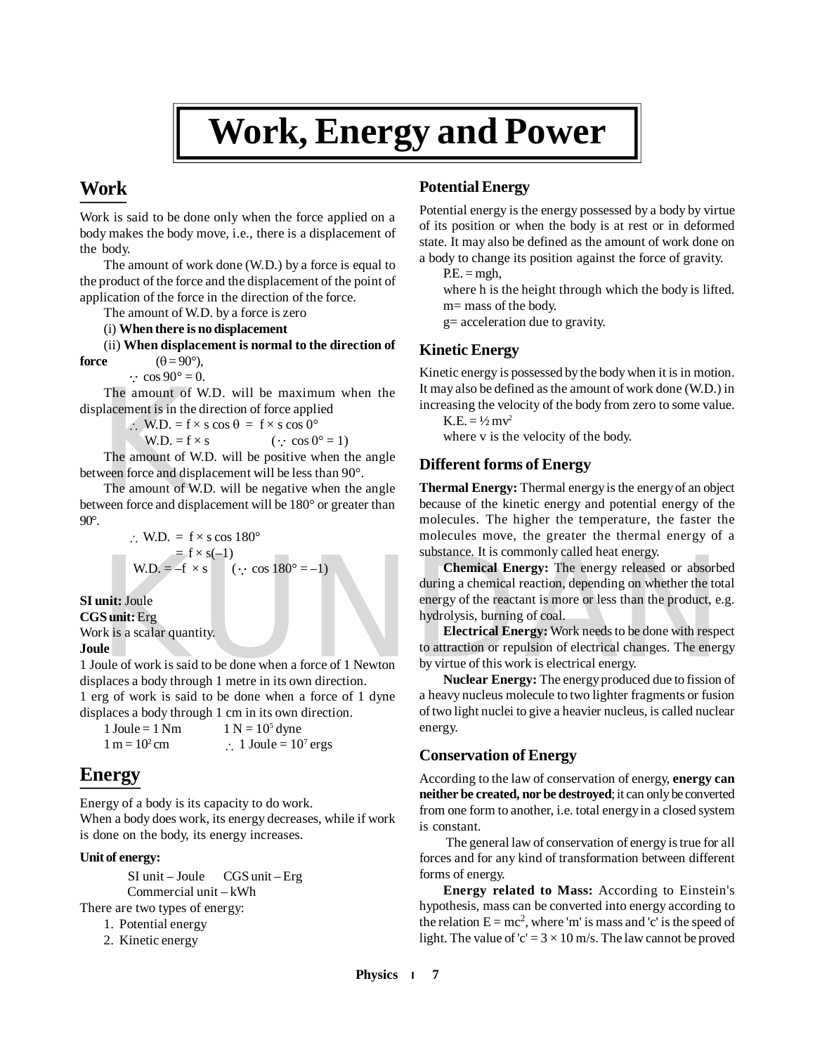# Work, Energy and Power

## Work

Work is said to be done only when the force applied on a body makes the body move, i.e., there is a displacement of the body.

The amount of work done (W.D.) by a force is equal to the product of the force and the displacement of the point of application of the force in the direction of the force.

The amount of W.D. by a force is zero

(i) **When there is no displacement**

(ii) **When displacement is normal to the direction of force** ($\theta = 90°$),

$\because \cos 90° = 0$.

The amount of W.D. will be maximum when the displacement is in the direction of force applied

$\therefore$ W.D. = $f \times s \cos\theta = f \times s \cos 0°$

W.D. = $f \times s$ $\quad (\because \cos 0° = 1)$

The amount of W.D. will be positive when the angle between force and displacement will be less than 90°.

The amount of W.D. will be negative when the angle between force and displacement will be 180° or greater than 90°.

$\therefore$ W.D. = $f \times s \cos 180°$

$= f \times s(-1)$

W.D. = $-f \times s$ $\quad (\because \cos 180° = -1)$

**SI unit:** Joule
**CGS unit:** Erg
Work is a scalar quantity.

**Joule**

1 Joule of work is said to be done when a force of 1 Newton displaces a body through 1 metre in its own direction.

1 erg of work is said to be done when a force of 1 dyne displaces a body through 1 cm in its own direction.

1 Joule = 1 Nm $\quad$ 1 N = $10^5$ dyne

1 m = $10^2$ cm $\quad \therefore$ 1 Joule = $10^7$ ergs

## Energy

Energy of a body is its capacity to do work.

When a body does work, its energy decreases, while if work is done on the body, its energy increases.

**Unit of energy:**

SI unit – Joule $\quad$ CGS unit – Erg

Commercial unit – kWh

There are two types of energy:

1. Potential energy
2. Kinetic energy

### Potential Energy

Potential energy is the energy possessed by a body by virtue of its position or when the body is at rest or in deformed state. It may also be defined as the amount of work done on a body to change its position against the force of gravity.

P.E. = mgh,

where h is the height through which the body is lifted.

m= mass of the body.

g= acceleration due to gravity.

### Kinetic Energy

Kinetic energy is possessed by the body when it is in motion. It may also be defined as the amount of work done (W.D.) in increasing the velocity of the body from zero to some value.

K.E. = $\frac{1}{2} mv^2$

where v is the velocity of the body.

### Different forms of Energy

**Thermal Energy:** Thermal energy is the energy of an object because of the kinetic energy and potential energy of the molecules. The higher the temperature, the faster the molecules move, the greater the thermal energy of a substance. It is commonly called heat energy.

**Chemical Energy:** The energy released or absorbed during a chemical reaction, depending on whether the total energy of the reactant is more or less than the product, e.g. hydrolysis, burning of coal.

**Electrical Energy:** Work needs to be done with respect to attraction or repulsion of electrical changes. The energy by virtue of this work is electrical energy.

**Nuclear Energy:** The energy produced due to fission of a heavy nucleus molecule to two lighter fragments or fusion of two light nuclei to give a heavier nucleus, is called nuclear energy.

### Conservation of Energy

According to the law of conservation of energy, **energy can neither be created, nor be destroyed**; it can only be converted from one form to another, i.e. total energy in a closed system is constant.

The general law of conservation of energy is true for all forces and for any kind of transformation between different forms of energy.

**Energy related to Mass:** According to Einstein's hypothesis, mass can be converted into energy according to the relation $E = mc^2$, where 'm' is mass and 'c' is the speed of light. The value of 'c' = $3 \times 10$ m/s. The law cannot be proved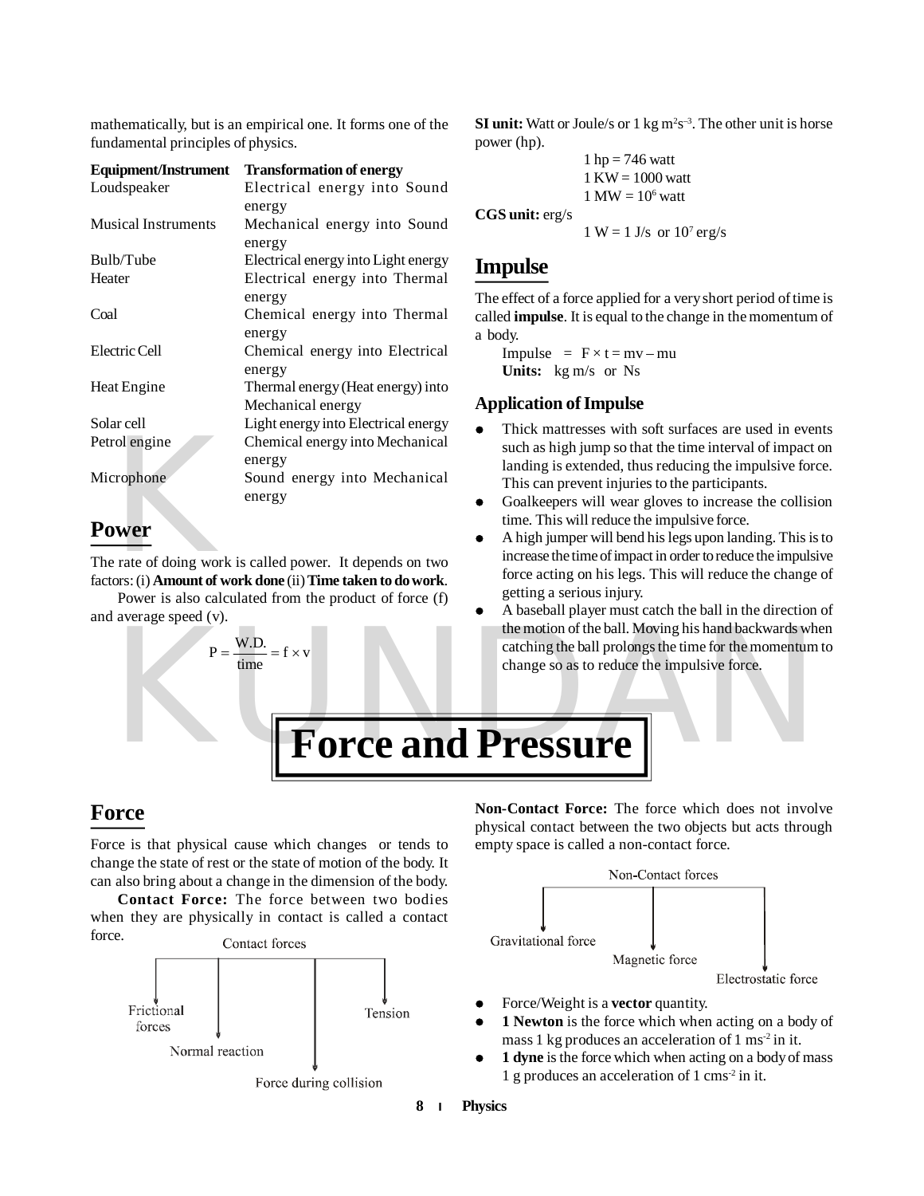mathematically, but is an empirical one. It forms one of the fundamental principles of physics.

| Equipment/Instrument | Transformation of energy |
|---|---|
| Loudspeaker | Electrical energy into Sound energy |
| Musical Instruments | Mechanical energy into Sound energy |
| Bulb/Tube | Electrical energy into Light energy |
| Heater | Electrical energy into Thermal energy |
| Coal | Chemical energy into Thermal energy |
| Electric Cell | Chemical energy into Electrical energy |
| Heat Engine | Thermal energy (Heat energy) into Mechanical energy |
| Solar cell | Light energy into Electrical energy |
| Petrol engine | Chemical energy into Mechanical energy |
| Microphone | Sound energy into Mechanical energy |

## Power

The rate of doing work is called power. It depends on two factors: (i) **Amount of work done** (ii) **Time taken to do work**.

Power is also calculated from the product of force (f) and average speed (v).

$$P = \frac{\text{W.D.}}{\text{time}} = f \times v$$

**SI unit:** Watt or Joule/s or 1 kg $m^2s^{-3}$. The other unit is horse power (hp).

1 hp = 746 watt
1 KW = 1000 watt
1 MW = $10^6$ watt

**CGS unit:** erg/s

1 W = 1 J/s or $10^7$ erg/s

## Impulse

The effect of a force applied for a very short period of time is called **impulse**. It is equal to the change in the momentum of a body.

Impulse = $F \times t = mv - mu$

**Units:** kg m/s or Ns

### Application of Impulse

- Thick mattresses with soft surfaces are used in events such as high jump so that the time interval of impact on landing is extended, thus reducing the impulsive force. This can prevent injuries to the participants.
- Goalkeepers will wear gloves to increase the collision time. This will reduce the impulsive force.
- A high jumper will bend his legs upon landing. This is to increase the time of impact in order to reduce the impulsive force acting on his legs. This will reduce the change of getting a serious injury.
- A baseball player must catch the ball in the direction of the motion of the ball. Moving his hand backwards when catching the ball prolongs the time for the momentum to change so as to reduce the impulsive force.

# Force and Pressure

## Force

Force is that physical cause which changes or tends to change the state of rest or the state of motion of the body. It can also bring about a change in the dimension of the body.

**Contact Force:** The force between two bodies when they are physically in contact is called a contact force.

Contact forces
- Frictional forces
- Normal reaction
- Force during collision
- Tension

**Non-Contact Force:** The force which does not involve physical contact between the two objects but acts through empty space is called a non-contact force.

Non-Contact forces
- Gravitational force
- Magnetic force
- Electrostatic force

- Force/Weight is a **vector** quantity.
- **1 Newton** is the force which when acting on a body of mass 1 kg produces an acceleration of 1 $ms^{-2}$ in it.
- **1 dyne** is the force which when acting on a body of mass 1 g produces an acceleration of 1 $cms^{-2}$ in it.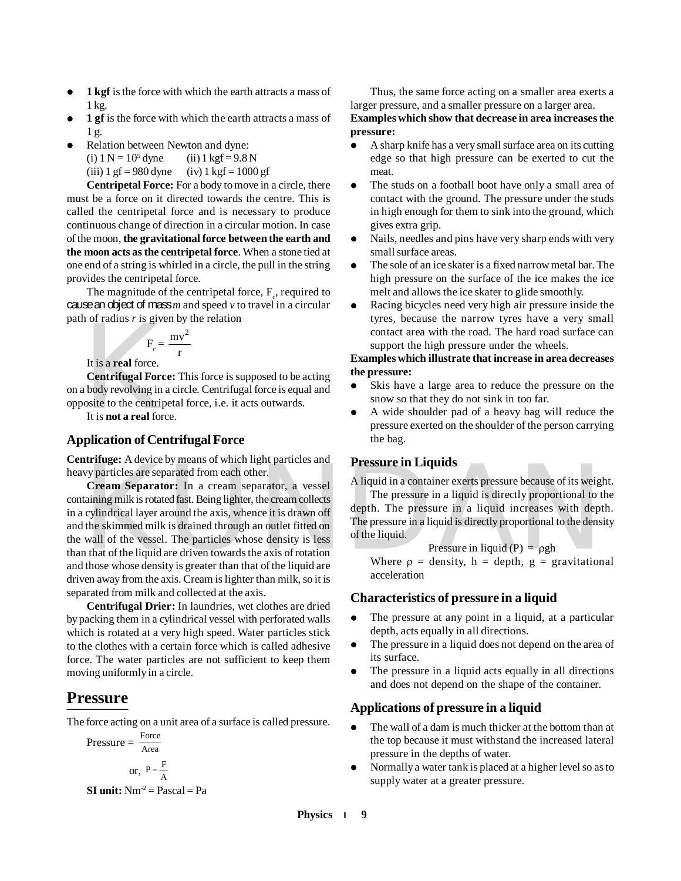- **1 kgf** is the force with which the earth attracts a mass of 1 kg.
- **1 gf** is the force with which the earth attracts a mass of 1 g.
- Relation between Newton and dyne:
  (i) 1 N = $10^5$ dyne (ii) 1 kgf = 9.8 N
  (iii) 1 gf = 980 dyne (iv) 1 kgf = 1000 gf

**Centripetal Force:** For a body to move in a circle, there must be a force on it directed towards the centre. This is called the centripetal force and is necessary to produce continuous change of direction in a circular motion. In case of the moon, **the gravitational force between the earth and the moon acts as the centripetal force**. When a stone tied at one end of a string is whirled in a circle, the pull in the string provides the centripetal force.

The magnitude of the centripetal force, $F_c$, required to cause an object of mass *m* and speed *v* to travel in a circular path of radius *r* is given by the relation

$$F_c = \frac{mv^2}{r}$$

It is a **real** force.

**Centrifugal Force:** This force is supposed to be acting on a body revolving in a circle. Centrifugal force is equal and opposite to the centripetal force, i.e. it acts outwards.

It is **not a real** force.

## Application of Centrifugal Force

**Centrifuge:** A device by means of which light particles and heavy particles are separated from each other.

**Cream Separator:** In a cream separator, a vessel containing milk is rotated fast. Being lighter, the cream collects in a cylindrical layer around the axis, whence it is drawn off and the skimmed milk is drained through an outlet fitted on the wall of the vessel. The particles whose density is less than that of the liquid are driven towards the axis of rotation and those whose density is greater than that of the liquid are driven away from the axis. Cream is lighter than milk, so it is separated from milk and collected at the axis.

**Centrifugal Drier:** In laundries, wet clothes are dried by packing them in a cylindrical vessel with perforated walls which is rotated at a very high speed. Water particles stick to the clothes with a certain force which is called adhesive force. The water particles are not sufficient to keep them moving uniformly in a circle.

# Pressure

The force acting on a unit area of a surface is called pressure.

$$\text{Pressure} = \frac{\text{Force}}{\text{Area}}$$

$$\text{or, } P = \frac{F}{A}$$

**SI unit:** $Nm^{-2}$ = Pascal = Pa

Thus, the same force acting on a smaller area exerts a larger pressure, and a smaller pressure on a larger area.

**Examples which show that decrease in area increases the pressure:**

- A sharp knife has a very small surface area on its cutting edge so that high pressure can be exerted to cut the meat.
- The studs on a football boot have only a small area of contact with the ground. The pressure under the studs in high enough for them to sink into the ground, which gives extra grip.
- Nails, needles and pins have very sharp ends with very small surface areas.
- The sole of an ice skater is a fixed narrow metal bar. The high pressure on the surface of the ice makes the ice melt and allows the ice skater to glide smoothly.
- Racing bicycles need very high air pressure inside the tyres, because the narrow tyres have a very small contact area with the road. The hard road surface can support the high pressure under the wheels.

**Examples which illustrate that increase in area decreases the pressure:**

- Skis have a large area to reduce the pressure on the snow so that they do not sink in too far.
- A wide shoulder pad of a heavy bag will reduce the pressure exerted on the shoulder of the person carrying the bag.

## Pressure in Liquids

A liquid in a container exerts pressure because of its weight.

The pressure in a liquid is directly proportional to the depth. The pressure in a liquid increases with depth. The pressure in a liquid is directly proportional to the density of the liquid.

$$\text{Pressure in liquid (P)} = \rho gh$$

Where $\rho$ = density, h = depth, g = gravitational acceleration

## Characteristics of pressure in a liquid

- The pressure at any point in a liquid, at a particular depth, acts equally in all directions.
- The pressure in a liquid does not depend on the area of its surface.
- The pressure in a liquid acts equally in all directions and does not depend on the shape of the container.

## Applications of pressure in a liquid

- The wall of a dam is much thicker at the bottom than at the top because it must withstand the increased lateral pressure in the depths of water.
- Normally a water tank is placed at a higher level so as to supply water at a greater pressure.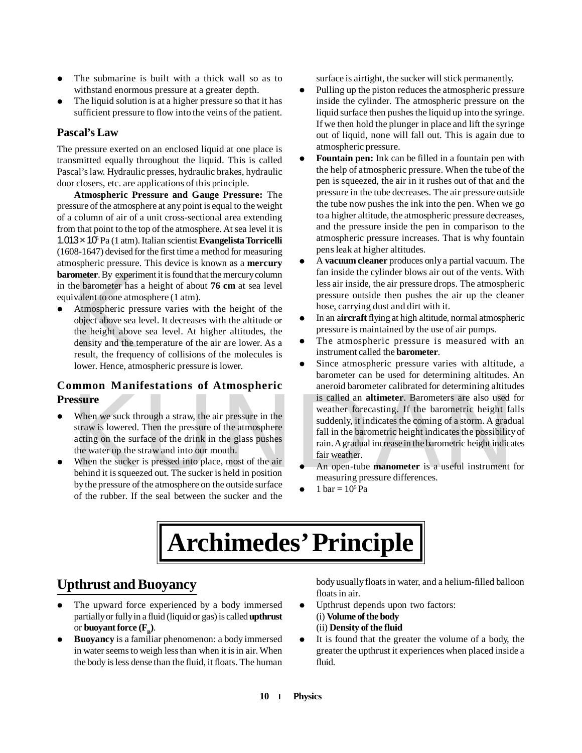- The submarine is built with a thick wall so as to withstand enormous pressure at a greater depth.
- The liquid solution is at a higher pressure so that it has sufficient pressure to flow into the veins of the patient.

### Pascal's Law

The pressure exerted on an enclosed liquid at one place is transmitted equally throughout the liquid. This is called Pascal's law. Hydraulic presses, hydraulic brakes, hydraulic door closers, etc. are applications of this principle.

**Atmospheric Pressure and Gauge Pressure:** The pressure of the atmosphere at any point is equal to the weight of a column of air of a unit cross-sectional area extending from that point to the top of the atmosphere. At sea level it is $1.013 \times 10^5$ Pa (1 atm). Italian scientist **Evangelista Torricelli** (1608-1647) devised for the first time a method for measuring atmospheric pressure. This device is known as a **mercury barometer**. By experiment it is found that the mercury column in the barometer has a height of about **76 cm** at sea level equivalent to one atmosphere (1 atm).

- Atmospheric pressure varies with the height of the object above sea level. It decreases with the altitude or the height above sea level. At higher altitudes, the density and the temperature of the air are lower. As a result, the frequency of collisions of the molecules is lower. Hence, atmospheric pressure is lower.

### Common Manifestations of Atmospheric Pressure

- When we suck through a straw, the air pressure in the straw is lowered. Then the pressure of the atmosphere acting on the surface of the drink in the glass pushes the water up the straw and into our mouth.
- When the sucker is pressed into place, most of the air behind it is squeezed out. The sucker is held in position by the pressure of the atmosphere on the outside surface of the rubber. If the seal between the sucker and the surface is airtight, the sucker will stick permanently.
- Pulling up the piston reduces the atmospheric pressure inside the cylinder. The atmospheric pressure on the liquid surface then pushes the liquid up into the syringe. If we then hold the plunger in place and lift the syringe out of liquid, none will fall out. This is again due to atmospheric pressure.
- **Fountain pen:** Ink can be filled in a fountain pen with the help of atmospheric pressure. When the tube of the pen is squeezed, the air in it rushes out of that and the pressure in the tube decreases. The air pressure outside the tube now pushes the ink into the pen. When we go to a higher altitude, the atmospheric pressure decreases, and the pressure inside the pen in comparison to the atmospheric pressure increases. That is why fountain pens leak at higher altitudes.
- A **vacuum cleaner** produces only a partial vacuum. The fan inside the cylinder blows air out of the vents. With less air inside, the air pressure drops. The atmospheric pressure outside then pushes the air up the cleaner hose, carrying dust and dirt with it.
- In an a**ircraft** flying at high altitude, normal atmospheric pressure is maintained by the use of air pumps.
- The atmospheric pressure is measured with an instrument called the **barometer**.
- Since atmospheric pressure varies with altitude, a barometer can be used for determining altitudes. An aneroid barometer calibrated for determining altitudes is called an **altimeter**. Barometers are also used for weather forecasting. If the barometric height falls suddenly, it indicates the coming of a storm. A gradual fall in the barometric height indicates the possibility of rain. A gradual increase in the barometric height indicates fair weather.
- An open-tube **manometer** is a useful instrument for measuring pressure differences.
- 1 bar = $10^5$ Pa

# Archimedes' Principle

## Upthrust and Buoyancy

- The upward force experienced by a body immersed partially or fully in a fluid (liquid or gas) is called **upthrust** or **buoyant force ($F_B$)**.
- **Buoyancy** is a familiar phenomenon: a body immersed in water seems to weigh less than when it is in air. When the body is less dense than the fluid, it floats. The human body usually floats in water, and a helium-filled balloon floats in air.
- Upthrust depends upon two factors:
  (i) **Volume of the body**
  (ii) **Density of the fluid**
- It is found that the greater the volume of a body, the greater the upthrust it experiences when placed inside a fluid.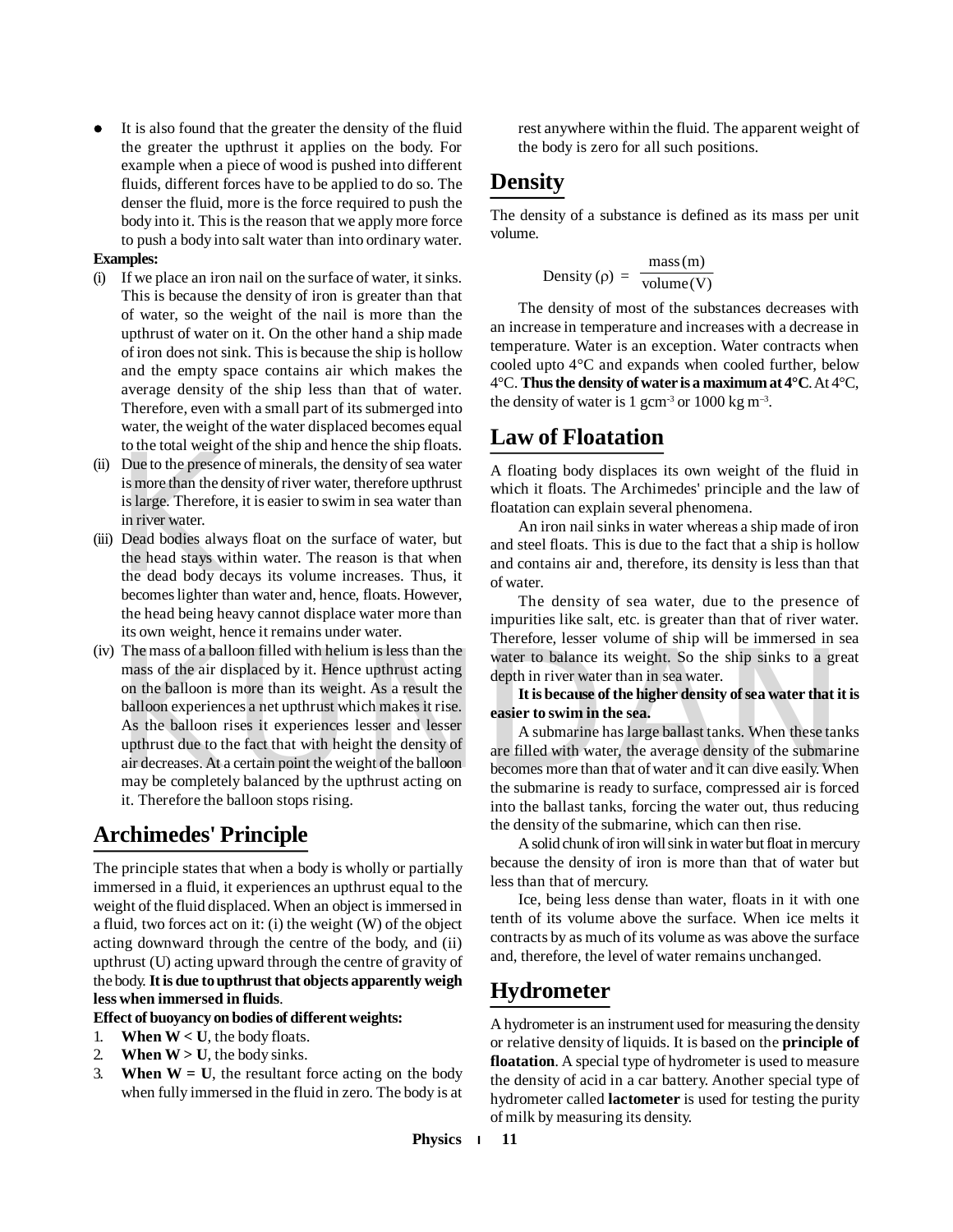- It is also found that the greater the density of the fluid the greater the upthrust it applies on the body. For example when a piece of wood is pushed into different fluids, different forces have to be applied to do so. The denser the fluid, more is the force required to push the body into it. This is the reason that we apply more force to push a body into salt water than into ordinary water.

**Examples:**

(i) If we place an iron nail on the surface of water, it sinks. This is because the density of iron is greater than that of water, so the weight of the nail is more than the upthrust of water on it. On the other hand a ship made of iron does not sink. This is because the ship is hollow and the empty space contains air which makes the average density of the ship less than that of water. Therefore, even with a small part of its submerged into water, the weight of the water displaced becomes equal to the total weight of the ship and hence the ship floats.

(ii) Due to the presence of minerals, the density of sea water is more than the density of river water, therefore upthrust is large. Therefore, it is easier to swim in sea water than in river water.

(iii) Dead bodies always float on the surface of water, but the head stays within water. The reason is that when the dead body decays its volume increases. Thus, it becomes lighter than water and, hence, floats. However, the head being heavy cannot displace water more than its own weight, hence it remains under water.

(iv) The mass of a balloon filled with helium is less than the mass of the air displaced by it. Hence upthrust acting on the balloon is more than its weight. As a result the balloon experiences a net upthrust which makes it rise. As the balloon rises it experiences lesser and lesser upthrust due to the fact that with height the density of air decreases. At a certain point the weight of the balloon may be completely balanced by the upthrust acting on it. Therefore the balloon stops rising.

## Archimedes' Principle

The principle states that when a body is wholly or partially immersed in a fluid, it experiences an upthrust equal to the weight of the fluid displaced. When an object is immersed in a fluid, two forces act on it: (i) the weight (W) of the object acting downward through the centre of the body, and (ii) upthrust (U) acting upward through the centre of gravity of the body. **It is due to upthrust that objects apparently weigh less when immersed in fluids**.

**Effect of buoyancy on bodies of different weights:**

1. **When W < U**, the body floats.
2. **When W > U**, the body sinks.
3. **When W = U**, the resultant force acting on the body when fully immersed in the fluid in zero. The body is at rest anywhere within the fluid. The apparent weight of the body is zero for all such positions.

## Density

The density of a substance is defined as its mass per unit volume.

$$\text{Density } (\rho) = \frac{\text{mass (m)}}{\text{volume (V)}}$$

The density of most of the substances decreases with an increase in temperature and increases with a decrease in temperature. Water is an exception. Water contracts when cooled upto 4°C and expands when cooled further, below 4°C. **Thus the density of water is a maximum at 4°C**. At 4°C, the density of water is 1 $\text{gcm}^{-3}$ or 1000 kg $\text{m}^{-3}$.

## Law of Floatation

A floating body displaces its own weight of the fluid in which it floats. The Archimedes' principle and the law of floatation can explain several phenomena.

An iron nail sinks in water whereas a ship made of iron and steel floats. This is due to the fact that a ship is hollow and contains air and, therefore, its density is less than that of water.

The density of sea water, due to the presence of impurities like salt, etc. is greater than that of river water. Therefore, lesser volume of ship will be immersed in sea water to balance its weight. So the ship sinks to a great depth in river water than in sea water.

**It is because of the higher density of sea water that it is easier to swim in the sea.**

A submarine has large ballast tanks. When these tanks are filled with water, the average density of the submarine becomes more than that of water and it can dive easily. When the submarine is ready to surface, compressed air is forced into the ballast tanks, forcing the water out, thus reducing the density of the submarine, which can then rise.

A solid chunk of iron will sink in water but float in mercury because the density of iron is more than that of water but less than that of mercury.

Ice, being less dense than water, floats in it with one tenth of its volume above the surface. When ice melts it contracts by as much of its volume as was above the surface and, therefore, the level of water remains unchanged.

## Hydrometer

A hydrometer is an instrument used for measuring the density or relative density of liquids. It is based on the **principle of floatation**. A special type of hydrometer is used to measure the density of acid in a car battery. Another special type of hydrometer called **lactometer** is used for testing the purity of milk by measuring its density.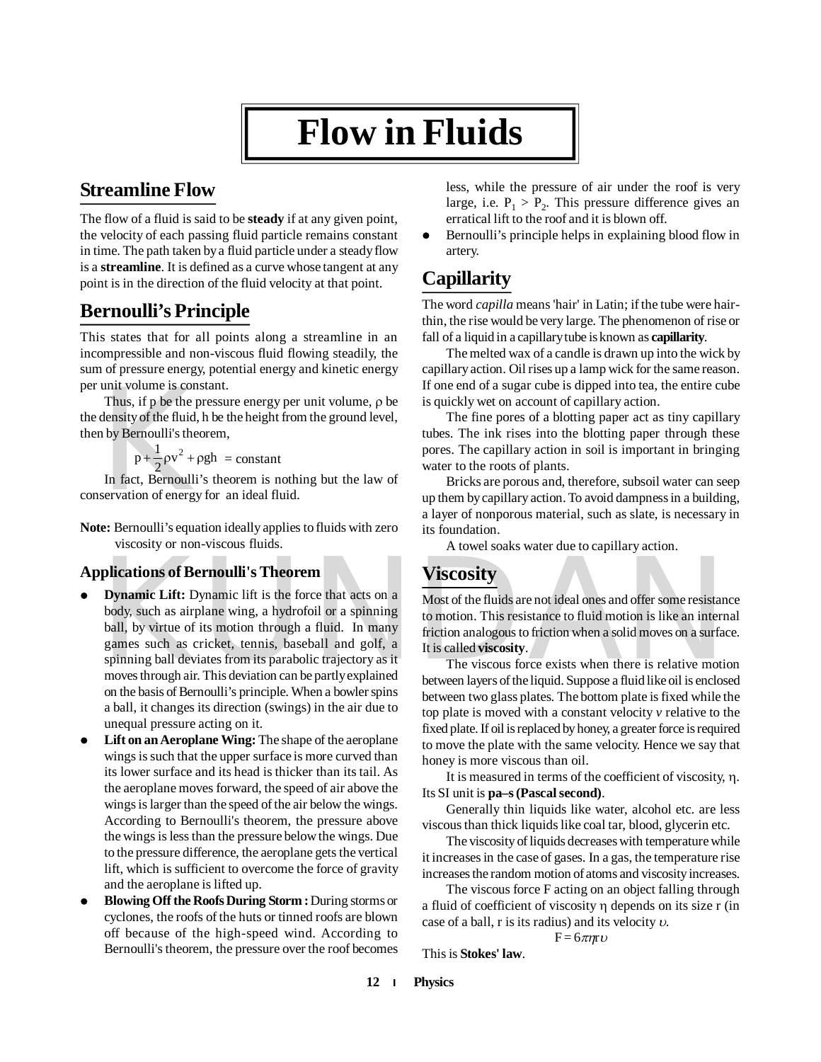# Flow in Fluids

## Streamline Flow

The flow of a fluid is said to be **steady** if at any given point, the velocity of each passing fluid particle remains constant in time. The path taken by a fluid particle under a steady flow is a **streamline**. It is defined as a curve whose tangent at any point is in the direction of the fluid velocity at that point.

## Bernoulli's Principle

This states that for all points along a streamline in an incompressible and non-viscous fluid flowing steadily, the sum of pressure energy, potential energy and kinetic energy per unit volume is constant.

Thus, if p be the pressure energy per unit volume, $\rho$ be the density of the fluid, h be the height from the ground level, then by Bernoulli's theorem,

$$p + \frac{1}{2}\rho v^2 + \rho gh = \text{constant}$$

In fact, Bernoulli's theorem is nothing but the law of conservation of energy for an ideal fluid.

**Note:** Bernoulli's equation ideally applies to fluids with zero viscosity or non-viscous fluids.

### Applications of Bernoulli's Theorem

- **Dynamic Lift:** Dynamic lift is the force that acts on a body, such as airplane wing, a hydrofoil or a spinning ball, by virtue of its motion through a fluid. In many games such as cricket, tennis, baseball and golf, a spinning ball deviates from its parabolic trajectory as it moves through air. This deviation can be partly explained on the basis of Bernoulli's principle. When a bowler spins a ball, it changes its direction (swings) in the air due to unequal pressure acting on it.
- **Lift on an Aeroplane Wing:** The shape of the aeroplane wings is such that the upper surface is more curved than its lower surface and its head is thicker than its tail. As the aeroplane moves forward, the speed of air above the wings is larger than the speed of the air below the wings. According to Bernoulli's theorem, the pressure above the wings is less than the pressure below the wings. Due to the pressure difference, the aeroplane gets the vertical lift, which is sufficient to overcome the force of gravity and the aeroplane is lifted up.
- **Blowing Off the Roofs During Storm :** During storms or cyclones, the roofs of the huts or tinned roofs are blown off because of the high-speed wind. According to Bernoulli's theorem, the pressure over the roof becomes less, while the pressure of air under the roof is very large, i.e. $P_1 > P_2$. This pressure difference gives an erratical lift to the roof and it is blown off.
- Bernoulli's principle helps in explaining blood flow in artery.

## Capillarity

The word *capilla* means 'hair' in Latin; if the tube were hair-thin, the rise would be very large. The phenomenon of rise or fall of a liquid in a capillary tube is known as **capillarity**.

The melted wax of a candle is drawn up into the wick by capillary action. Oil rises up a lamp wick for the same reason. If one end of a sugar cube is dipped into tea, the entire cube is quickly wet on account of capillary action.

The fine pores of a blotting paper act as tiny capillary tubes. The ink rises into the blotting paper through these pores. The capillary action in soil is important in bringing water to the roots of plants.

Bricks are porous and, therefore, subsoil water can seep up them by capillary action. To avoid dampness in a building, a layer of nonporous material, such as slate, is necessary in its foundation.

A towel soaks water due to capillary action.

## Viscosity

Most of the fluids are not ideal ones and offer some resistance to motion. This resistance to fluid motion is like an internal friction analogous to friction when a solid moves on a surface. It is called **viscosity**.

The viscous force exists when there is relative motion between layers of the liquid. Suppose a fluid like oil is enclosed between two glass plates. The bottom plate is fixed while the top plate is moved with a constant velocity *v* relative to the fixed plate. If oil is replaced by honey, a greater force is required to move the plate with the same velocity. Hence we say that honey is more viscous than oil.

It is measured in terms of the coefficient of viscosity, $\eta$. Its SI unit is **pa–s (Pascal second)**.

Generally thin liquids like water, alcohol etc. are less viscous than thick liquids like coal tar, blood, glycerin etc.

The viscosity of liquids decreases with temperature while it increases in the case of gases. In a gas, the temperature rise increases the random motion of atoms and viscosity increases.

The viscous force F acting on an object falling through a fluid of coefficient of viscosity $\eta$ depends on its size r (in case of a ball, r is its radius) and its velocity $\upsilon$.

$$F = 6\pi\eta r\upsilon$$

This is **Stokes' law**.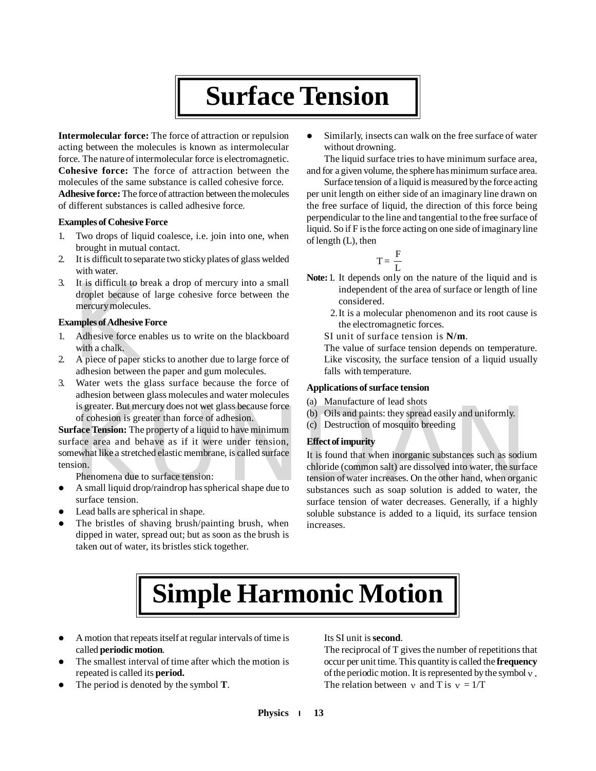# Surface Tension

**Intermolecular force:** The force of attraction or repulsion acting between the molecules is known as intermolecular force. The nature of intermolecular force is electromagnetic.

**Cohesive force:** The force of attraction between the molecules of the same substance is called cohesive force.

**Adhesive force:** The force of attraction between the molecules of different substances is called adhesive force.

### Examples of Cohesive Force

1. Two drops of liquid coalesce, i.e. join into one, when brought in mutual contact.
2. It is difficult to separate two sticky plates of glass welded with water.
3. It is difficult to break a drop of mercury into a small droplet because of large cohesive force between the mercury molecules.

### Examples of Adhesive Force

1. Adhesive force enables us to write on the blackboard with a chalk.
2. A piece of paper sticks to another due to large force of adhesion between the paper and gum molecules.
3. Water wets the glass surface because the force of adhesion between glass molecules and water molecules is greater. But mercury does not wet glass because force of cohesion is greater than force of adhesion.

**Surface Tension:** The property of a liquid to have minimum surface area and behave as if it were under tension, somewhat like a stretched elastic membrane, is called surface tension.

Phenomena due to surface tension:

- A small liquid drop/raindrop has spherical shape due to surface tension.
- Lead balls are spherical in shape.
- The bristles of shaving brush/painting brush, when dipped in water, spread out; but as soon as the brush is taken out of water, its bristles stick together.
- Similarly, insects can walk on the free surface of water without drowning.

The liquid surface tries to have minimum surface area, and for a given volume, the sphere has minimum surface area.

Surface tension of a liquid is measured by the force acting per unit length on either side of an imaginary line drawn on the free surface of liquid, the direction of this force being perpendicular to the line and tangential to the free surface of liquid. So if F is the force acting on one side of imaginary line of length (L), then

$$T = \frac{F}{L}$$

**Note:**
1. It depends only on the nature of the liquid and is independent of the area of surface or length of line considered.
2. It is a molecular phenomenon and its root cause is the electromagnetic forces.

SI unit of surface tension is **N/m**.

The value of surface tension depends on temperature. Like viscosity, the surface tension of a liquid usually falls with temperature.

### Applications of surface tension

(a) Manufacture of lead shots
(b) Oils and paints: they spread easily and uniformly.
(c) Destruction of mosquito breeding

### Effect of impurity

It is found that when inorganic substances such as sodium chloride (common salt) are dissolved into water, the surface tension of water increases. On the other hand, when organic substances such as soap solution is added to water, the surface tension of water decreases. Generally, if a highly soluble substance is added to a liquid, its surface tension increases.

# Simple Harmonic Motion

- A motion that repeats itself at regular intervals of time is called **periodic motion**.
- The smallest interval of time after which the motion is repeated is called its **period.**
- The period is denoted by the symbol **T**.

  Its SI unit is **second**.

  The reciprocal of T gives the number of repetitions that occur per unit time. This quantity is called the **frequency** of the periodic motion. It is represented by the symbol $\nu$.

  The relation between $\nu$ and T is $\nu = 1/T$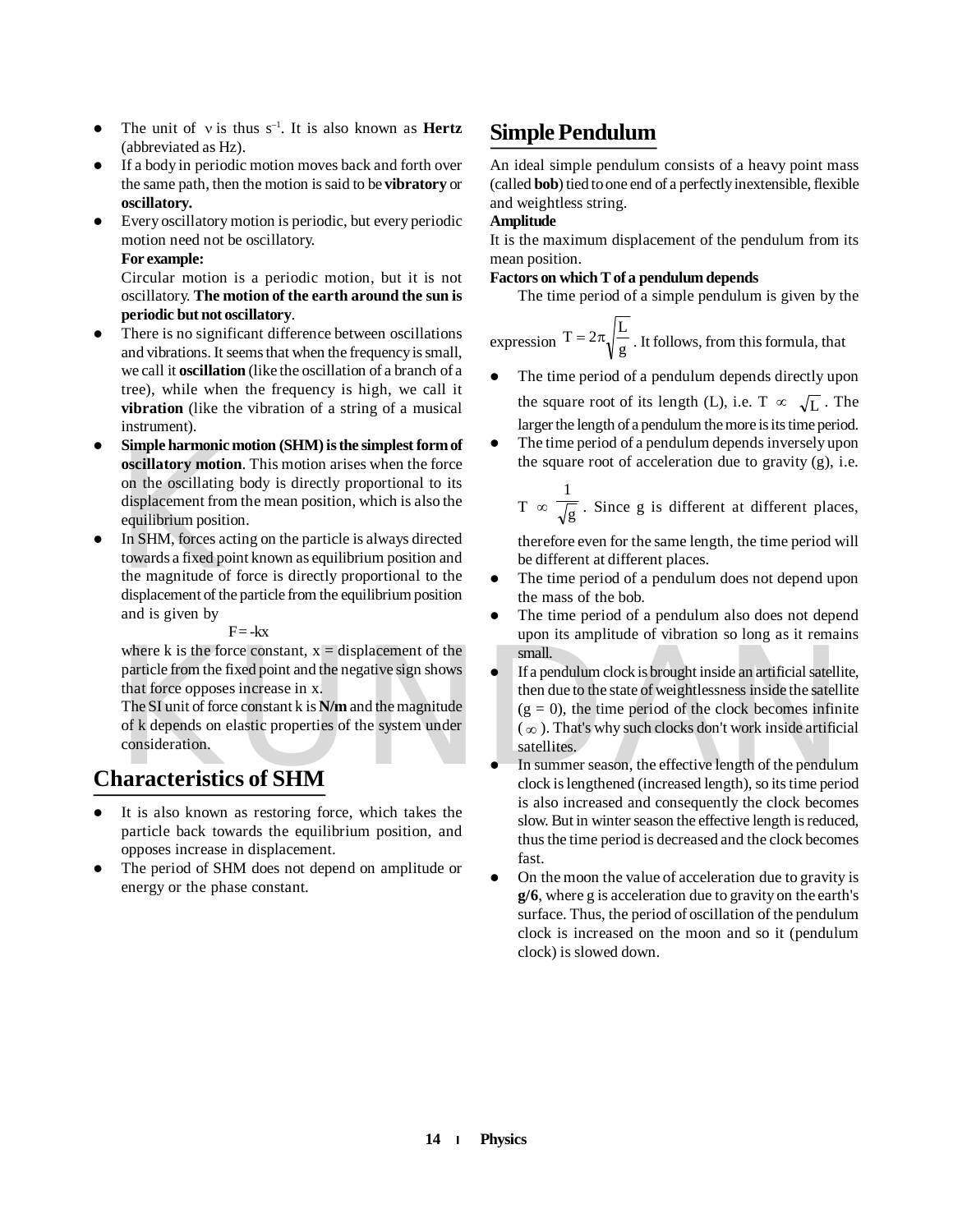- The unit of $\nu$ is thus $s^{-1}$. It is also known as **Hertz** (abbreviated as Hz).
- If a body in periodic motion moves back and forth over the same path, then the motion is said to be **vibratory** or **oscillatory.**
- Every oscillatory motion is periodic, but every periodic motion need not be oscillatory.

  **For example:**

  Circular motion is a periodic motion, but it is not oscillatory. **The motion of the earth around the sun is periodic but not oscillatory**.
- There is no significant difference between oscillations and vibrations. It seems that when the frequency is small, we call it **oscillation** (like the oscillation of a branch of a tree), while when the frequency is high, we call it **vibration** (like the vibration of a string of a musical instrument).
- **Simple harmonic motion (SHM) is the simplest form of oscillatory motion**. This motion arises when the force on the oscillating body is directly proportional to its displacement from the mean position, which is also the equilibrium position.
- In SHM, forces acting on the particle is always directed towards a fixed point known as equilibrium position and the magnitude of force is directly proportional to the displacement of the particle from the equilibrium position and is given by

  $$F = -kx$$

  where k is the force constant, x = displacement of the particle from the fixed point and the negative sign shows that force opposes increase in x.

  The SI unit of force constant k is **N/m** and the magnitude of k depends on elastic properties of the system under consideration.

## Characteristics of SHM

- It is also known as restoring force, which takes the particle back towards the equilibrium position, and opposes increase in displacement.
- The period of SHM does not depend on amplitude or energy or the phase constant.

## Simple Pendulum

An ideal simple pendulum consists of a heavy point mass (called **bob**) tied to one end of a perfectly inextensible, flexible and weightless string.

**Amplitude**

It is the maximum displacement of the pendulum from its mean position.

**Factors on which T of a pendulum depends**

The time period of a simple pendulum is given by the expression $T = 2\pi\sqrt{\frac{L}{g}}$. It follows, from this formula, that

- The time period of a pendulum depends directly upon the square root of its length (L), i.e. $T \propto \sqrt{L}$. The larger the length of a pendulum the more is its time period.
- The time period of a pendulum depends inversely upon the square root of acceleration due to gravity (g), i.e. $T \propto \frac{1}{\sqrt{g}}$. Since g is different at different places, therefore even for the same length, the time period will be different at different places.
- The time period of a pendulum does not depend upon the mass of the bob.
- The time period of a pendulum also does not depend upon its amplitude of vibration so long as it remains small.
- If a pendulum clock is brought inside an artificial satellite, then due to the state of weightlessness inside the satellite (g = 0), the time period of the clock becomes infinite ($\infty$). That's why such clocks don't work inside artificial satellites.
- In summer season, the effective length of the pendulum clock is lengthened (increased length), so its time period is also increased and consequently the clock becomes slow. But in winter season the effective length is reduced, thus the time period is decreased and the clock becomes fast.
- On the moon the value of acceleration due to gravity is **g/6**, where g is acceleration due to gravity on the earth's surface. Thus, the period of oscillation of the pendulum clock is increased on the moon and so it (pendulum clock) is slowed down.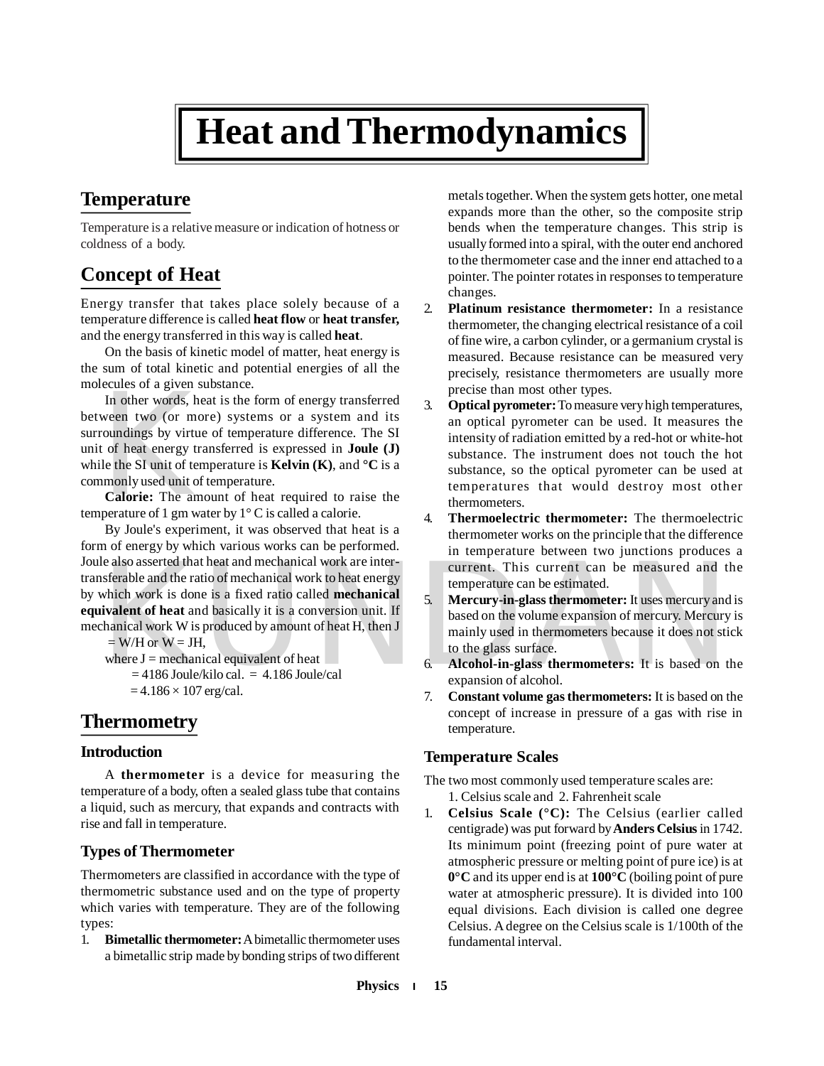# Heat and Thermodynamics

## Temperature

Temperature is a relative measure or indication of hotness or coldness of a body.

## Concept of Heat

Energy transfer that takes place solely because of a temperature difference is called **heat flow** or **heat transfer,** and the energy transferred in this way is called **heat**.

On the basis of kinetic model of matter, heat energy is the sum of total kinetic and potential energies of all the molecules of a given substance.

In other words, heat is the form of energy transferred between two (or more) systems or a system and its surroundings by virtue of temperature difference. The SI unit of heat energy transferred is expressed in **Joule (J)** while the SI unit of temperature is **Kelvin (K)**, and **°C** is a commonly used unit of temperature.

**Calorie:** The amount of heat required to raise the temperature of 1 gm water by 1° C is called a calorie.

By Joule's experiment, it was observed that heat is a form of energy by which various works can be performed. Joule also asserted that heat and mechanical work are inter-transferable and the ratio of mechanical work to heat energy by which work is done is a fixed ratio called **mechanical equivalent of heat** and basically it is a conversion unit. If mechanical work W is produced by amount of heat H, then J = W/H or W = JH,

where J = mechanical equivalent of heat

= 4186 Joule/kilo cal. = 4.186 Joule/cal

= $4.186 \times 10^7$ erg/cal.

## Thermometry

### Introduction

A **thermometer** is a device for measuring the temperature of a body, often a sealed glass tube that contains a liquid, such as mercury, that expands and contracts with rise and fall in temperature.

### Types of Thermometer

Thermometers are classified in accordance with the type of thermometric substance used and on the type of property which varies with temperature. They are of the following types:

1. **Bimetallic thermometer:** A bimetallic thermometer uses a bimetallic strip made by bonding strips of two different metals together. When the system gets hotter, one metal expands more than the other, so the composite strip bends when the temperature changes. This strip is usually formed into a spiral, with the outer end anchored to the thermometer case and the inner end attached to a pointer. The pointer rotates in responses to temperature changes.
2. **Platinum resistance thermometer:** In a resistance thermometer, the changing electrical resistance of a coil of fine wire, a carbon cylinder, or a germanium crystal is measured. Because resistance can be measured very precisely, resistance thermometers are usually more precise than most other types.
3. **Optical pyrometer:** To measure very high temperatures, an optical pyrometer can be used. It measures the intensity of radiation emitted by a red-hot or white-hot substance. The instrument does not touch the hot substance, so the optical pyrometer can be used at temperatures that would destroy most other thermometers.
4. **Thermoelectric thermometer:** The thermoelectric thermometer works on the principle that the difference in temperature between two junctions produces a current. This current can be measured and the temperature can be estimated.
5. **Mercury-in-glass thermometer:** It uses mercury and is based on the volume expansion of mercury. Mercury is mainly used in thermometers because it does not stick to the glass surface.
6. **Alcohol-in-glass thermometers:** It is based on the expansion of alcohol.
7. **Constant volume gas thermometers:** It is based on the concept of increase in pressure of a gas with rise in temperature.

### Temperature Scales

The two most commonly used temperature scales are:

1. Celsius scale and 2. Fahrenheit scale

1. **Celsius Scale (°C):** The Celsius (earlier called centigrade) was put forward by **Anders Celsius** in 1742. Its minimum point (freezing point of pure water at atmospheric pressure or melting point of pure ice) is at **0°C** and its upper end is at **100°C** (boiling point of pure water at atmospheric pressure). It is divided into 100 equal divisions. Each division is called one degree Celsius. A degree on the Celsius scale is 1/100th of the fundamental interval.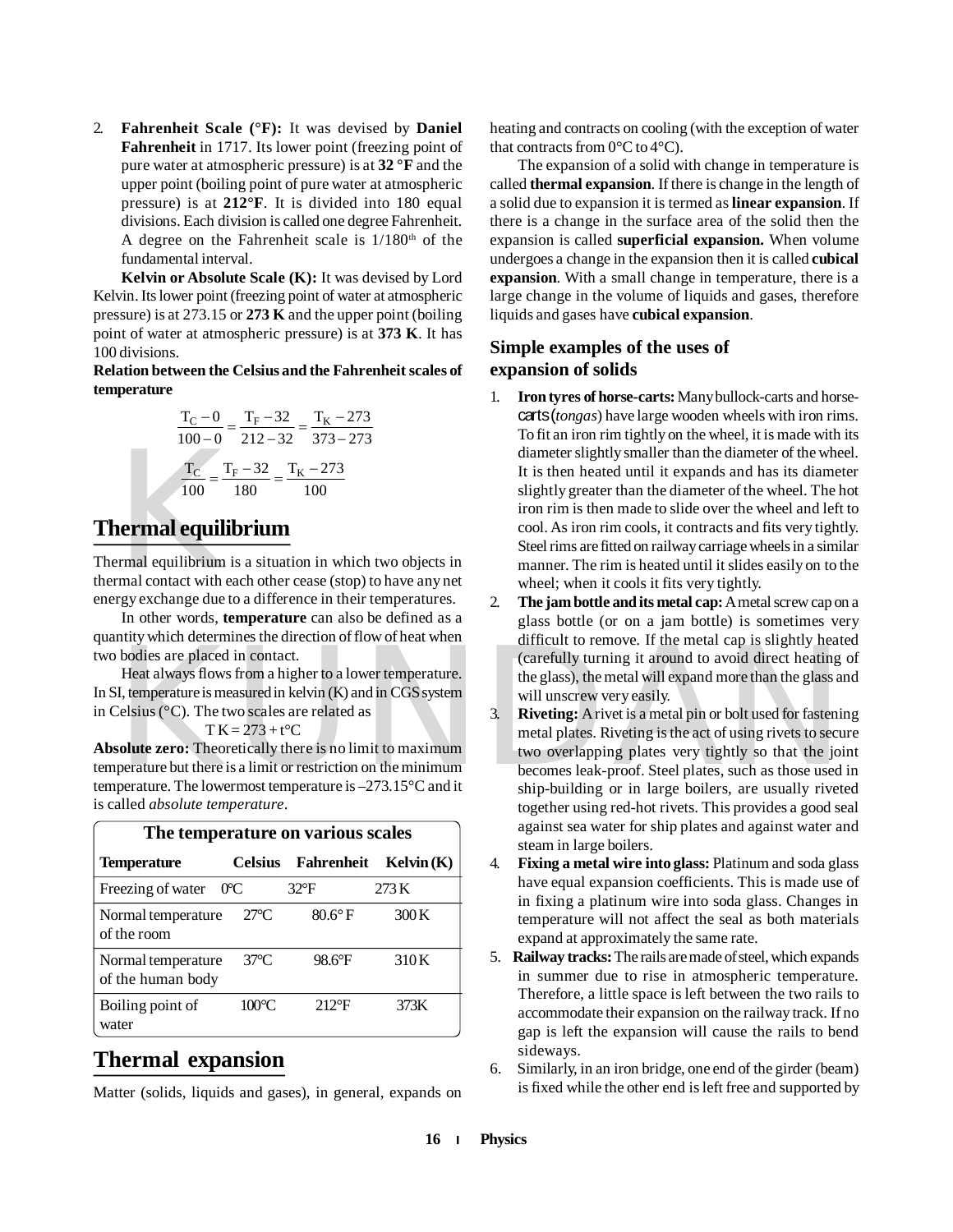2. **Fahrenheit Scale (°F):** It was devised by **Daniel Fahrenheit** in 1717. Its lower point (freezing point of pure water at atmospheric pressure) is at **32 °F** and the upper point (boiling point of pure water at atmospheric pressure) is at **212°F**. It is divided into 180 equal divisions. Each division is called one degree Fahrenheit. A degree on the Fahrenheit scale is 1/180th of the fundamental interval.

   **Kelvin or Absolute Scale (K):** It was devised by Lord Kelvin. Its lower point (freezing point of water at atmospheric pressure) is at 273.15 or **273 K** and the upper point (boiling point of water at atmospheric pressure) is at **373 K**. It has 100 divisions.

**Relation between the Celsius and the Fahrenheit scales of temperature**

$$\frac{T_C - 0}{100 - 0} = \frac{T_F - 32}{212 - 32} = \frac{T_K - 273}{373 - 273}$$

$$\frac{T_C}{100} = \frac{T_F - 32}{180} = \frac{T_K - 273}{100}$$

## Thermal equilibrium

Thermal equilibrium is a situation in which two objects in thermal contact with each other cease (stop) to have any net energy exchange due to a difference in their temperatures.

In other words, **temperature** can also be defined as a quantity which determines the direction of flow of heat when two bodies are placed in contact.

Heat always flows from a higher to a lower temperature. In SI, temperature is measured in kelvin (K) and in CGS system in Celsius (°C). The two scales are related as

$$T\,K = 273 + t°C$$

**Absolute zero:** Theoretically there is no limit to maximum temperature but there is a limit or restriction on the minimum temperature. The lowermost temperature is –273.15°C and it is called *absolute temperature*.

**The temperature on various scales**

| Temperature | Celsius | Fahrenheit | Kelvin (K) |
|---|---|---|---|
| Freezing of water | 0°C | 32°F | 273 K |
| Normal temperature of the room | 27°C | 80.6° F | 300 K |
| Normal temperature of the human body | 37°C | 98.6°F | 310 K |
| Boiling point of water | 100°C | 212°F | 373K |

## Thermal expansion

Matter (solids, liquids and gases), in general, expands on heating and contracts on cooling (with the exception of water that contracts from 0°C to 4°C).

The expansion of a solid with change in temperature is called **thermal expansion**. If there is change in the length of a solid due to expansion it is termed as **linear expansion**. If there is a change in the surface area of the solid then the expansion is called **superficial expansion.** When volume undergoes a change in the expansion then it is called **cubical expansion**. With a small change in temperature, there is a large change in the volume of liquids and gases, therefore liquids and gases have **cubical expansion**.

### Simple examples of the uses of expansion of solids

1. **Iron tyres of horse-carts:** Many bullock-carts and horse-carts (*tongas*) have large wooden wheels with iron rims. To fit an iron rim tightly on the wheel, it is made with its diameter slightly smaller than the diameter of the wheel. It is then heated until it expands and has its diameter slightly greater than the diameter of the wheel. The hot iron rim is then made to slide over the wheel and left to cool. As iron rim cools, it contracts and fits very tightly. Steel rims are fitted on railway carriage wheels in a similar manner. The rim is heated until it slides easily on to the wheel; when it cools it fits very tightly.
2. **The jam bottle and its metal cap:** A metal screw cap on a glass bottle (or on a jam bottle) is sometimes very difficult to remove. If the metal cap is slightly heated (carefully turning it around to avoid direct heating of the glass), the metal will expand more than the glass and will unscrew very easily.
3. **Riveting:** A rivet is a metal pin or bolt used for fastening metal plates. Riveting is the act of using rivets to secure two overlapping plates very tightly so that the joint becomes leak-proof. Steel plates, such as those used in ship-building or in large boilers, are usually riveted together using red-hot rivets. This provides a good seal against sea water for ship plates and against water and steam in large boilers.
4. **Fixing a metal wire into glass:** Platinum and soda glass have equal expansion coefficients. This is made use of in fixing a platinum wire into soda glass. Changes in temperature will not affect the seal as both materials expand at approximately the same rate.
5. **Railway tracks:** The rails are made of steel, which expands in summer due to rise in atmospheric temperature. Therefore, a little space is left between the two rails to accommodate their expansion on the railway track. If no gap is left the expansion will cause the rails to bend sideways.
6. Similarly, in an iron bridge, one end of the girder (beam) is fixed while the other end is left free and supported by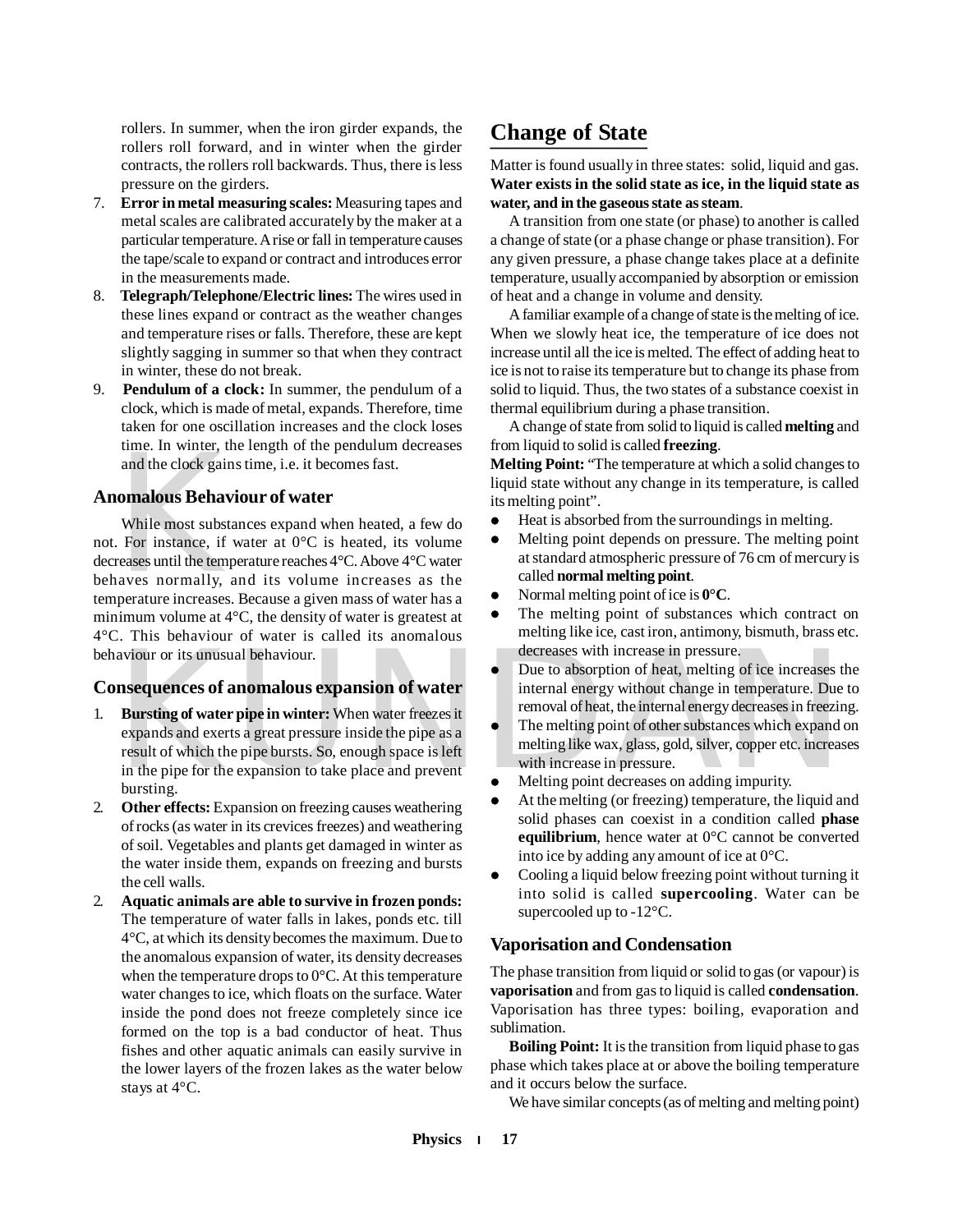rollers. In summer, when the iron girder expands, the rollers roll forward, and in winter when the girder contracts, the rollers roll backwards. Thus, there is less pressure on the girders.

7. **Error in metal measuring scales:** Measuring tapes and metal scales are calibrated accurately by the maker at a particular temperature. A rise or fall in temperature causes the tape/scale to expand or contract and introduces error in the measurements made.
8. **Telegraph/Telephone/Electric lines:** The wires used in these lines expand or contract as the weather changes and temperature rises or falls. Therefore, these are kept slightly sagging in summer so that when they contract in winter, these do not break.
9. **Pendulum of a clock:** In summer, the pendulum of a clock, which is made of metal, expands. Therefore, time taken for one oscillation increases and the clock loses time. In winter, the length of the pendulum decreases and the clock gains time, i.e. it becomes fast.

### Anomalous Behaviour of water

While most substances expand when heated, a few do not. For instance, if water at 0°C is heated, its volume decreases until the temperature reaches 4°C. Above 4°C water behaves normally, and its volume increases as the temperature increases. Because a given mass of water has a minimum volume at 4°C, the density of water is greatest at 4°C. This behaviour of water is called its anomalous behaviour or its unusual behaviour.

### Consequences of anomalous expansion of water

1. **Bursting of water pipe in winter:** When water freezes it expands and exerts a great pressure inside the pipe as a result of which the pipe bursts. So, enough space is left in the pipe for the expansion to take place and prevent bursting.
2. **Other effects:** Expansion on freezing causes weathering of rocks (as water in its crevices freezes) and weathering of soil. Vegetables and plants get damaged in winter as the water inside them, expands on freezing and bursts the cell walls.
2. **Aquatic animals are able to survive in frozen ponds:** The temperature of water falls in lakes, ponds etc. till 4°C, at which its density becomes the maximum. Due to the anomalous expansion of water, its density decreases when the temperature drops to 0°C. At this temperature water changes to ice, which floats on the surface. Water inside the pond does not freeze completely since ice formed on the top is a bad conductor of heat. Thus fishes and other aquatic animals can easily survive in the lower layers of the frozen lakes as the water below stays at 4°C.

## Change of State

Matter is found usually in three states: solid, liquid and gas. **Water exists in the solid state as ice, in the liquid state as water, and in the gaseous state as steam**.

A transition from one state (or phase) to another is called a change of state (or a phase change or phase transition). For any given pressure, a phase change takes place at a definite temperature, usually accompanied by absorption or emission of heat and a change in volume and density.

A familiar example of a change of state is the melting of ice. When we slowly heat ice, the temperature of ice does not increase until all the ice is melted. The effect of adding heat to ice is not to raise its temperature but to change its phase from solid to liquid. Thus, the two states of a substance coexist in thermal equilibrium during a phase transition.

A change of state from solid to liquid is called **melting** and from liquid to solid is called **freezing**.

**Melting Point:** "The temperature at which a solid changes to liquid state without any change in its temperature, is called its melting point".

- Heat is absorbed from the surroundings in melting.
- Melting point depends on pressure. The melting point at standard atmospheric pressure of 76 cm of mercury is called **normal melting point**.
- Normal melting point of ice is **0°C**.
- The melting point of substances which contract on melting like ice, cast iron, antimony, bismuth, brass etc. decreases with increase in pressure.
- Due to absorption of heat, melting of ice increases the internal energy without change in temperature. Due to removal of heat, the internal energy decreases in freezing.
- The melting point of other substances which expand on melting like wax, glass, gold, silver, copper etc. increases with increase in pressure.
- Melting point decreases on adding impurity.
- At the melting (or freezing) temperature, the liquid and solid phases can coexist in a condition called **phase equilibrium**, hence water at 0°C cannot be converted into ice by adding any amount of ice at 0°C.
- Cooling a liquid below freezing point without turning it into solid is called **supercooling**. Water can be supercooled up to -12°C.

### Vaporisation and Condensation

The phase transition from liquid or solid to gas (or vapour) is **vaporisation** and from gas to liquid is called **condensation**. Vaporisation has three types: boiling, evaporation and sublimation.

**Boiling Point:** It is the transition from liquid phase to gas phase which takes place at or above the boiling temperature and it occurs below the surface.

We have similar concepts (as of melting and melting point)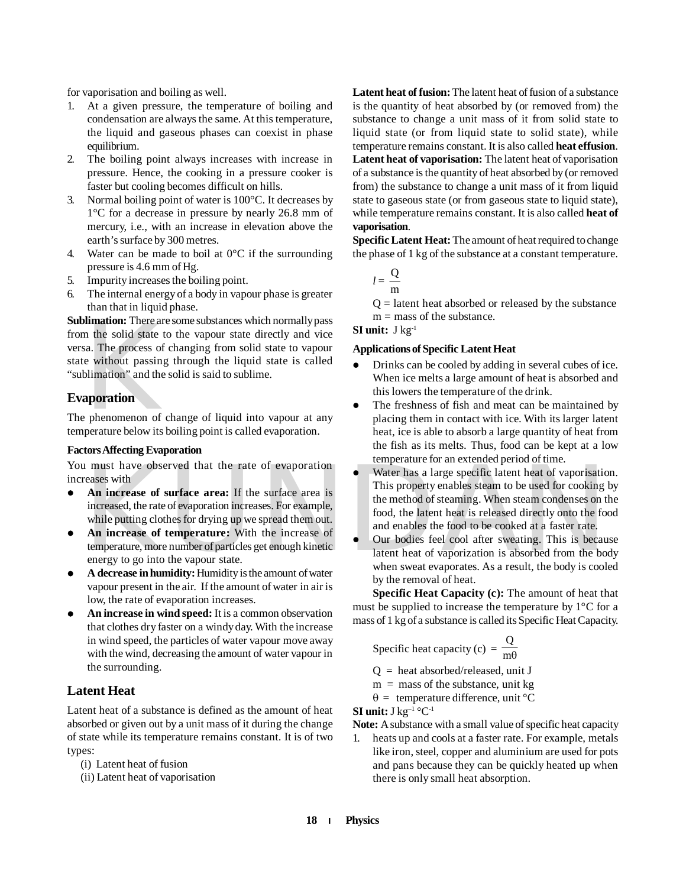for vaporisation and boiling as well.

1. At a given pressure, the temperature of boiling and condensation are always the same. At this temperature, the liquid and gaseous phases can coexist in phase equilibrium.
2. The boiling point always increases with increase in pressure. Hence, the cooking in a pressure cooker is faster but cooling becomes difficult on hills.
3. Normal boiling point of water is 100°C. It decreases by 1°C for a decrease in pressure by nearly 26.8 mm of mercury, i.e., with an increase in elevation above the earth's surface by 300 metres.
4. Water can be made to boil at 0°C if the surrounding pressure is 4.6 mm of Hg.
5. Impurity increases the boiling point.
6. The internal energy of a body in vapour phase is greater than that in liquid phase.

**Sublimation:** There are some substances which normally pass from the solid state to the vapour state directly and vice versa. The process of changing from solid state to vapour state without passing through the liquid state is called "sublimation" and the solid is said to sublime.

## Evaporation

The phenomenon of change of liquid into vapour at any temperature below its boiling point is called evaporation.

#### Factors Affecting Evaporation

You must have observed that the rate of evaporation increases with

- **An increase of surface area:** If the surface area is increased, the rate of evaporation increases. For example, while putting clothes for drying up we spread them out.
- **An increase of temperature:** With the increase of temperature, more number of particles get enough kinetic energy to go into the vapour state.
- **A decrease in humidity:** Humidity is the amount of water vapour present in the air. If the amount of water in air is low, the rate of evaporation increases.
- **An increase in wind speed:** It is a common observation that clothes dry faster on a windy day. With the increase in wind speed, the particles of water vapour move away with the wind, decreasing the amount of water vapour in the surrounding.

## Latent Heat

Latent heat of a substance is defined as the amount of heat absorbed or given out by a unit mass of it during the change of state while its temperature remains constant. It is of two types:

(i) Latent heat of fusion
(ii) Latent heat of vaporisation

**Latent heat of fusion:** The latent heat of fusion of a substance is the quantity of heat absorbed by (or removed from) the substance to change a unit mass of it from solid state to liquid state (or from liquid state to solid state), while temperature remains constant. It is also called **heat effusion**.

**Latent heat of vaporisation:** The latent heat of vaporisation of a substance is the quantity of heat absorbed by (or removed from) the substance to change a unit mass of it from liquid state to gaseous state (or from gaseous state to liquid state), while temperature remains constant. It is also called **heat of vaporisation**.

**Specific Latent Heat:** The amount of heat required to change the phase of 1 kg of the substance at a constant temperature.

$$l = \frac{Q}{m}$$

Q = latent heat absorbed or released by the substance
m = mass of the substance.

**SI unit:** J $kg^{-1}$

#### Applications of Specific Latent Heat

- Drinks can be cooled by adding in several cubes of ice. When ice melts a large amount of heat is absorbed and this lowers the temperature of the drink.
- The freshness of fish and meat can be maintained by placing them in contact with ice. With its larger latent heat, ice is able to absorb a large quantity of heat from the fish as its melts. Thus, food can be kept at a low temperature for an extended period of time.
- Water has a large specific latent heat of vaporisation. This property enables steam to be used for cooking by the method of steaming. When steam condenses on the food, the latent heat is released directly onto the food and enables the food to be cooked at a faster rate.
- Our bodies feel cool after sweating. This is because latent heat of vaporization is absorbed from the body when sweat evaporates. As a result, the body is cooled by the removal of heat.

**Specific Heat Capacity (c):** The amount of heat that must be supplied to increase the temperature by 1°C for a mass of 1 kg of a substance is called its Specific Heat Capacity.

$$\text{Specific heat capacity (c)} = \frac{Q}{m\theta}$$

Q = heat absorbed/released, unit J
m = mass of the substance, unit kg
θ = temperature difference, unit °C

**SI unit:** J $kg^{-1}$ $°C^{-1}$

**Note:** A substance with a small value of specific heat capacity

1. heats up and cools at a faster rate. For example, metals like iron, steel, copper and aluminium are used for pots and pans because they can be quickly heated up when there is only small heat absorption.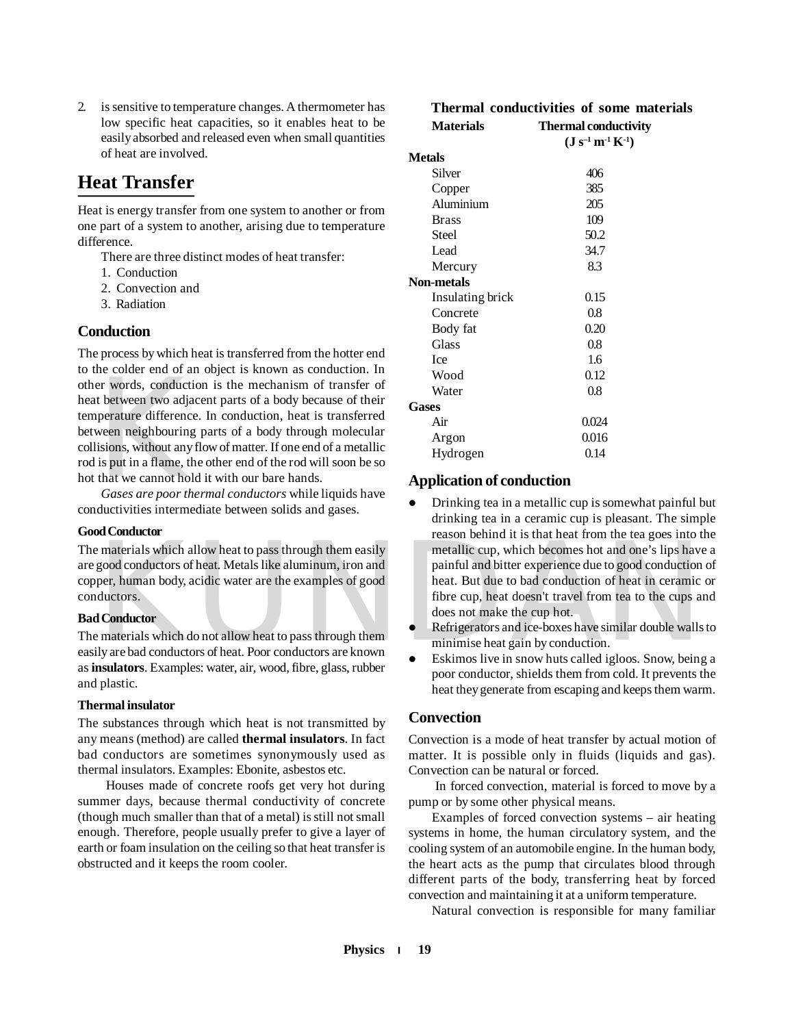2. is sensitive to temperature changes. A thermometer has low specific heat capacities, so it enables heat to be easily absorbed and released even when small quantities of heat are involved.

## Heat Transfer

Heat is energy transfer from one system to another or from one part of a system to another, arising due to temperature difference.

There are three distinct modes of heat transfer:

1. Conduction
2. Convection and
3. Radiation

### Conduction

The process by which heat is transferred from the hotter end to the colder end of an object is known as conduction. In other words, conduction is the mechanism of transfer of heat between two adjacent parts of a body because of their temperature difference. In conduction, heat is transferred between neighbouring parts of a body through molecular collisions, without any flow of matter. If one end of a metallic rod is put in a flame, the other end of the rod will soon be so hot that we cannot hold it with our bare hands.

*Gases are poor thermal conductors* while liquids have conductivities intermediate between solids and gases.

#### Good Conductor

The materials which allow heat to pass through them easily are good conductors of heat. Metals like aluminum, iron and copper, human body, acidic water are the examples of good conductors.

#### Bad Conductor

The materials which do not allow heat to pass through them easily are bad conductors of heat. Poor conductors are known as **insulators**. Examples: water, air, wood, fibre, glass, rubber and plastic.

#### Thermal insulator

The substances through which heat is not transmitted by any means (method) are called **thermal insulators**. In fact bad conductors are sometimes synonymously used as thermal insulators. Examples: Ebonite, asbestos etc.

Houses made of concrete roofs get very hot during summer days, because thermal conductivity of concrete (though much smaller than that of a metal) is still not small enough. Therefore, people usually prefer to give a layer of earth or foam insulation on the ceiling so that heat transfer is obstructed and it keeps the room cooler.

**Thermal conductivities of some materials**

| Materials | Thermal conductivity ($J\ s^{-1}\ m^{-1}\ K^{-1}$) |
|---|---|
| **Metals** | |
| Silver | 406 |
| Copper | 385 |
| Aluminium | 205 |
| Brass | 109 |
| Steel | 50.2 |
| Lead | 34.7 |
| Mercury | 8.3 |
| **Non-metals** | |
| Insulating brick | 0.15 |
| Concrete | 0.8 |
| Body fat | 0.20 |
| Glass | 0.8 |
| Ice | 1.6 |
| Wood | 0.12 |
| Water | 0.8 |
| **Gases** | |
| Air | 0.024 |
| Argon | 0.016 |
| Hydrogen | 0.14 |

### Application of conduction

- Drinking tea in a metallic cup is somewhat painful but drinking tea in a ceramic cup is pleasant. The simple reason behind it is that heat from the tea goes into the metallic cup, which becomes hot and one's lips have a painful and bitter experience due to good conduction of heat. But due to bad conduction of heat in ceramic or fibre cup, heat doesn't travel from tea to the cups and does not make the cup hot.
- Refrigerators and ice-boxes have similar double walls to minimise heat gain by conduction.
- Eskimos live in snow huts called igloos. Snow, being a poor conductor, shields them from cold. It prevents the heat they generate from escaping and keeps them warm.

### Convection

Convection is a mode of heat transfer by actual motion of matter. It is possible only in fluids (liquids and gas). Convection can be natural or forced.

In forced convection, material is forced to move by a pump or by some other physical means.

Examples of forced convection systems – air heating systems in home, the human circulatory system, and the cooling system of an automobile engine. In the human body, the heart acts as the pump that circulates blood through different parts of the body, transferring heat by forced convection and maintaining it at a uniform temperature.

Natural convection is responsible for many familiar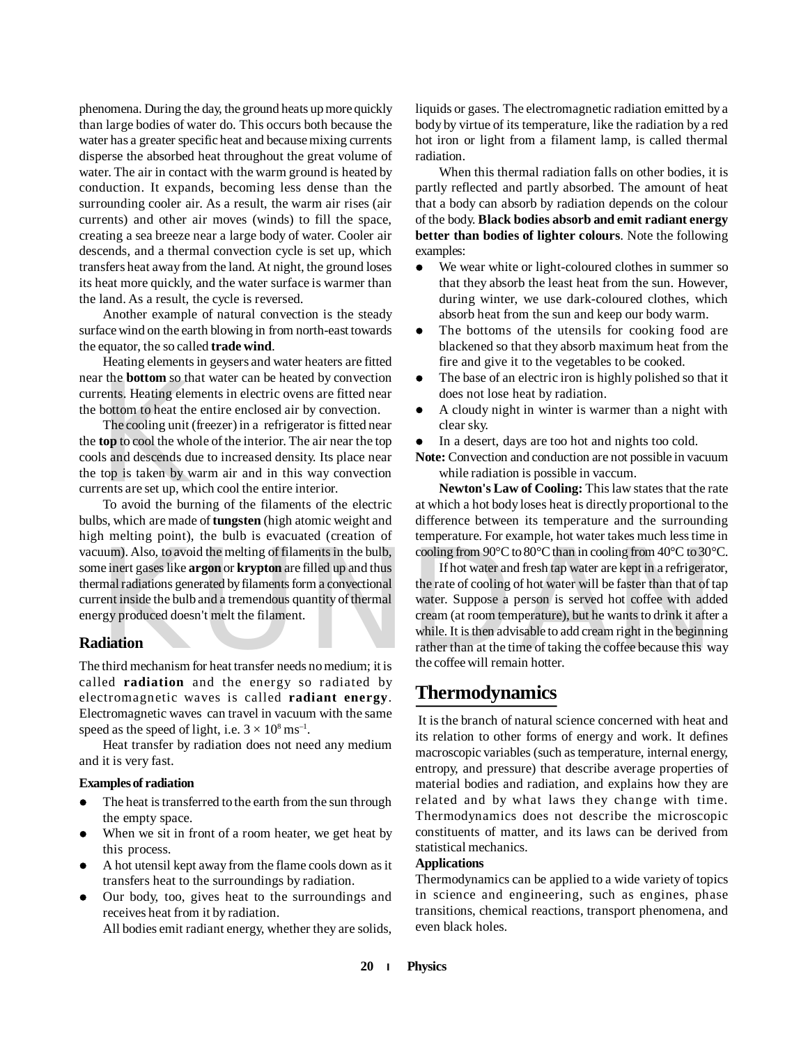phenomena. During the day, the ground heats up more quickly than large bodies of water do. This occurs both because the water has a greater specific heat and because mixing currents disperse the absorbed heat throughout the great volume of water. The air in contact with the warm ground is heated by conduction. It expands, becoming less dense than the surrounding cooler air. As a result, the warm air rises (air currents) and other air moves (winds) to fill the space, creating a sea breeze near a large body of water. Cooler air descends, and a thermal convection cycle is set up, which transfers heat away from the land. At night, the ground loses its heat more quickly, and the water surface is warmer than the land. As a result, the cycle is reversed.

Another example of natural convection is the steady surface wind on the earth blowing in from north-east towards the equator, the so called **trade wind**.

Heating elements in geysers and water heaters are fitted near the **bottom** so that water can be heated by convection currents. Heating elements in electric ovens are fitted near the bottom to heat the entire enclosed air by convection.

The cooling unit (freezer) in a refrigerator is fitted near the **top** to cool the whole of the interior. The air near the top cools and descends due to increased density. Its place near the top is taken by warm air and in this way convection currents are set up, which cool the entire interior.

To avoid the burning of the filaments of the electric bulbs, which are made of **tungsten** (high atomic weight and high melting point), the bulb is evacuated (creation of vacuum). Also, to avoid the melting of filaments in the bulb, some inert gases like **argon** or **krypton** are filled up and thus thermal radiations generated by filaments form a convectional current inside the bulb and a tremendous quantity of thermal energy produced doesn't melt the filament.

## Radiation

The third mechanism for heat transfer needs no medium; it is called **radiation** and the energy so radiated by electromagnetic waves is called **radiant energy**. Electromagnetic waves can travel in vacuum with the same speed as the speed of light, i.e. $3 \times 10^8$ ms$^{-1}$.

Heat transfer by radiation does not need any medium and it is very fast.

**Examples of radiation**

- The heat is transferred to the earth from the sun through the empty space.
- When we sit in front of a room heater, we get heat by this process.
- A hot utensil kept away from the flame cools down as it transfers heat to the surroundings by radiation.
- Our body, too, gives heat to the surroundings and receives heat from it by radiation.

All bodies emit radiant energy, whether they are solids, liquids or gases. The electromagnetic radiation emitted by a body by virtue of its temperature, like the radiation by a red hot iron or light from a filament lamp, is called thermal radiation.

When this thermal radiation falls on other bodies, it is partly reflected and partly absorbed. The amount of heat that a body can absorb by radiation depends on the colour of the body. **Black bodies absorb and emit radiant energy better than bodies of lighter colours**. Note the following examples:

- We wear white or light-coloured clothes in summer so that they absorb the least heat from the sun. However, during winter, we use dark-coloured clothes, which absorb heat from the sun and keep our body warm.
- The bottoms of the utensils for cooking food are blackened so that they absorb maximum heat from the fire and give it to the vegetables to be cooked.
- The base of an electric iron is highly polished so that it does not lose heat by radiation.
- A cloudy night in winter is warmer than a night with clear sky.
- In a desert, days are too hot and nights too cold.

**Note:** Convection and conduction are not possible in vacuum while radiation is possible in vaccum.

**Newton's Law of Cooling:** This law states that the rate at which a hot body loses heat is directly proportional to the difference between its temperature and the surrounding temperature. For example, hot water takes much less time in cooling from 90°C to 80°C than in cooling from 40°C to 30°C.

If hot water and fresh tap water are kept in a refrigerator, the rate of cooling of hot water will be faster than that of tap water. Suppose a person is served hot coffee with added cream (at room temperature), but he wants to drink it after a while. It is then advisable to add cream right in the beginning rather than at the time of taking the coffee because this way the coffee will remain hotter.

# Thermodynamics

It is the branch of natural science concerned with heat and its relation to other forms of energy and work. It defines macroscopic variables (such as temperature, internal energy, entropy, and pressure) that describe average properties of material bodies and radiation, and explains how they are related and by what laws they change with time. Thermodynamics does not describe the microscopic constituents of matter, and its laws can be derived from statistical mechanics.

**Applications**

Thermodynamics can be applied to a wide variety of topics in science and engineering, such as engines, phase transitions, chemical reactions, transport phenomena, and even black holes.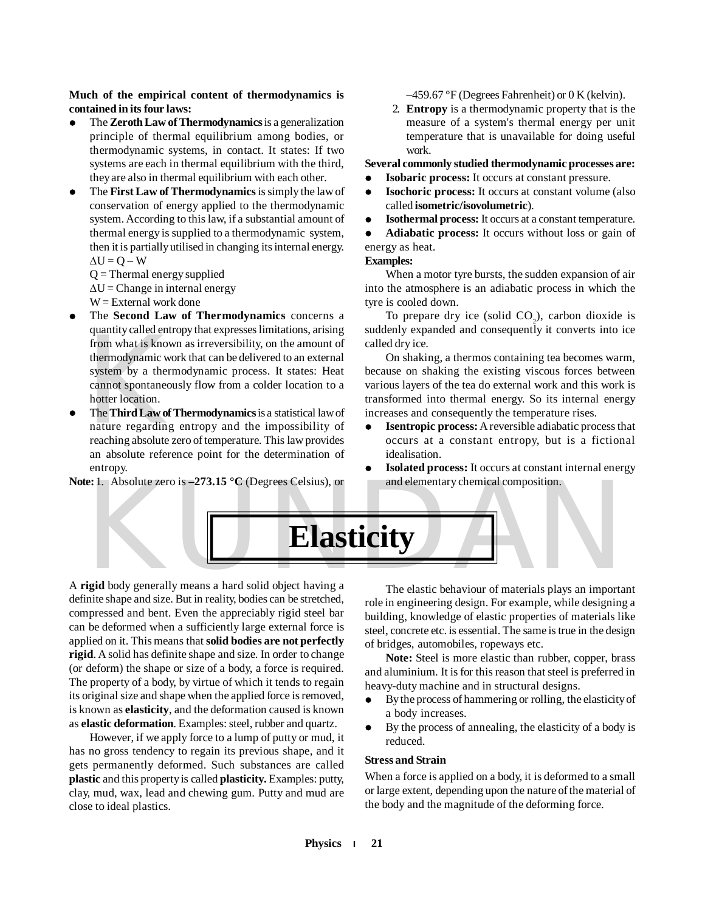**Much of the empirical content of thermodynamics is contained in its four laws:**

- The **Zeroth Law of Thermodynamics** is a generalization principle of thermal equilibrium among bodies, or thermodynamic systems, in contact. It states: If two systems are each in thermal equilibrium with the third, they are also in thermal equilibrium with each other.
- The **First Law of Thermodynamics** is simply the law of conservation of energy applied to the thermodynamic system. According to this law, if a substantial amount of thermal energy is supplied to a thermodynamic system, then it is partially utilised in changing its internal energy.
  $\Delta U = Q - W$
  Q = Thermal energy supplied
  $\Delta U$ = Change in internal energy
  W = External work done
- The **Second Law of Thermodynamics** concerns a quantity called entropy that expresses limitations, arising from what is known as irreversibility, on the amount of thermodynamic work that can be delivered to an external system by a thermodynamic process. It states: Heat cannot spontaneously flow from a colder location to a hotter location.
- The **Third Law of Thermodynamics** is a statistical law of nature regarding entropy and the impossibility of reaching absolute zero of temperature. This law provides an absolute reference point for the determination of entropy.

**Note:** 1. Absolute zero is **–273.15 °C** (Degrees Celsius), or –459.67 °F (Degrees Fahrenheit) or 0 K (kelvin).

2. **Entropy** is a thermodynamic property that is the measure of a system's thermal energy per unit temperature that is unavailable for doing useful work.

**Several commonly studied thermodynamic processes are:**

- **Isobaric process:** It occurs at constant pressure.
- **Isochoric process:** It occurs at constant volume (also called **isometric/isovolumetric**).
- **Isothermal process:** It occurs at a constant temperature.
- **Adiabatic process:** It occurs without loss or gain of energy as heat.

**Examples:**

When a motor tyre bursts, the sudden expansion of air into the atmosphere is an adiabatic process in which the tyre is cooled down.

To prepare dry ice (solid $CO_2$), carbon dioxide is suddenly expanded and consequently it converts into ice called dry ice.

On shaking, a thermos containing tea becomes warm, because on shaking the existing viscous forces between various layers of the tea do external work and this work is transformed into thermal energy. So its internal energy increases and consequently the temperature rises.

- **Isentropic process:** A reversible adiabatic process that occurs at a constant entropy, but is a fictional idealisation.
- **Isolated process:** It occurs at constant internal energy and elementary chemical composition.

# Elasticity

A **rigid** body generally means a hard solid object having a definite shape and size. But in reality, bodies can be stretched, compressed and bent. Even the appreciably rigid steel bar can be deformed when a sufficiently large external force is applied on it. This means that **solid bodies are not perfectly rigid**. A solid has definite shape and size. In order to change (or deform) the shape or size of a body, a force is required. The property of a body, by virtue of which it tends to regain its original size and shape when the applied force is removed, is known as **elasticity**, and the deformation caused is known as **elastic deformation**. Examples: steel, rubber and quartz.

However, if we apply force to a lump of putty or mud, it has no gross tendency to regain its previous shape, and it gets permanently deformed. Such substances are called **plastic** and this property is called **plasticity.** Examples: putty, clay, mud, wax, lead and chewing gum. Putty and mud are close to ideal plastics.

The elastic behaviour of materials plays an important role in engineering design. For example, while designing a building, knowledge of elastic properties of materials like steel, concrete etc. is essential. The same is true in the design of bridges, automobiles, ropeways etc.

**Note:** Steel is more elastic than rubber, copper, brass and aluminium. It is for this reason that steel is preferred in heavy-duty machine and in structural designs.

- By the process of hammering or rolling, the elasticity of a body increases.
- By the process of annealing, the elasticity of a body is reduced.

### Stress and Strain

When a force is applied on a body, it is deformed to a small or large extent, depending upon the nature of the material of the body and the magnitude of the deforming force.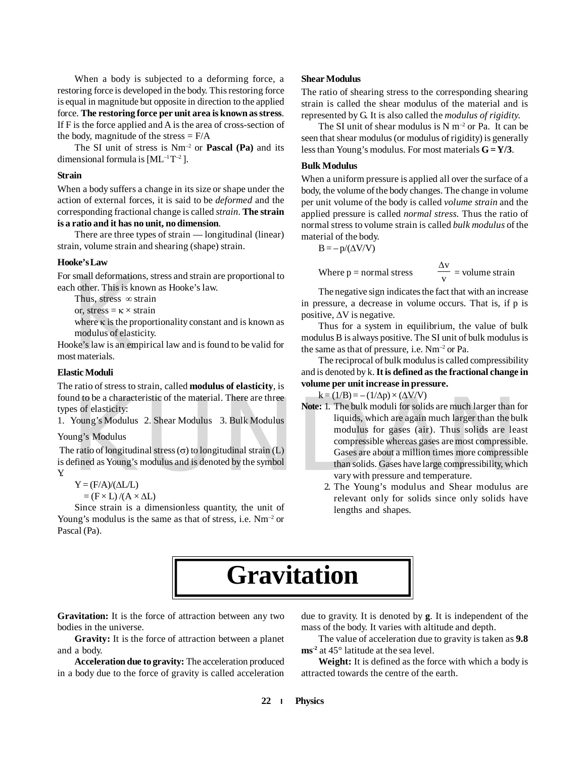When a body is subjected to a deforming force, a restoring force is developed in the body. This restoring force is equal in magnitude but opposite in direction to the applied force. **The restoring force per unit area is known as stress**. If F is the force applied and A is the area of cross-section of the body, magnitude of the stress = F/A

The SI unit of stress is $Nm^{-2}$ or **Pascal (Pa)** and its dimensional formula is $[ML^{-1}T^{-2}]$.

**Strain**

When a body suffers a change in its size or shape under the action of external forces, it is said to be *deformed* and the corresponding fractional change is called *strain*. **The strain is a ratio and it has no unit, no dimension**.

There are three types of strain — longitudinal (linear) strain, volume strain and shearing (shape) strain.

**Hooke's Law**

For small deformations, stress and strain are proportional to each other. This is known as Hooke's law.

Thus, stress $\propto$ strain

or, stress = $\kappa$ × strain

where $\kappa$ is the proportionality constant and is known as modulus of elasticity.

Hooke's law is an empirical law and is found to be valid for most materials.

**Elastic Moduli**

The ratio of stress to strain, called **modulus of elasticity**, is found to be a characteristic of the material. There are three types of elasticity:

1. Young's Modulus 2. Shear Modulus 3. Bulk Modulus

Young's Modulus

The ratio of longitudinal stress ($\sigma$) to longitudinal strain (L) is defined as Young's modulus and is denoted by the symbol Y.

$Y = (F/A)/(\Delta L/L)$

$= (F \times L) /(A \times \Delta L)$

Since strain is a dimensionless quantity, the unit of Young's modulus is the same as that of stress, i.e. $Nm^{-2}$ or Pascal (Pa).

**Shear Modulus**

The ratio of shearing stress to the corresponding shearing strain is called the shear modulus of the material and is represented by G. It is also called the *modulus of rigidity*.

The SI unit of shear modulus is $N\ m^{-2}$ or Pa. It can be seen that shear modulus (or modulus of rigidity) is generally less than Young's modulus. For most materials **G = Y/3**.

**Bulk Modulus**

When a uniform pressure is applied all over the surface of a body, the volume of the body changes. The change in volume per unit volume of the body is called *volume strain* and the applied pressure is called *normal stress*. Thus the ratio of normal stress to volume strain is called *bulk modulus* of the material of the body.

$B = -p/(\Delta V/V)$

Where p = normal stress $\qquad \dfrac{\Delta v}{v}$ = volume strain

The negative sign indicates the fact that with an increase in pressure, a decrease in volume occurs. That is, if p is positive, $\Delta V$ is negative.

Thus for a system in equilibrium, the value of bulk modulus B is always positive. The SI unit of bulk modulus is the same as that of pressure, i.e. $Nm^{-2}$ or Pa.

The reciprocal of bulk modulus is called compressibility and is denoted by k. **It is defined as the fractional change in volume per unit increase in pressure.**

$k = (1/B) = -(1/\Delta p) \times (\Delta V/V)$

**Note:** 1. The bulk moduli for solids are much larger than for liquids, which are again much larger than the bulk modulus for gases (air). Thus solids are least compressible whereas gases are most compressible. Gases are about a million times more compressible than solids. Gases have large compressibility, which vary with pressure and temperature.

2. The Young's modulus and Shear modulus are relevant only for solids since only solids have lengths and shapes.

# Gravitation

**Gravitation:** It is the force of attraction between any two bodies in the universe.

**Gravity:** It is the force of attraction between a planet and a body.

**Acceleration due to gravity:** The acceleration produced in a body due to the force of gravity is called acceleration due to gravity. It is denoted by **g**. It is independent of the mass of the body. It varies with altitude and depth.

The value of acceleration due to gravity is taken as **9.8 $ms^{-2}$** at 45° latitude at the sea level.

**Weight:** It is defined as the force with which a body is attracted towards the centre of the earth.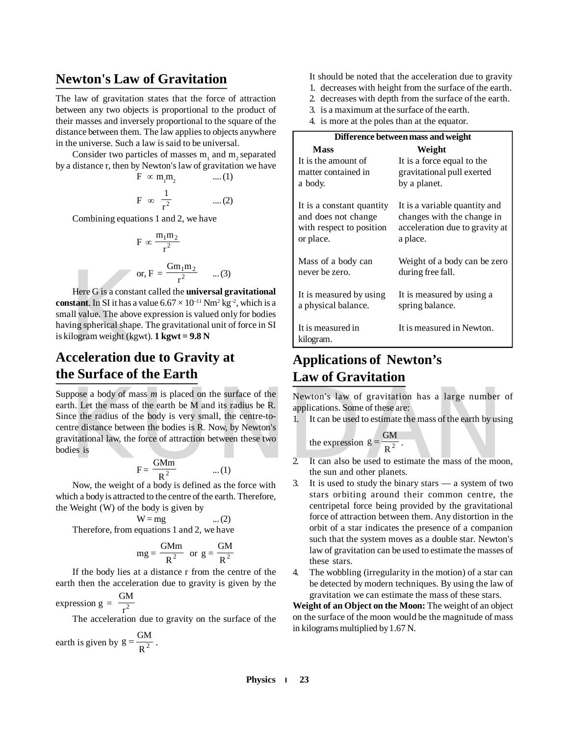## Newton's Law of Gravitation

The law of gravitation states that the force of attraction between any two objects is proportional to the product of their masses and inversely proportional to the square of the distance between them. The law applies to objects anywhere in the universe. Such a law is said to be universal.

Consider two particles of masses $m_1$ and $m_2$ separated by a distance r, then by Newton's law of gravitation we have

$$F \propto m_1 m_2 \quad \text{.... (1)}$$

$$F \propto \frac{1}{r^2} \quad \text{.... (2)}$$

Combining equations 1 and 2, we have

$$F \propto \frac{m_1 m_2}{r^2}$$

$$\text{or, } F = \frac{G m_1 m_2}{r^2} \quad \text{... (3)}$$

Here G is a constant called the **universal gravitational constant**. In SI it has a value $6.67 \times 10^{-11}$ Nm$^2$ kg$^{-2}$, which is a small value. The above expression is valued only for bodies having spherical shape. The gravitational unit of force in SI is kilogram weight (kgwt). **1 kgwt = 9.8 N**

## Acceleration due to Gravity at the Surface of the Earth

Suppose a body of mass *m* is placed on the surface of the earth. Let the mass of the earth be M and its radius be R. Since the radius of the body is very small, the centre-to-centre distance between the bodies is R. Now, by Newton's gravitational law, the force of attraction between these two bodies is

$$F = \frac{GMm}{R^2} \quad \text{... (1)}$$

Now, the weight of a body is defined as the force with which a body is attracted to the centre of the earth. Therefore, the Weight (W) of the body is given by

$$W = mg \quad \text{... (2)}$$

Therefore, from equations 1 and 2, we have

$$mg = \frac{GMm}{R^2} \quad \text{or} \quad g = \frac{GM}{R^2}$$

If the body lies at a distance r from the centre of the earth then the acceleration due to gravity is given by the expression $g = \frac{GM}{r^2}$

The acceleration due to gravity on the surface of the earth is given by $g = \frac{GM}{R^2}$.

It should be noted that the acceleration due to gravity

1. decreases with height from the surface of the earth.
2. decreases with depth from the surface of the earth.
3. is a maximum at the surface of the earth.
4. is more at the poles than at the equator.

**Difference between mass and weight**

| Mass | Weight |
|---|---|
| It is the amount of matter contained in a body. | It is a force equal to the gravitational pull exerted by a planet. |
| It is a constant quantity and does not change with respect to position or place. | It is a variable quantity and changes with the change in acceleration due to gravity at a place. |
| Mass of a body can never be zero. | Weight of a body can be zero during free fall. |
| It is measured by using a physical balance. | It is measured by using a spring balance. |
| It is measured in kilogram. | It is measured in Newton. |

## Applications of Newton's Law of Gravitation

Newton's law of gravitation has a large number of applications. Some of these are:

1. It can be used to estimate the mass of the earth by using the expression $g = \frac{GM}{R^2}$.
2. It can also be used to estimate the mass of the moon, the sun and other planets.
3. It is used to study the binary stars — a system of two stars orbiting around their common centre, the centripetal force being provided by the gravitational force of attraction between them. Any distortion in the orbit of a star indicates the presence of a companion such that the system moves as a double star. Newton's law of gravitation can be used to estimate the masses of these stars.
4. The wobbling (irregularity in the motion) of a star can be detected by modern techniques. By using the law of gravitation we can estimate the mass of these stars.

**Weight of an Object on the Moon:** The weight of an object on the surface of the moon would be the magnitude of mass in kilograms multiplied by 1.67 N.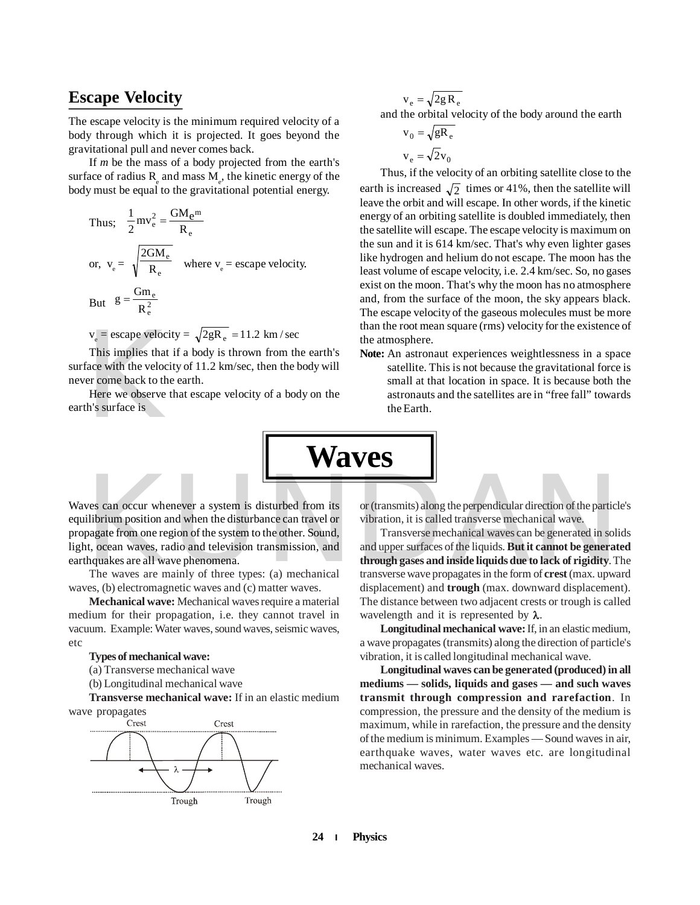## Escape Velocity

The escape velocity is the minimum required velocity of a body through which it is projected. It goes beyond the gravitational pull and never comes back.

If *m* be the mass of a body projected from the earth's surface of radius $R_e$ and mass $M_e$, the kinetic energy of the body must be equal to the gravitational potential energy.

Thus; $\frac{1}{2}mv_e^2 = \frac{GM_e m}{R_e}$

or, $v_e = \sqrt{\frac{2GM_e}{R_e}}$ where $v_e$ = escape velocity.

But $g = \frac{Gm_e}{R_e^2}$

$v_e$ = escape velocity = $\sqrt{2gR_e} = 11.2 \text{ km/sec}$

This implies that if a body is thrown from the earth's surface with the velocity of 11.2 km/sec, then the body will never come back to the earth.

Here we observe that escape velocity of a body on the earth's surface is

$$v_e = \sqrt{2gR_e}$$

and the orbital velocity of the body around the earth

$$v_0 = \sqrt{gR_e}$$

$$v_e = \sqrt{2}v_0$$

Thus, if the velocity of an orbiting satellite close to the earth is increased $\sqrt{2}$ times or 41%, then the satellite will leave the orbit and will escape. In other words, if the kinetic energy of an orbiting satellite is doubled immediately, then the satellite will escape. The escape velocity is maximum on the sun and it is 614 km/sec. That's why even lighter gases like hydrogen and helium do not escape. The moon has the least volume of escape velocity, i.e. 2.4 km/sec. So, no gases exist on the moon. That's why the moon has no atmosphere and, from the surface of the moon, the sky appears black. The escape velocity of the gaseous molecules must be more than the root mean square (rms) velocity for the existence of the atmosphere.

**Note:** An astronaut experiences weightlessness in a space satellite. This is not because the gravitational force is small at that location in space. It is because both the astronauts and the satellites are in "free fall" towards the Earth.

# Waves

Waves can occur whenever a system is disturbed from its equilibrium position and when the disturbance can travel or propagate from one region of the system to the other. Sound, light, ocean waves, radio and television transmission, and earthquakes are all wave phenomena.

The waves are mainly of three types: (a) mechanical waves, (b) electromagnetic waves and (c) matter waves.

**Mechanical wave:** Mechanical waves require a material medium for their propagation, i.e. they cannot travel in vacuum. Example: Water waves, sound waves, seismic waves, etc

**Types of mechanical wave:**

(a) Transverse mechanical wave

(b) Longitudinal mechanical wave

**Transverse mechanical wave:** If in an elastic medium wave propagates or (transmits) along the perpendicular direction of the particle's vibration, it is called transverse mechanical wave.

Crest Crest λ Trough Trough

Transverse mechanical waves can be generated in solids and upper surfaces of the liquids. **But it cannot be generated through gases and inside liquids due to lack of rigidity**. The transverse wave propagates in the form of **crest** (max. upward displacement) and **trough** (max. downward displacement). The distance between two adjacent crests or trough is called wavelength and it is represented by $\lambda$.

**Longitudinal mechanical wave:** If, in an elastic medium, a wave propagates (transmits) along the direction of particle's vibration, it is called longitudinal mechanical wave.

**Longitudinal waves can be generated (produced) in all mediums — solids, liquids and gases — and such waves transmit through compression and rarefaction**. In compression, the pressure and the density of the medium is maximum, while in rarefaction, the pressure and the density of the medium is minimum. Examples — Sound waves in air, earthquake waves, water waves etc. are longitudinal mechanical waves.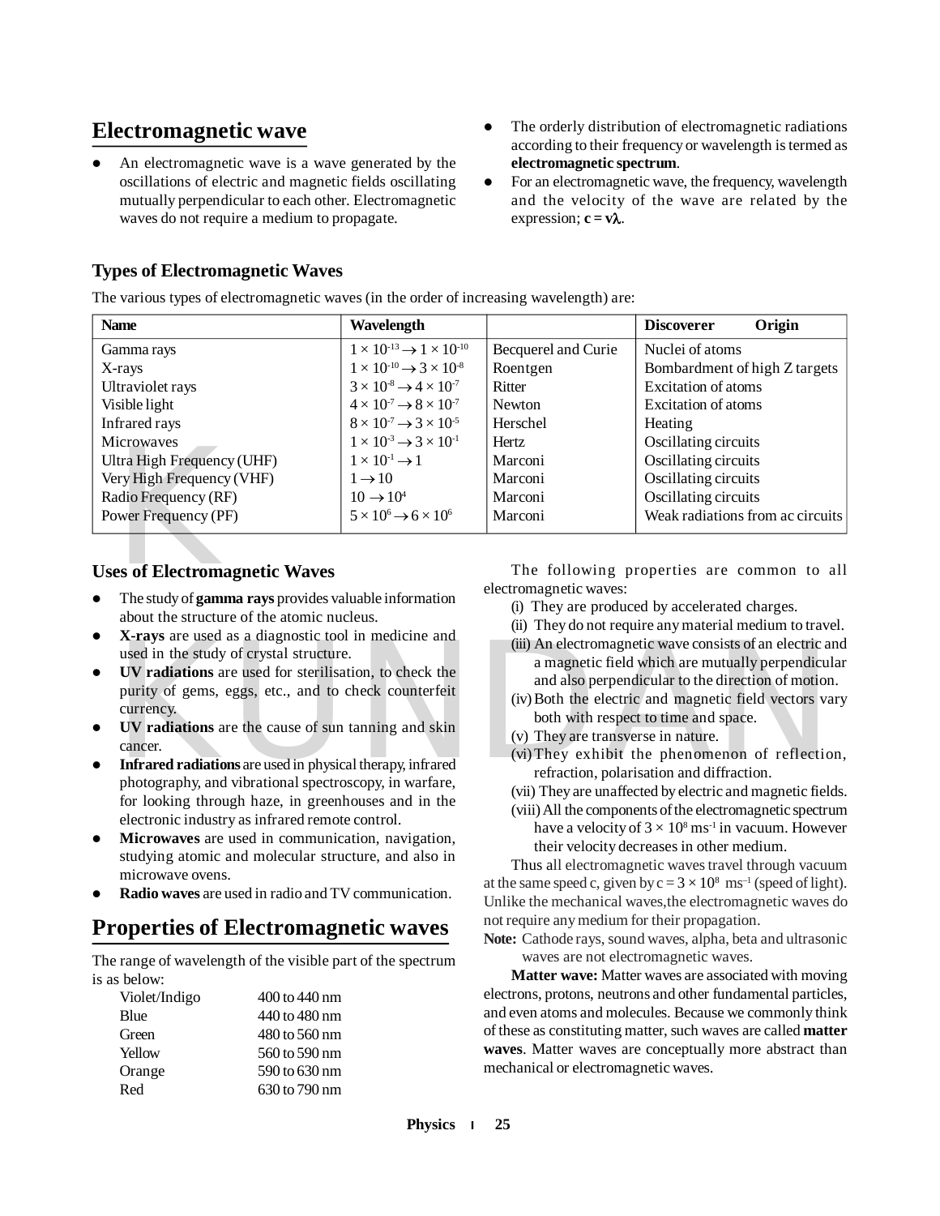## Electromagnetic wave

- An electromagnetic wave is a wave generated by the oscillations of electric and magnetic fields oscillating mutually perpendicular to each other. Electromagnetic waves do not require a medium to propagate.
- The orderly distribution of electromagnetic radiations according to their frequency or wavelength is termed as **electromagnetic spectrum**.
- For an electromagnetic wave, the frequency, wavelength and the velocity of the wave are related by the expression; $\mathbf{c = v\lambda}$.

### Types of Electromagnetic Waves

The various types of electromagnetic waves (in the order of increasing wavelength) are:

| Name | Wavelength | Discoverer | Origin |
|---|---|---|---|
| Gamma rays | $1 \times 10^{-13} \rightarrow 1 \times 10^{-10}$ | Becquerel and Curie | Nuclei of atoms |
| X-rays | $1 \times 10^{-10} \rightarrow 3 \times 10^{-8}$ | Roentgen | Bombardment of high Z targets |
| Ultraviolet rays | $3 \times 10^{-8} \rightarrow 4 \times 10^{-7}$ | Ritter | Excitation of atoms |
| Visible light | $4 \times 10^{-7} \rightarrow 8 \times 10^{-7}$ | Newton | Excitation of atoms |
| Infrared rays | $8 \times 10^{-7} \rightarrow 3 \times 10^{-5}$ | Herschel | Heating |
| Microwaves | $1 \times 10^{-3} \rightarrow 3 \times 10^{-1}$ | Hertz | Oscillating circuits |
| Ultra High Frequency (UHF) | $1 \times 10^{-1} \rightarrow 1$ | Marconi | Oscillating circuits |
| Very High Frequency (VHF) | $1 \rightarrow 10$ | Marconi | Oscillating circuits |
| Radio Frequency (RF) | $10 \rightarrow 10^{4}$ | Marconi | Oscillating circuits |
| Power Frequency (PF) | $5 \times 10^{6} \rightarrow 6 \times 10^{6}$ | Marconi | Weak radiations from ac circuits |

### Uses of Electromagnetic Waves

- The study of **gamma rays** provides valuable information about the structure of the atomic nucleus.
- **X-rays** are used as a diagnostic tool in medicine and used in the study of crystal structure.
- **UV radiations** are used for sterilisation, to check the purity of gems, eggs, etc., and to check counterfeit currency.
- **UV radiations** are the cause of sun tanning and skin cancer.
- **Infrared radiations** are used in physical therapy, infrared photography, and vibrational spectroscopy, in warfare, for looking through haze, in greenhouses and in the electronic industry as infrared remote control.
- **Microwaves** are used in communication, navigation, studying atomic and molecular structure, and also in microwave ovens.
- **Radio waves** are used in radio and TV communication.

## Properties of Electromagnetic waves

The range of wavelength of the visible part of the spectrum is as below:

| Colour | Wavelength |
|---|---|
| Violet/Indigo | 400 to 440 nm |
| Blue | 440 to 480 nm |
| Green | 480 to 560 nm |
| Yellow | 560 to 590 nm |
| Orange | 590 to 630 nm |
| Red | 630 to 790 nm |

The following properties are common to all electromagnetic waves:

(i) They are produced by accelerated charges.

(ii) They do not require any material medium to travel.

(iii) An electromagnetic wave consists of an electric and a magnetic field which are mutually perpendicular and also perpendicular to the direction of motion.

(iv) Both the electric and magnetic field vectors vary both with respect to time and space.

(v) They are transverse in nature.

(vi) They exhibit the phenomenon of reflection, refraction, polarisation and diffraction.

(vii) They are unaffected by electric and magnetic fields.

(viii) All the components of the electromagnetic spectrum have a velocity of $3 \times 10^{8}$ ms$^{-1}$ in vacuum. However their velocity decreases in other medium.

Thus all electromagnetic waves travel through vacuum at the same speed c, given by $c = 3 \times 10^{8}$ ms$^{-1}$ (speed of light). Unlike the mechanical waves,the electromagnetic waves do not require any medium for their propagation.

**Note:** Cathode rays, sound waves, alpha, beta and ultrasonic waves are not electromagnetic waves.

**Matter wave:** Matter waves are associated with moving electrons, protons, neutrons and other fundamental particles, and even atoms and molecules. Because we commonly think of these as constituting matter, such waves are called **matter waves**. Matter waves are conceptually more abstract than mechanical or electromagnetic waves.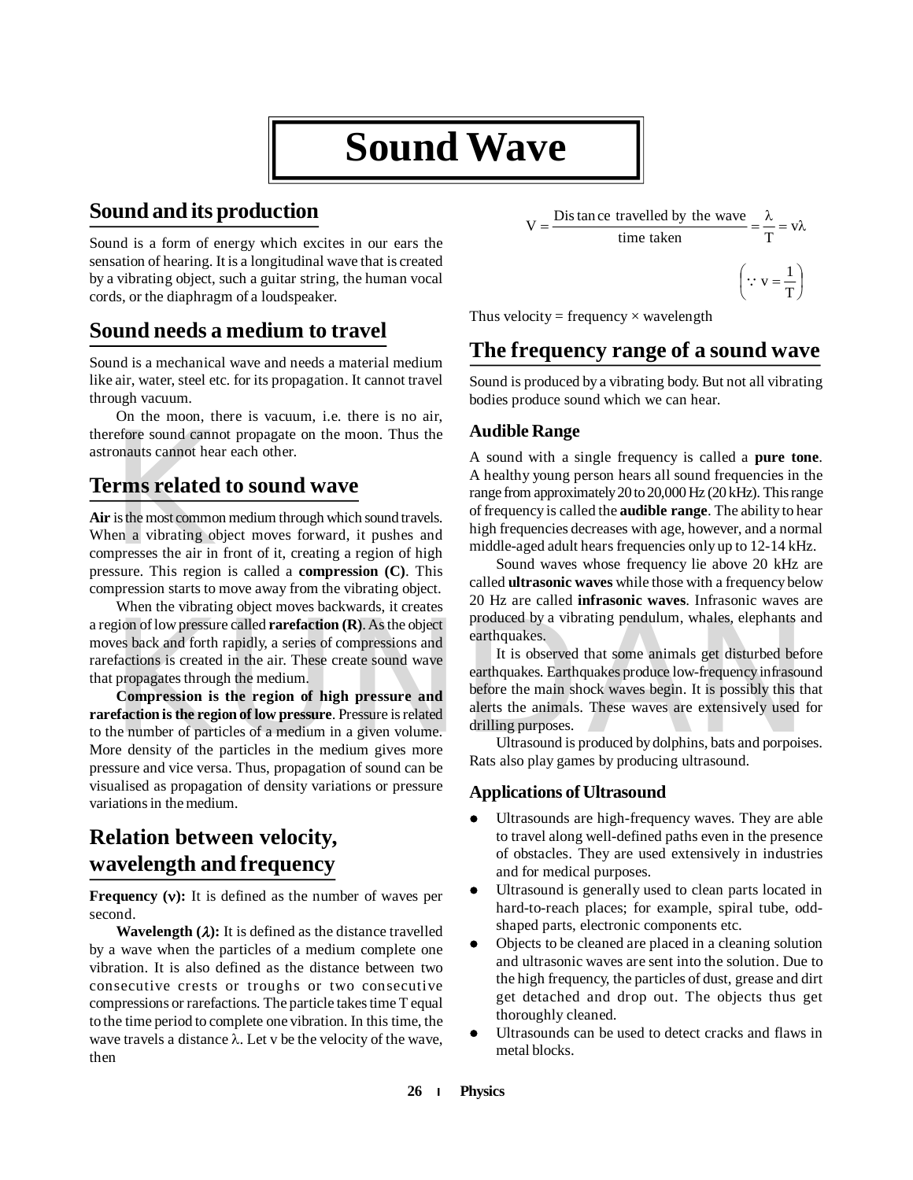// Sound Wave

# Sound Wave

## Sound and its production

Sound is a form of energy which excites in our ears the sensation of hearing. It is a longitudinal wave that is created by a vibrating object, such a guitar string, the human vocal cords, or the diaphragm of a loudspeaker.

## Sound needs a medium to travel

Sound is a mechanical wave and needs a material medium like air, water, steel etc. for its propagation. It cannot travel through vacuum.

On the moon, there is vacuum, i.e. there is no air, therefore sound cannot propagate on the moon. Thus the astronauts cannot hear each other.

## Terms related to sound wave

**Air** is the most common medium through which sound travels. When a vibrating object moves forward, it pushes and compresses the air in front of it, creating a region of high pressure. This region is called a **compression (C)**. This compression starts to move away from the vibrating object.

When the vibrating object moves backwards, it creates a region of low pressure called **rarefaction (R)**. As the object moves back and forth rapidly, a series of compressions and rarefactions is created in the air. These create sound wave that propagates through the medium.

**Compression is the region of high pressure and rarefaction is the region of low pressure**. Pressure is related to the number of particles of a medium in a given volume. More density of the particles in the medium gives more pressure and vice versa. Thus, propagation of sound can be visualised as propagation of density variations or pressure variations in the medium.

## Relation between velocity, wavelength and frequency

**Frequency ($\nu$):** It is defined as the number of waves per second.

**Wavelength ($\lambda$):** It is defined as the distance travelled by a wave when the particles of a medium complete one vibration. It is also defined as the distance between two consecutive crests or troughs or two consecutive compressions or rarefactions. The particle takes time T equal to the time period to complete one vibration. In this time, the wave travels a distance $\lambda$. Let v be the velocity of the wave, then

$$V = \frac{\text{Distance travelled by the wave}}{\text{time taken}} = \frac{\lambda}{T} = \nu\lambda$$

$$\left(\because \nu = \frac{1}{T}\right)$$

Thus velocity = frequency × wavelength

## The frequency range of a sound wave

Sound is produced by a vibrating body. But not all vibrating bodies produce sound which we can hear.

### Audible Range

A sound with a single frequency is called a **pure tone**. A healthy young person hears all sound frequencies in the range from approximately 20 to 20,000 Hz (20 kHz). This range of frequency is called the **audible range**. The ability to hear high frequencies decreases with age, however, and a normal middle-aged adult hears frequencies only up to 12-14 kHz.

Sound waves whose frequency lie above 20 kHz are called **ultrasonic waves** while those with a frequency below 20 Hz are called **infrasonic waves**. Infrasonic waves are produced by a vibrating pendulum, whales, elephants and earthquakes.

It is observed that some animals get disturbed before earthquakes. Earthquakes produce low-frequency infrasound before the main shock waves begin. It is possibly this that alerts the animals. These waves are extensively used for drilling purposes.

Ultrasound is produced by dolphins, bats and porpoises. Rats also play games by producing ultrasound.

### Applications of Ultrasound

- Ultrasounds are high-frequency waves. They are able to travel along well-defined paths even in the presence of obstacles. They are used extensively in industries and for medical purposes.
- Ultrasound is generally used to clean parts located in hard-to-reach places; for example, spiral tube, odd-shaped parts, electronic components etc.
- Objects to be cleaned are placed in a cleaning solution and ultrasonic waves are sent into the solution. Due to the high frequency, the particles of dust, grease and dirt get detached and drop out. The objects thus get thoroughly cleaned.
- Ultrasounds can be used to detect cracks and flaws in metal blocks.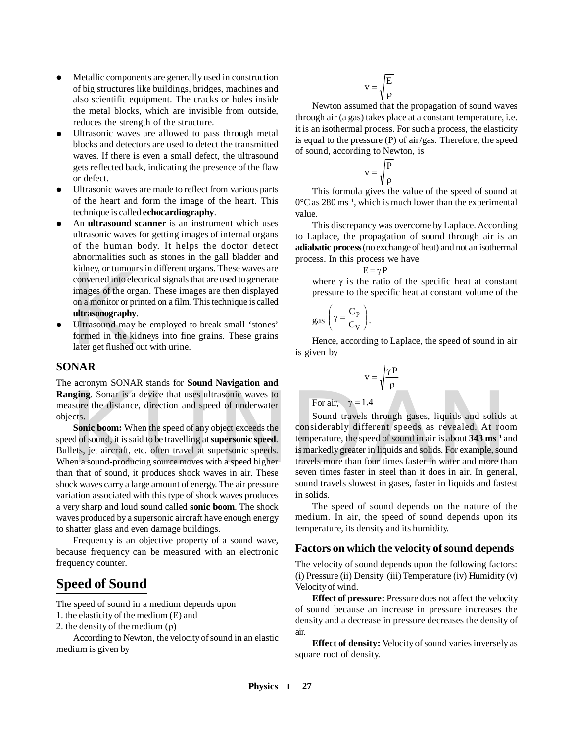- Metallic components are generally used in construction of big structures like buildings, bridges, machines and also scientific equipment. The cracks or holes inside the metal blocks, which are invisible from outside, reduces the strength of the structure.
- Ultrasonic waves are allowed to pass through metal blocks and detectors are used to detect the transmitted waves. If there is even a small defect, the ultrasound gets reflected back, indicating the presence of the flaw or defect.
- Ultrasonic waves are made to reflect from various parts of the heart and form the image of the heart. This technique is called **echocardiography**.
- An **ultrasound scanner** is an instrument which uses ultrasonic waves for getting images of internal organs of the human body. It helps the doctor detect abnormalities such as stones in the gall bladder and kidney, or tumours in different organs. These waves are converted into electrical signals that are used to generate images of the organ. These images are then displayed on a monitor or printed on a film. This technique is called **ultrasonography**.
- Ultrasound may be employed to break small 'stones' formed in the kidneys into fine grains. These grains later get flushed out with urine.

## SONAR

The acronym SONAR stands for **Sound Navigation and Ranging**. Sonar is a device that uses ultrasonic waves to measure the distance, direction and speed of underwater objects.

**Sonic boom:** When the speed of any object exceeds the speed of sound, it is said to be travelling at **supersonic speed**. Bullets, jet aircraft, etc. often travel at supersonic speeds. When a sound-producing source moves with a speed higher than that of sound, it produces shock waves in air. These shock waves carry a large amount of energy. The air pressure variation associated with this type of shock waves produces a very sharp and loud sound called **sonic boom**. The shock waves produced by a supersonic aircraft have enough energy to shatter glass and even damage buildings.

Frequency is an objective property of a sound wave, because frequency can be measured with an electronic frequency counter.

# Speed of Sound

The speed of sound in a medium depends upon

1. the elasticity of the medium (E) and
2. the density of the medium ($\rho$)

According to Newton, the velocity of sound in an elastic medium is given by

$$v = \sqrt{\frac{E}{\rho}}$$

Newton assumed that the propagation of sound waves through air (a gas) takes place at a constant temperature, i.e. it is an isothermal process. For such a process, the elasticity is equal to the pressure (P) of air/gas. Therefore, the speed of sound, according to Newton, is

$$v = \sqrt{\frac{P}{\rho}}$$

This formula gives the value of the speed of sound at 0°C as 280 $ms^{-1}$, which is much lower than the experimental value.

This discrepancy was overcome by Laplace. According to Laplace, the propagation of sound through air is an **adiabatic process** (no exchange of heat) and not an isothermal process. In this process we have

$$E = \gamma P$$

where $\gamma$ is the ratio of the specific heat at constant pressure to the specific heat at constant volume of the gas $\left(\gamma = \frac{C_P}{C_V}\right)$.

Hence, according to Laplace, the speed of sound in air is given by

$$v = \sqrt{\frac{\gamma P}{\rho}}$$

For air, $\gamma = 1.4$

Sound travels through gases, liquids and solids at considerably different speeds as revealed. At room temperature, the speed of sound in air is about **343 $ms^{-1}$** and is markedly greater in liquids and solids. For example, sound travels more than four times faster in water and more than seven times faster in steel than it does in air. In general, sound travels slowest in gases, faster in liquids and fastest in solids.

The speed of sound depends on the nature of the medium. In air, the speed of sound depends upon its temperature, its density and its humidity.

### Factors on which the velocity of sound depends

The velocity of sound depends upon the following factors: (i) Pressure (ii) Density (iii) Temperature (iv) Humidity (v) Velocity of wind.

**Effect of pressure:** Pressure does not affect the velocity of sound because an increase in pressure increases the density and a decrease in pressure decreases the density of air.

**Effect of density:** Velocity of sound varies inversely as square root of density.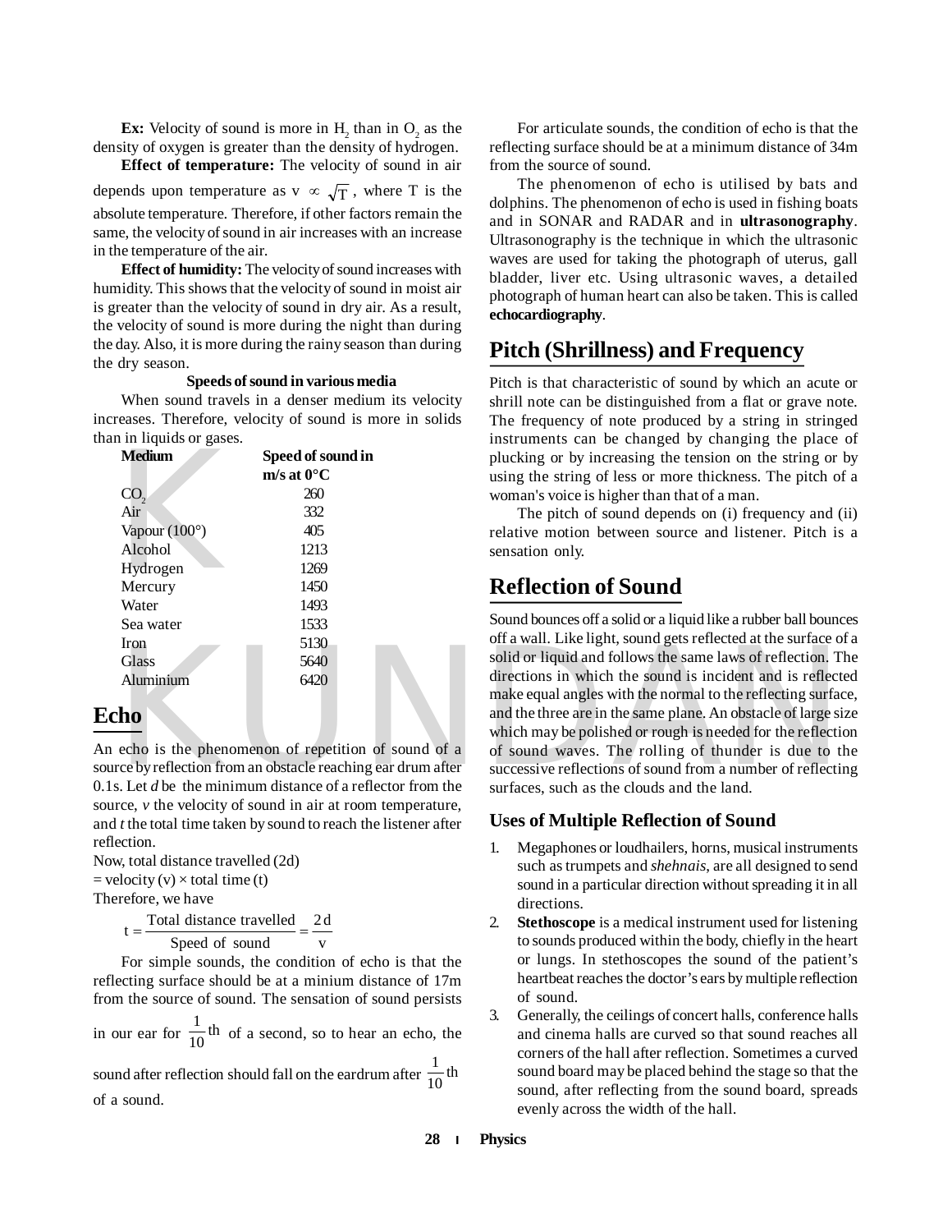**Ex:** Velocity of sound is more in $H_2$ than in $O_2$ as the density of oxygen is greater than the density of hydrogen.

**Effect of temperature:** The velocity of sound in air depends upon temperature as $v \propto \sqrt{T}$, where T is the absolute temperature. Therefore, if other factors remain the same, the velocity of sound in air increases with an increase in the temperature of the air.

**Effect of humidity:** The velocity of sound increases with humidity. This shows that the velocity of sound in moist air is greater than the velocity of sound in dry air. As a result, the velocity of sound is more during the night than during the day. Also, it is more during the rainy season than during the dry season.

**Speeds of sound in various media**

When sound travels in a denser medium its velocity increases. Therefore, velocity of sound is more in solids than in liquids or gases.

| Medium | Speed of sound in m/s at 0°C |
|---|---|
| $CO_2$ | 260 |
| Air | 332 |
| Vapour (100°) | 405 |
| Alcohol | 1213 |
| Hydrogen | 1269 |
| Mercury | 1450 |
| Water | 1493 |
| Sea water | 1533 |
| Iron | 5130 |
| Glass | 5640 |
| Aluminium | 6420 |

## Echo

An echo is the phenomenon of repetition of sound of a source by reflection from an obstacle reaching ear drum after 0.1s. Let *d* be the minimum distance of a reflector from the source, *v* the velocity of sound in air at room temperature, and *t* the total time taken by sound to reach the listener after reflection.

Now, total distance travelled (2d)
= velocity (v) × total time (t)
Therefore, we have

$$t = \frac{\text{Total distance travelled}}{\text{Speed of sound}} = \frac{2d}{v}$$

For simple sounds, the condition of echo is that the reflecting surface should be at a minium distance of 17m from the source of sound. The sensation of sound persists in our ear for $\frac{1}{10}$th of a second, so to hear an echo, the sound after reflection should fall on the eardrum after $\frac{1}{10}$th of a sound.

For articulate sounds, the condition of echo is that the reflecting surface should be at a minimum distance of 34m from the source of sound.

The phenomenon of echo is utilised by bats and dolphins. The phenomenon of echo is used in fishing boats and in SONAR and RADAR and in **ultrasonography**. Ultrasonography is the technique in which the ultrasonic waves are used for taking the photograph of uterus, gall bladder, liver etc. Using ultrasonic waves, a detailed photograph of human heart can also be taken. This is called **echocardiography**.

## Pitch (Shrillness) and Frequency

Pitch is that characteristic of sound by which an acute or shrill note can be distinguished from a flat or grave note. The frequency of note produced by a string in stringed instruments can be changed by changing the place of plucking or by increasing the tension on the string or by using the string of less or more thickness. The pitch of a woman's voice is higher than that of a man.

The pitch of sound depends on (i) frequency and (ii) relative motion between source and listener. Pitch is a sensation only.

## Reflection of Sound

Sound bounces off a solid or a liquid like a rubber ball bounces off a wall. Like light, sound gets reflected at the surface of a solid or liquid and follows the same laws of reflection. The directions in which the sound is incident and is reflected make equal angles with the normal to the reflecting surface, and the three are in the same plane. An obstacle of large size which may be polished or rough is needed for the reflection of sound waves. The rolling of thunder is due to the successive reflections of sound from a number of reflecting surfaces, such as the clouds and the land.

### Uses of Multiple Reflection of Sound

1. Megaphones or loudhailers, horns, musical instruments such as trumpets and *shehnais*, are all designed to send sound in a particular direction without spreading it in all directions.
2. **Stethoscope** is a medical instrument used for listening to sounds produced within the body, chiefly in the heart or lungs. In stethoscopes the sound of the patient's heartbeat reaches the doctor's ears by multiple reflection of sound.
3. Generally, the ceilings of concert halls, conference halls and cinema halls are curved so that sound reaches all corners of the hall after reflection. Sometimes a curved sound board may be placed behind the stage so that the sound, after reflecting from the sound board, spreads evenly across the width of the hall.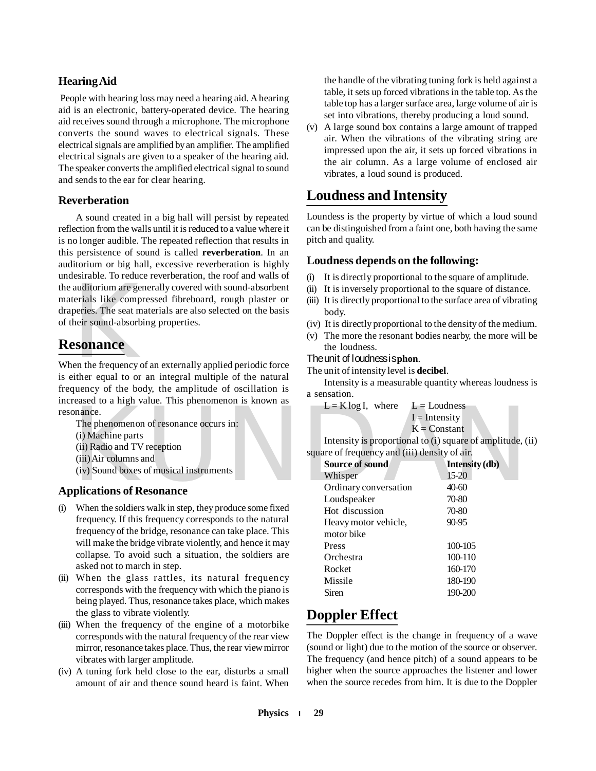### Hearing Aid

People with hearing loss may need a hearing aid. A hearing aid is an electronic, battery-operated device. The hearing aid receives sound through a microphone. The microphone converts the sound waves to electrical signals. These electrical signals are amplified by an amplifier. The amplified electrical signals are given to a speaker of the hearing aid. The speaker converts the amplified electrical signal to sound and sends to the ear for clear hearing.

### Reverberation

A sound created in a big hall will persist by repeated reflection from the walls until it is reduced to a value where it is no longer audible. The repeated reflection that results in this persistence of sound is called **reverberation**. In an auditorium or big hall, excessive reverberation is highly undesirable. To reduce reverberation, the roof and walls of the auditorium are generally covered with sound-absorbent materials like compressed fibreboard, rough plaster or draperies. The seat materials are also selected on the basis of their sound-absorbing properties.

## Resonance

When the frequency of an externally applied periodic force is either equal to or an integral multiple of the natural frequency of the body, the amplitude of oscillation is increased to a high value. This phenomenon is known as resonance.

The phenomenon of resonance occurs in:

(i) Machine parts
(ii) Radio and TV reception
(iii) Air columns and
(iv) Sound boxes of musical instruments

### Applications of Resonance

(i) When the soldiers walk in step, they produce some fixed frequency. If this frequency corresponds to the natural frequency of the bridge, resonance can take place. This will make the bridge vibrate violently, and hence it may collapse. To avoid such a situation, the soldiers are asked not to march in step.

(ii) When the glass rattles, its natural frequency corresponds with the frequency with which the piano is being played. Thus, resonance takes place, which makes the glass to vibrate violently.

(iii) When the frequency of the engine of a motorbike corresponds with the natural frequency of the rear view mirror, resonance takes place. Thus, the rear view mirror vibrates with larger amplitude.

(iv) A tuning fork held close to the ear, disturbs a small amount of air and thence sound heard is faint. When the handle of the vibrating tuning fork is held against a table, it sets up forced vibrations in the table top. As the table top has a larger surface area, large volume of air is set into vibrations, thereby producing a loud sound.

(v) A large sound box contains a large amount of trapped air. When the vibrations of the vibrating string are impressed upon the air, it sets up forced vibrations in the air column. As a large volume of enclosed air vibrates, a loud sound is produced.

## Loudness and Intensity

Loundess is the property by virtue of which a loud sound can be distinguished from a faint one, both having the same pitch and quality.

### Loudness depends on the following:

(i) It is directly proportional to the square of amplitude.
(ii) It is inversely proportional to the square of distance.
(iii) It is directly proportional to the surface area of vibrating body.
(iv) It is directly proportional to the density of the medium.
(v) The more the resonant bodies nearby, the more will be the loudness.

The unit of loudness is **phon**.

The unit of intensity level is **decibel**.

Intensity is a measurable quantity whereas loudness is a sensation.

$L = K \log I$, where L = Loudness
I = Intensity
K = Constant

Intensity is proportional to (i) square of amplitude, (ii) square of frequency and (iii) density of air.

| Source of sound | Intensity (db) |
|---|---|
| Whisper | 15-20 |
| Ordinary conversation | 40-60 |
| Loudspeaker | 70-80 |
| Hot discussion | 70-80 |
| Heavy motor vehicle, motor bike | 90-95 |
| Press | 100-105 |
| Orchestra | 100-110 |
| Rocket | 160-170 |
| Missile | 180-190 |
| Siren | 190-200 |

## Doppler Effect

The Doppler effect is the change in frequency of a wave (sound or light) due to the motion of the source or observer. The frequency (and hence pitch) of a sound appears to be higher when the source approaches the listener and lower when the source recedes from him. It is due to the Doppler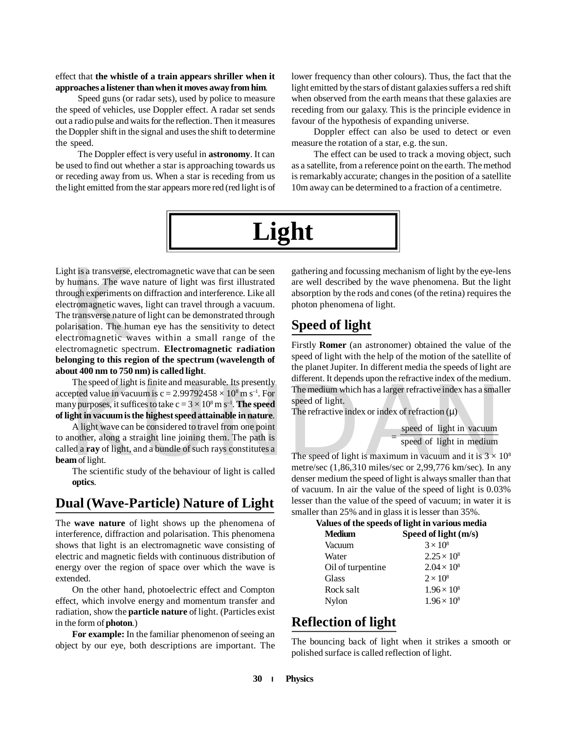effect that **the whistle of a train appears shriller when it approaches a listener than when it moves away from him**.

Speed guns (or radar sets), used by police to measure the speed of vehicles, use Doppler effect. A radar set sends out a radio pulse and waits for the reflection. Then it measures the Doppler shift in the signal and uses the shift to determine the speed.

The Doppler effect is very useful in **astronomy**. It can be used to find out whether a star is approaching towards us or receding away from us. When a star is receding from us the light emitted from the star appears more red (red light is of lower frequency than other colours). Thus, the fact that the light emitted by the stars of distant galaxies suffers a red shift when observed from the earth means that these galaxies are receding from our galaxy. This is the principle evidence in favour of the hypothesis of expanding universe.

Doppler effect can also be used to detect or even measure the rotation of a star, e.g. the sun.

The effect can be used to track a moving object, such as a satellite, from a reference point on the earth. The method is remarkably accurate; changes in the position of a satellite 10m away can be determined to a fraction of a centimetre.

# Light

Light is a transverse, electromagnetic wave that can be seen by humans. The wave nature of light was first illustrated through experiments on diffraction and interference. Like all electromagnetic waves, light can travel through a vacuum. The transverse nature of light can be demonstrated through polarisation. The human eye has the sensitivity to detect electromagnetic waves within a small range of the electromagnetic spectrum. **Electromagnetic radiation belonging to this region of the spectrum (wavelength of about 400 nm to 750 nm) is called light**.

The speed of light is finite and measurable. Its presently accepted value in vacuum is $c = 2.99792458 \times 10^8$ m s$^{-1}$. For many purposes, it suffices to take $c = 3 \times 10^8$ m s$^{-1}$. **The speed of light in vacuum is the highest speed attainable in nature**.

A light wave can be considered to travel from one point to another, along a straight line joining them. The path is called a **ray** of light, and a bundle of such rays constitutes a **beam** of light.

The scientific study of the behaviour of light is called **optics**.

## Dual (Wave-Particle) Nature of Light

The **wave nature** of light shows up the phenomena of interference, diffraction and polarisation. This phenomena shows that light is an electromagnetic wave consisting of electric and magnetic fields with continuous distribution of energy over the region of space over which the wave is extended.

On the other hand, photoelectric effect and Compton effect, which involve energy and momentum transfer and radiation, show the **particle nature** of light. (Particles exist in the form of **photon**.)

**For example:** In the familiar phenomenon of seeing an object by our eye, both descriptions are important. The gathering and focussing mechanism of light by the eye-lens are well described by the wave phenomena. But the light absorption by the rods and cones (of the retina) requires the photon phenomena of light.

## Speed of light

Firstly **Romer** (an astronomer) obtained the value of the speed of light with the help of the motion of the satellite of the planet Jupiter. In different media the speeds of light are different. It depends upon the refractive index of the medium. The medium which has a larger refractive index has a smaller speed of light.

The refractive index or index of refraction ($\mu$)

$$= \frac{\text{speed of light in vacuum}}{\text{speed of light in medium}}$$

The speed of light is maximum in vacuum and it is $3 \times 10^8$ metre/sec (1,86,310 miles/sec or 2,99,776 km/sec). In any denser medium the speed of light is always smaller than that of vacuum. In air the value of the speed of light is 0.03% lesser than the value of the speed of vacuum; in water it is smaller than 25% and in glass it is lesser than 35%.

**Values of the speeds of light in various media**

| Medium | Speed of light (m/s) |
|---|---|
| Vacuum | $3 \times 10^8$ |
| Water | $2.25 \times 10^8$ |
| Oil of turpentine | $2.04 \times 10^8$ |
| Glass | $2 \times 10^8$ |
| Rock salt | $1.96 \times 10^8$ |
| Nylon | $1.96 \times 10^8$ |

## Reflection of light

The bouncing back of light when it strikes a smooth or polished surface is called reflection of light.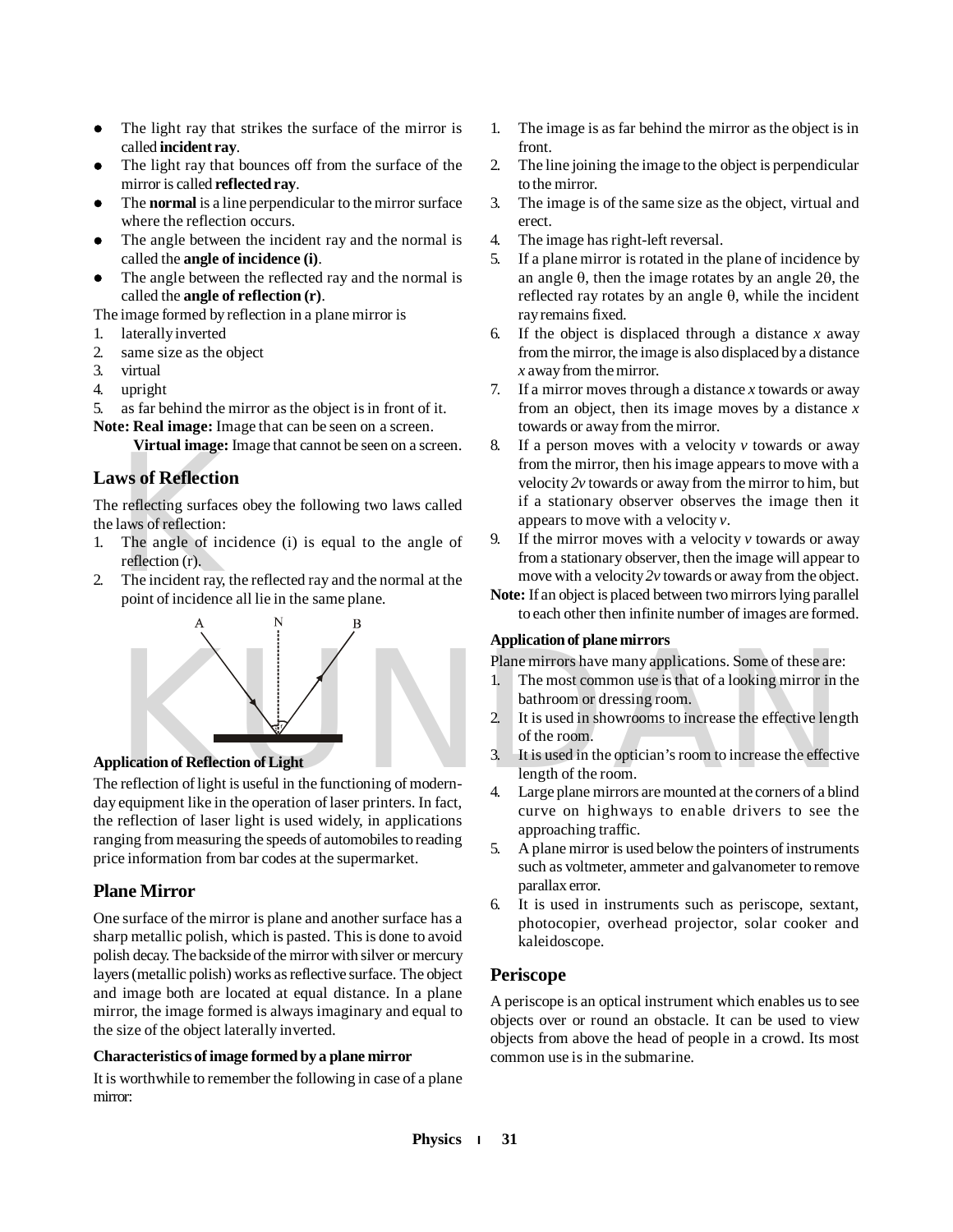- The light ray that strikes the surface of the mirror is called **incident ray**.
- The light ray that bounces off from the surface of the mirror is called **reflected ray**.
- The **normal** is a line perpendicular to the mirror surface where the reflection occurs.
- The angle between the incident ray and the normal is called the **angle of incidence (i)**.
- The angle between the reflected ray and the normal is called the **angle of reflection (r)**.

The image formed by reflection in a plane mirror is

1. laterally inverted
2. same size as the object
3. virtual
4. upright
5. as far behind the mirror as the object is in front of it.

**Note: Real image:** Image that can be seen on a screen.

**Virtual image:** Image that cannot be seen on a screen.

## Laws of Reflection

The reflecting surfaces obey the following two laws called the laws of reflection:

1. The angle of incidence (i) is equal to the angle of reflection (r).
2. The incident ray, the reflected ray and the normal at the point of incidence all lie in the same plane.

### Application of Reflection of Light

The reflection of light is useful in the functioning of modern-day equipment like in the operation of laser printers. In fact, the reflection of laser light is used widely, in applications ranging from measuring the speeds of automobiles to reading price information from bar codes at the supermarket.

## Plane Mirror

One surface of the mirror is plane and another surface has a sharp metallic polish, which is pasted. This is done to avoid polish decay. The backside of the mirror with silver or mercury layers (metallic polish) works as reflective surface. The object and image both are located at equal distance. In a plane mirror, the image formed is always imaginary and equal to the size of the object laterally inverted.

### Characteristics of image formed by a plane mirror

It is worthwhile to remember the following in case of a plane mirror:

1. The image is as far behind the mirror as the object is in front.
2. The line joining the image to the object is perpendicular to the mirror.
3. The image is of the same size as the object, virtual and erect.
4. The image has right-left reversal.
5. If a plane mirror is rotated in the plane of incidence by an angle $\theta$, then the image rotates by an angle $2\theta$, the reflected ray rotates by an angle $\theta$, while the incident ray remains fixed.
6. If the object is displaced through a distance $x$ away from the mirror, the image is also displaced by a distance $x$ away from the mirror.
7. If a mirror moves through a distance $x$ towards or away from an object, then its image moves by a distance $x$ towards or away from the mirror.
8. If a person moves with a velocity $v$ towards or away from the mirror, then his image appears to move with a velocity $2v$ towards or away from the mirror to him, but if a stationary observer observes the image then it appears to move with a velocity $v$.
9. If the mirror moves with a velocity $v$ towards or away from a stationary observer, then the image will appear to move with a velocity $2v$ towards or away from the object.

**Note:** If an object is placed between two mirrors lying parallel to each other then infinite number of images are formed.

### Application of plane mirrors

Plane mirrors have many applications. Some of these are:

1. The most common use is that of a looking mirror in the bathroom or dressing room.
2. It is used in showrooms to increase the effective length of the room.
3. It is used in the optician's room to increase the effective length of the room.
4. Large plane mirrors are mounted at the corners of a blind curve on highways to enable drivers to see the approaching traffic.
5. A plane mirror is used below the pointers of instruments such as voltmeter, ammeter and galvanometer to remove parallax error.
6. It is used in instruments such as periscope, sextant, photocopier, overhead projector, solar cooker and kaleidoscope.

## Periscope

A periscope is an optical instrument which enables us to see objects over or round an obstacle. It can be used to view objects from above the head of people in a crowd. Its most common use is in the submarine.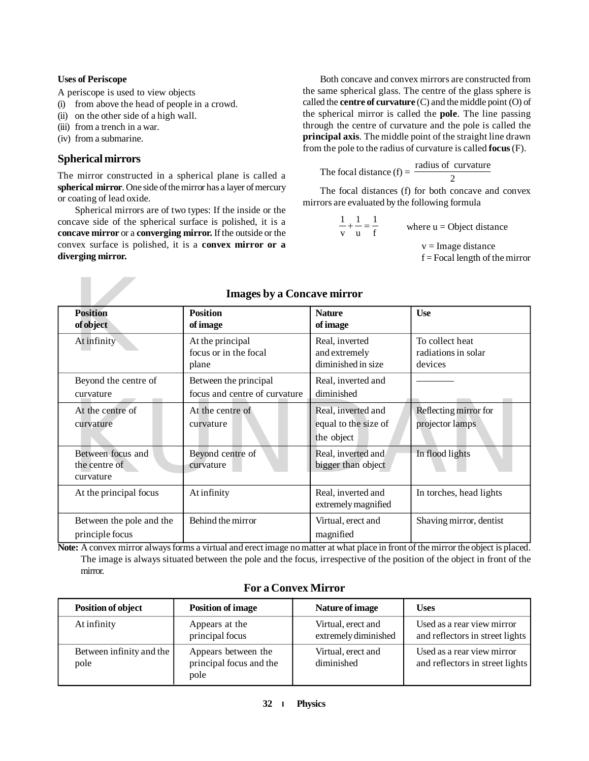**Uses of Periscope**

A periscope is used to view objects

(i) from above the head of people in a crowd.
(ii) on the other side of a high wall.
(iii) from a trench in a war.
(iv) from a submarine.

## Spherical mirrors

The mirror constructed in a spherical plane is called a **spherical mirror**. One side of the mirror has a layer of mercury or coating of lead oxide.

Spherical mirrors are of two types: If the inside or the concave side of the spherical surface is polished, it is a **concave mirror** or a **converging mirror.** If the outside or the convex surface is polished, it is a **convex mirror or a diverging mirror.**

Both concave and convex mirrors are constructed from the same spherical glass. The centre of the glass sphere is called the **centre of curvature** (C) and the middle point (O) of the spherical mirror is called the **pole**. The line passing through the centre of curvature and the pole is called the **principal axis**. The middle point of the straight line drawn from the pole to the radius of curvature is called **focus** (F).

$$\text{The focal distance (f)} = \frac{\text{radius of curvature}}{2}$$

The focal distances (f) for both concave and convex mirrors are evaluated by the following formula

$$\frac{1}{v} + \frac{1}{u} = \frac{1}{f}$$

where u = Object distance

v = Image distance

f = Focal length of the mirror

### Images by a Concave mirror

| Position of object | Position of image | Nature of image | Use |
|---|---|---|---|
| At infinity | At the principal focus or in the focal plane | Real, inverted and extremely diminished in size | To collect heat radiations in solar devices |
| Beyond the centre of curvature | Between the principal focus and centre of curvature | Real, inverted and diminished | ———— |
| At the centre of curvature | At the centre of curvature | Real, inverted and equal to the size of the object | Reflecting mirror for projector lamps |
| Between focus and the centre of curvature | Beyond centre of curvature | Real, inverted and bigger than object | In flood lights |
| At the principal focus | At infinity | Real, inverted and extremely magnified | In torches, head lights |
| Between the pole and the principle focus | Behind the mirror | Virtual, erect and magnified | Shaving mirror, dentist |

**Note:** A convex mirror always forms a virtual and erect image no matter at what place in front of the mirror the object is placed. The image is always situated between the pole and the focus, irrespective of the position of the object in front of the mirror.

### For a Convex Mirror

| Position of object | Position of image | Nature of image | Uses |
|---|---|---|---|
| At infinity | Appears at the principal focus | Virtual, erect and extremely diminished | Used as a rear view mirror and reflectors in street lights |
| Between infinity and the pole | Appears between the principal focus and the pole | Virtual, erect and diminished | Used as a rear view mirror and reflectors in street lights |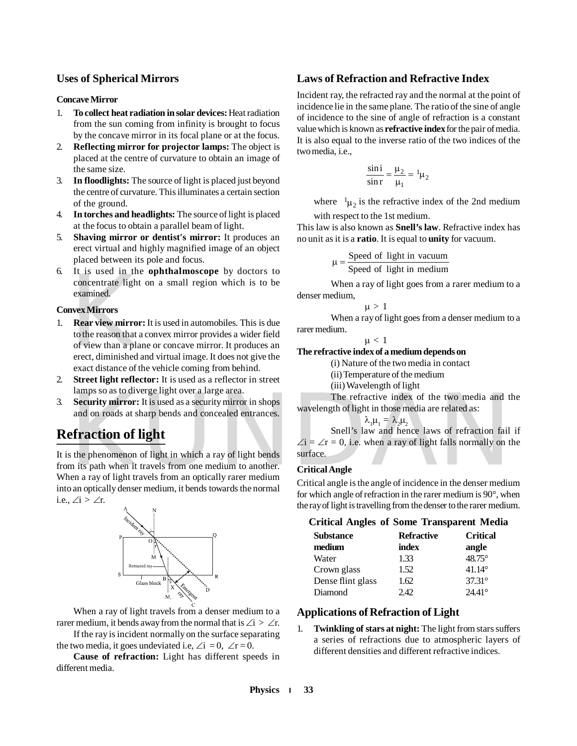## Uses of Spherical Mirrors

**Concave Mirror**

1. **To collect heat radiation in solar devices:** Heat radiation from the sun coming from infinity is brought to focus by the concave mirror in its focal plane or at the focus.
2. **Reflecting mirror for projector lamps:** The object is placed at the centre of curvature to obtain an image of the same size.
3. **In floodlights:** The source of light is placed just beyond the centre of curvature. This illuminates a certain section of the ground.
4. **In torches and headlights:** The source of light is placed at the focus to obtain a parallel beam of light.
5. **Shaving mirror or dentist's mirror:** It produces an erect virtual and highly magnified image of an object placed between its pole and focus.
6. It is used in the **ophthalmoscope** by doctors to concentrate light on a small region which is to be examined.

**Convex Mirrors**

1. **Rear view mirror:** It is used in automobiles. This is due to the reason that a convex mirror provides a wider field of view than a plane or concave mirror. It produces an erect, diminished and virtual image. It does not give the exact distance of the vehicle coming from behind.
2. **Street light reflector:** It is used as a reflector in street lamps so as to diverge light over a large area.
3. **Security mirror:** It is used as a security mirror in shops and on roads at sharp bends and concealed entrances.

# Refraction of light

It is the phenomenon of light in which a ray of light bends from its path when it travels from one medium to another. When a ray of light travels from an optically rarer medium into an optically denser medium, it bends towards the normal i.e., $\angle i > \angle r$.

When a ray of light travels from a denser medium to a rarer medium, it bends away from the normal that is $\angle i > \angle r$.

If the ray is incident normally on the surface separating the two media, it goes undeviated i.e, $\angle i = 0, \ \angle r = 0$.

**Cause of refraction:** Light has different speeds in different media.

## Laws of Refraction and Refractive Index

Incident ray, the refracted ray and the normal at the point of incidence lie in the same plane. The ratio of the sine of angle of incidence to the sine of angle of refraction is a constant value which is known as **refractive index** for the pair of media. It is also equal to the inverse ratio of the two indices of the two media, i.e.,

$$\frac{\sin i}{\sin r} = \frac{\mu_2}{\mu_1} = {}^1\mu_2$$

where ${}^1\mu_2$ is the refractive index of the 2nd medium with respect to the 1st medium.

This law is also known as **Snell's law**. Refractive index has no unit as it is a **ratio**. It is equal to **unity** for vacuum.

$$\mu = \frac{\text{Speed of light in vacuum}}{\text{Speed of light in medium}}$$

When a ray of light goes from a rarer medium to a denser medium,

$$\mu > 1$$

When a ray of light goes from a denser medium to a rarer medium.

$$\mu < 1$$

**The refractive index of a medium depends on**

(i) Nature of the two media in contact

(ii) Temperature of the medium

(iii) Wavelength of light

The refractive index of the two media and the wavelength of light in those media are related as:

$$\lambda_1\mu_1 = \lambda_2\mu_2$$

Snell's law and hence laws of refraction fail if $\angle i = \angle r = 0$, i.e. when a ray of light falls normally on the surface.

**Critical Angle**

Critical angle is the angle of incidence in the denser medium for which angle of refraction in the rarer medium is 90°, when the ray of light is travelling from the denser to the rarer medium.

**Critical Angles of Some Transparent Media**

| Substance medium | Refractive index | Critical angle |
|---|---|---|
| Water | 1.33 | 48.75° |
| Crown glass | 1.52 | 41.14° |
| Dense flint glass | 1.62 | 37.31° |
| Diamond | 2.42 | 24.41° |

## Applications of Refraction of Light

1. **Twinkling of stars at night:** The light from stars suffers a series of refractions due to atmospheric layers of different densities and different refractive indices.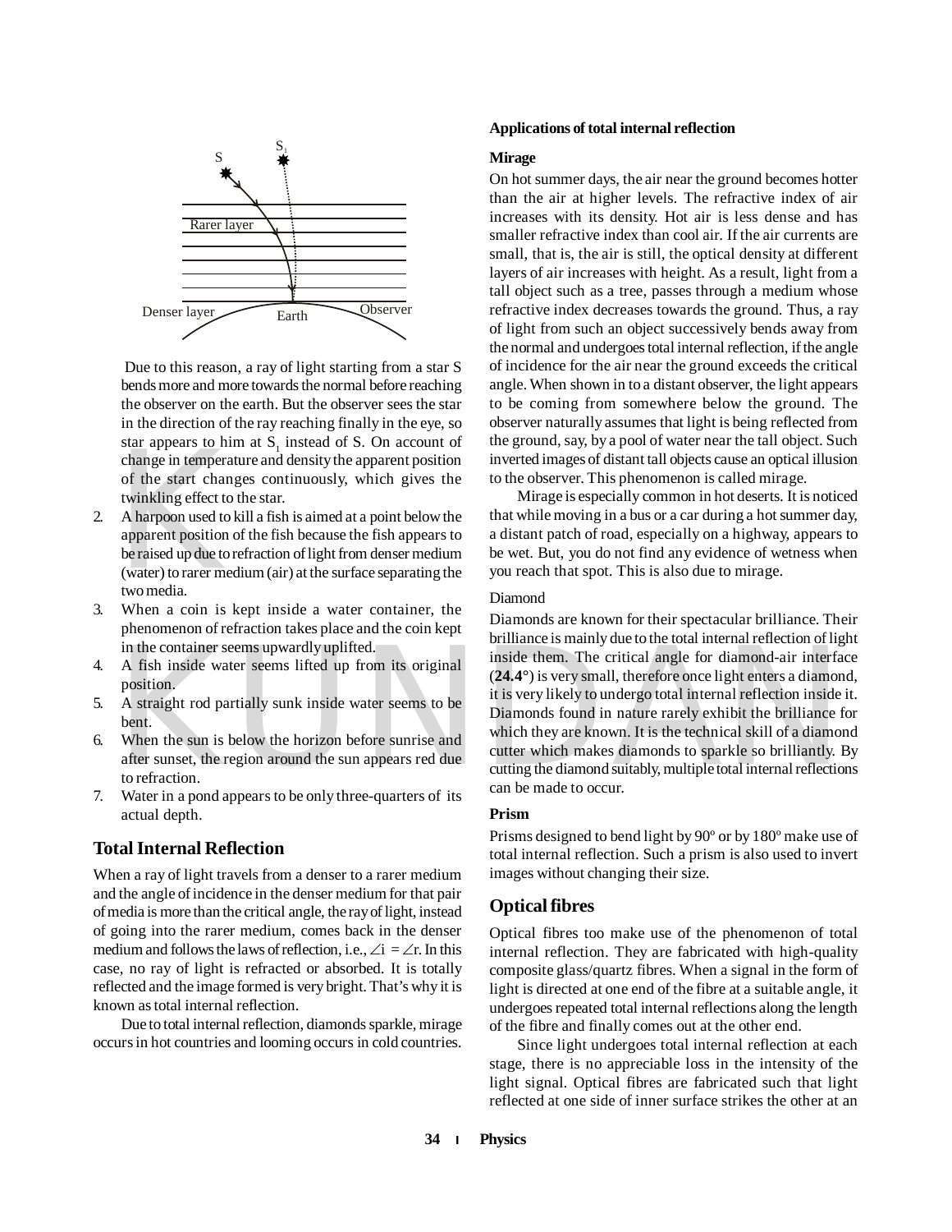Due to this reason, a ray of light starting from a star S bends more and more towards the normal before reaching the observer on the earth. But the observer sees the star in the direction of the ray reaching finally in the eye, so star appears to him at $S_1$ instead of S. On account of change in temperature and density the apparent position of the start changes continuously, which gives the twinkling effect to the star.

2. A harpoon used to kill a fish is aimed at a point below the apparent position of the fish because the fish appears to be raised up due to refraction of light from denser medium (water) to rarer medium (air) at the surface separating the two media.
3. When a coin is kept inside a water container, the phenomenon of refraction takes place and the coin kept in the container seems upwardly uplifted.
4. A fish inside water seems lifted up from its original position.
5. A straight rod partially sunk inside water seems to be bent.
6. When the sun is below the horizon before sunrise and after sunset, the region around the sun appears red due to refraction.
7. Water in a pond appears to be only three-quarters of its actual depth.

## Total Internal Reflection

When a ray of light travels from a denser to a rarer medium and the angle of incidence in the denser medium for that pair of media is more than the critical angle, the ray of light, instead of going into the rarer medium, comes back in the denser medium and follows the laws of reflection, i.e., $\angle i = \angle r$. In this case, no ray of light is refracted or absorbed. It is totally reflected and the image formed is very bright. That's why it is known as total internal reflection.

Due to total internal reflection, diamonds sparkle, mirage occurs in hot countries and looming occurs in cold countries.

**Applications of total internal reflection**

**Mirage**

On hot summer days, the air near the ground becomes hotter than the air at higher levels. The refractive index of air increases with its density. Hot air is less dense and has smaller refractive index than cool air. If the air currents are small, that is, the air is still, the optical density at different layers of air increases with height. As a result, light from a tall object such as a tree, passes through a medium whose refractive index decreases towards the ground. Thus, a ray of light from such an object successively bends away from the normal and undergoes total internal reflection, if the angle of incidence for the air near the ground exceeds the critical angle. When shown in to a distant observer, the light appears to be coming from somewhere below the ground. The observer naturally assumes that light is being reflected from the ground, say, by a pool of water near the tall object. Such inverted images of distant tall objects cause an optical illusion to the observer. This phenomenon is called mirage.

Mirage is especially common in hot deserts. It is noticed that while moving in a bus or a car during a hot summer day, a distant patch of road, especially on a highway, appears to be wet. But, you do not find any evidence of wetness when you reach that spot. This is also due to mirage.

Diamond

Diamonds are known for their spectacular brilliance. Their brilliance is mainly due to the total internal reflection of light inside them. The critical angle for diamond-air interface (**24.4°**) is very small, therefore once light enters a diamond, it is very likely to undergo total internal reflection inside it. Diamonds found in nature rarely exhibit the brilliance for which they are known. It is the technical skill of a diamond cutter which makes diamonds to sparkle so brilliantly. By cutting the diamond suitably, multiple total internal reflections can be made to occur.

**Prism**

Prisms designed to bend light by 90° or by 180° make use of total internal reflection. Such a prism is also used to invert images without changing their size.

## Optical fibres

Optical fibres too make use of the phenomenon of total internal reflection. They are fabricated with high-quality composite glass/quartz fibres. When a signal in the form of light is directed at one end of the fibre at a suitable angle, it undergoes repeated total internal reflections along the length of the fibre and finally comes out at the other end.

Since light undergoes total internal reflection at each stage, there is no appreciable loss in the intensity of the light signal. Optical fibres are fabricated such that light reflected at one side of inner surface strikes the other at an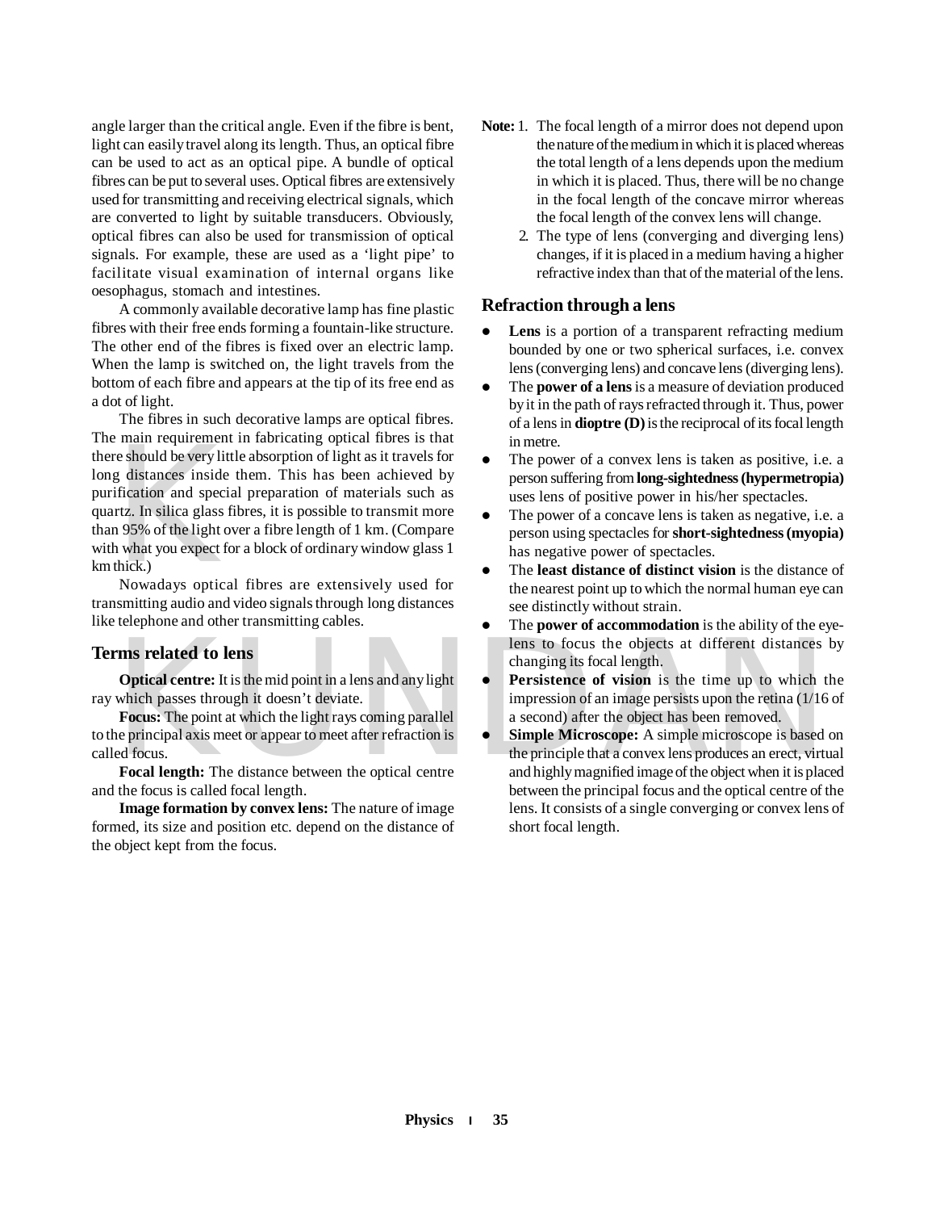angle larger than the critical angle. Even if the fibre is bent, light can easily travel along its length. Thus, an optical fibre can be used to act as an optical pipe. A bundle of optical fibres can be put to several uses. Optical fibres are extensively used for transmitting and receiving electrical signals, which are converted to light by suitable transducers. Obviously, optical fibres can also be used for transmission of optical signals. For example, these are used as a 'light pipe' to facilitate visual examination of internal organs like oesophagus, stomach and intestines.

A commonly available decorative lamp has fine plastic fibres with their free ends forming a fountain-like structure. The other end of the fibres is fixed over an electric lamp. When the lamp is switched on, the light travels from the bottom of each fibre and appears at the tip of its free end as a dot of light.

The fibres in such decorative lamps are optical fibres. The main requirement in fabricating optical fibres is that there should be very little absorption of light as it travels for long distances inside them. This has been achieved by purification and special preparation of materials such as quartz. In silica glass fibres, it is possible to transmit more than 95% of the light over a fibre length of 1 km. (Compare with what you expect for a block of ordinary window glass 1 km thick.)

Nowadays optical fibres are extensively used for transmitting audio and video signals through long distances like telephone and other transmitting cables.

## Terms related to lens

**Optical centre:** It is the mid point in a lens and any light ray which passes through it doesn't deviate.

**Focus:** The point at which the light rays coming parallel to the principal axis meet or appear to meet after refraction is called focus.

**Focal length:** The distance between the optical centre and the focus is called focal length.

**Image formation by convex lens:** The nature of image formed, its size and position etc. depend on the distance of the object kept from the focus.

**Note:**
1. The focal length of a mirror does not depend upon the nature of the medium in which it is placed whereas the total length of a lens depends upon the medium in which it is placed. Thus, there will be no change in the focal length of the concave mirror whereas the focal length of the convex lens will change.
2. The type of lens (converging and diverging lens) changes, if it is placed in a medium having a higher refractive index than that of the material of the lens.

## Refraction through a lens

- **Lens** is a portion of a transparent refracting medium bounded by one or two spherical surfaces, i.e. convex lens (converging lens) and concave lens (diverging lens).
- The **power of a lens** is a measure of deviation produced by it in the path of rays refracted through it. Thus, power of a lens in **dioptre (D)** is the reciprocal of its focal length in metre.
- The power of a convex lens is taken as positive, i.e. a person suffering from **long-sightedness (hypermetropia)** uses lens of positive power in his/her spectacles.
- The power of a concave lens is taken as negative, i.e. a person using spectacles for **short-sightedness (myopia)** has negative power of spectacles.
- The **least distance of distinct vision** is the distance of the nearest point up to which the normal human eye can see distinctly without strain.
- The **power of accommodation** is the ability of the eye-lens to focus the objects at different distances by changing its focal length.
- **Persistence of vision** is the time up to which the impression of an image persists upon the retina (1/16 of a second) after the object has been removed.
- **Simple Microscope:** A simple microscope is based on the principle that a convex lens produces an erect, virtual and highly magnified image of the object when it is placed between the principal focus and the optical centre of the lens. It consists of a single converging or convex lens of short focal length.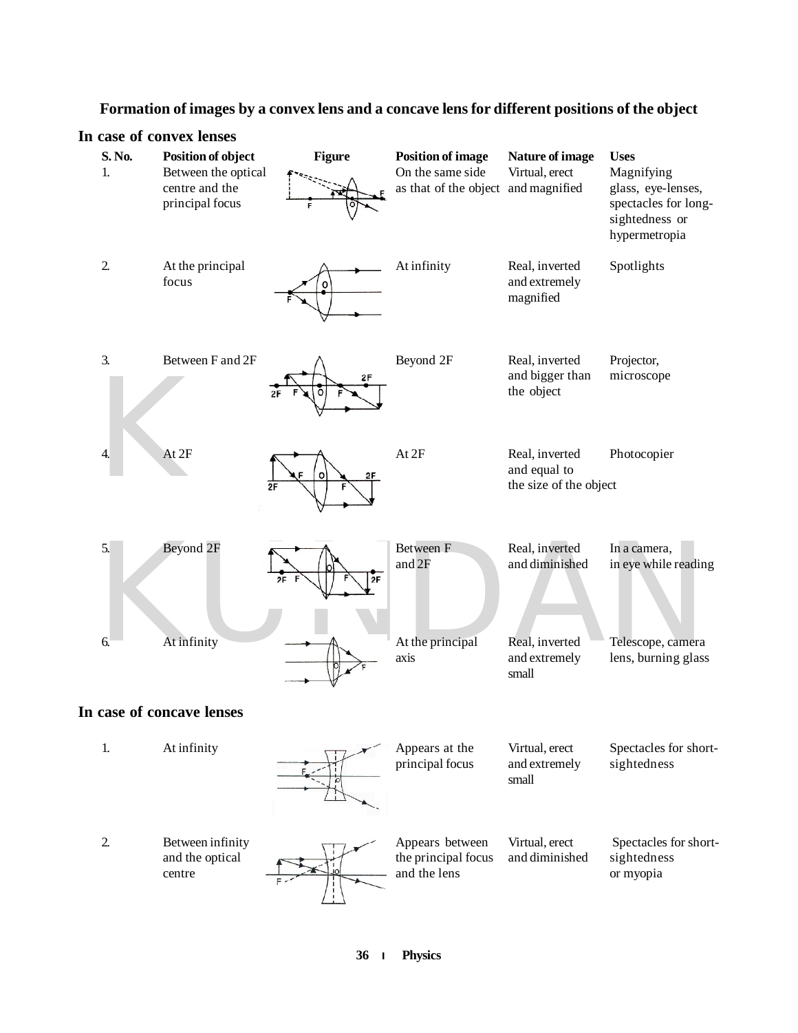**Formation of images by a convex lens and a concave lens for different positions of the object**

## In case of convex lenses

| S. No. | Position of object | Figure | Position of image | Nature of image | Uses |
|---|---|---|---|---|---|
| 1. | Between the optical centre and the principal focus | | On the same side as that of the object | Virtual, erect and magnified | Magnifying glass, eye-lenses, spectacles for long-sightedness or hypermetropia |
| 2. | At the principal focus | | At infinity | Real, inverted and extremely magnified | Spotlights |
| 3. | Between F and 2F | | Beyond 2F | Real, inverted and bigger than the object | Projector, microscope |
| 4. | At 2F | | At 2F | Real, inverted and equal to the size of the object | Photocopier |
| 5. | Beyond 2F | | Between F and 2F | Real, inverted and diminished | In a camera, in eye while reading |
| 6. | At infinity | | At the principal axis | Real, inverted and extremely small | Telescope, camera lens, burning glass |

## In case of concave lenses

| S. No. | Position of object | Figure | Position of image | Nature of image | Uses |
|---|---|---|---|---|---|
| 1. | At infinity | | Appears at the principal focus | Virtual, erect and extremely small | Spectacles for short-sightedness |
| 2. | Between infinity and the optical centre | | Appears between the principal focus and the lens | Virtual, erect and diminished | Spectacles for short-sightedness or myopia |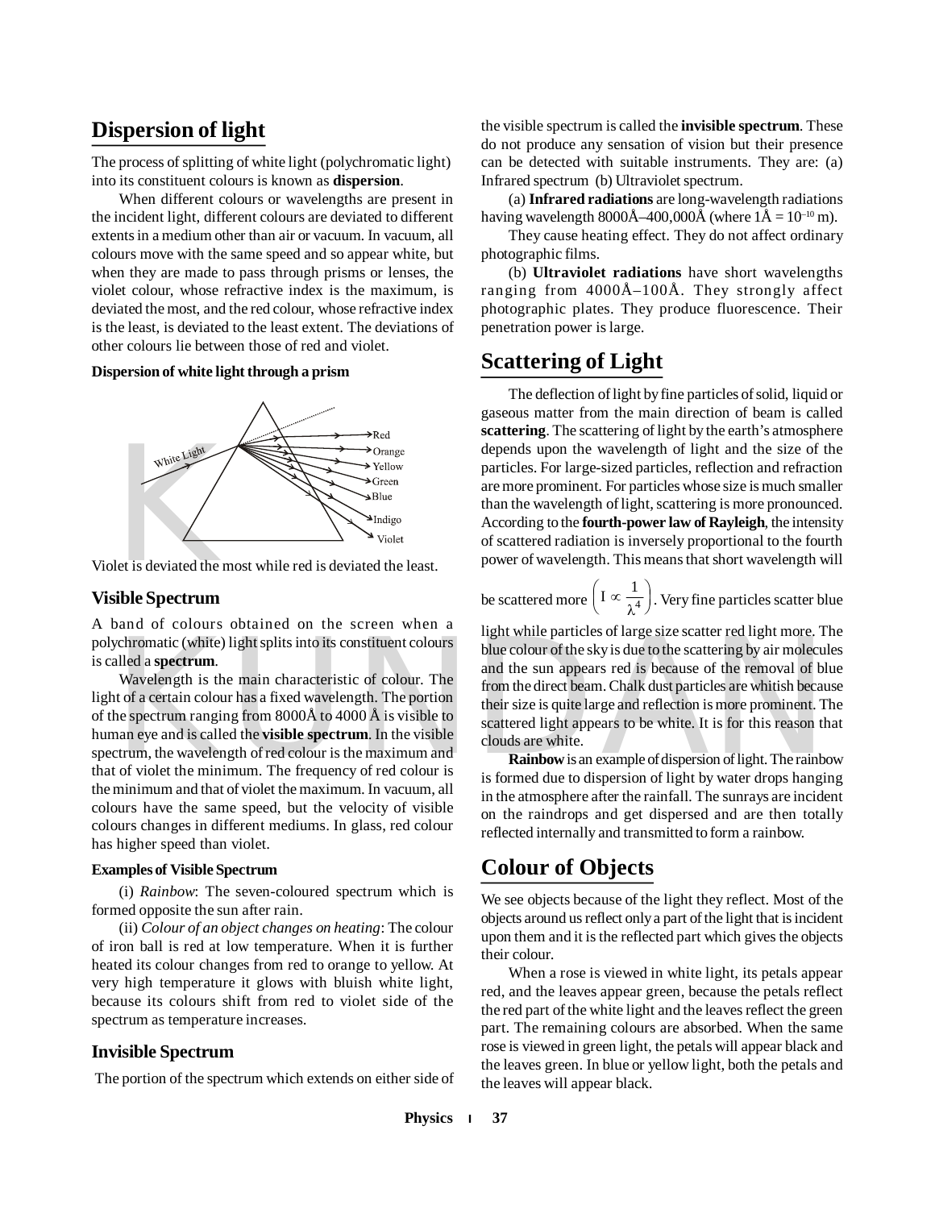## Dispersion of light

The process of splitting of white light (polychromatic light) into its constituent colours is known as **dispersion**.

When different colours or wavelengths are present in the incident light, different colours are deviated to different extents in a medium other than air or vacuum. In vacuum, all colours move with the same speed and so appear white, but when they are made to pass through prisms or lenses, the violet colour, whose refractive index is the maximum, is deviated the most, and the red colour, whose refractive index is the least, is deviated to the least extent. The deviations of other colours lie between those of red and violet.

**Dispersion of white light through a prism**

White Light — Red, Orange, Yellow, Green, Blue, Indigo, Violet

Violet is deviated the most while red is deviated the least.

### Visible Spectrum

A band of colours obtained on the screen when a polychromatic (white) light splits into its constituent colours is called a **spectrum**.

Wavelength is the main characteristic of colour. The light of a certain colour has a fixed wavelength. The portion of the spectrum ranging from 8000Å to 4000 Å is visible to human eye and is called the **visible spectrum**. In the visible spectrum, the wavelength of red colour is the maximum and that of violet the minimum. The frequency of red colour is the minimum and that of violet the maximum. In vacuum, all colours have the same speed, but the velocity of visible colours changes in different mediums. In glass, red colour has higher speed than violet.

**Examples of Visible Spectrum**

(i) *Rainbow*: The seven-coloured spectrum which is formed opposite the sun after rain.

(ii) *Colour of an object changes on heating*: The colour of iron ball is red at low temperature. When it is further heated its colour changes from red to orange to yellow. At very high temperature it glows with bluish white light, because its colours shift from red to violet side of the spectrum as temperature increases.

### Invisible Spectrum

The portion of the spectrum which extends on either side of the visible spectrum is called the **invisible spectrum**. These do not produce any sensation of vision but their presence can be detected with suitable instruments. They are: (a) Infrared spectrum (b) Ultraviolet spectrum.

(a) **Infrared radiations** are long-wavelength radiations having wavelength 8000Å–400,000Å (where $1Å = 10^{-10}$ m).

They cause heating effect. They do not affect ordinary photographic films.

(b) **Ultraviolet radiations** have short wavelengths ranging from 4000Å–100Å. They strongly affect photographic plates. They produce fluorescence. Their penetration power is large.

## Scattering of Light

The deflection of light by fine particles of solid, liquid or gaseous matter from the main direction of beam is called **scattering**. The scattering of light by the earth's atmosphere depends upon the wavelength of light and the size of the particles. For large-sized particles, reflection and refraction are more prominent. For particles whose size is much smaller than the wavelength of light, scattering is more pronounced. According to the **fourth-power law of Rayleigh**, the intensity of scattered radiation is inversely proportional to the fourth power of wavelength. This means that short wavelength will be scattered more $\left( I \propto \frac{1}{\lambda^4} \right)$. Very fine particles scatter blue light while particles of large size scatter red light more. The blue colour of the sky is due to the scattering by air molecules and the sun appears red is because of the removal of blue from the direct beam. Chalk dust particles are whitish because their size is quite large and reflection is more prominent. The scattered light appears to be white. It is for this reason that clouds are white.

**Rainbow** is an example of dispersion of light. The rainbow is formed due to dispersion of light by water drops hanging in the atmosphere after the rainfall. The sunrays are incident on the raindrops and get dispersed and are then totally reflected internally and transmitted to form a rainbow.

## Colour of Objects

We see objects because of the light they reflect. Most of the objects around us reflect only a part of the light that is incident upon them and it is the reflected part which gives the objects their colour.

When a rose is viewed in white light, its petals appear red, and the leaves appear green, because the petals reflect the red part of the white light and the leaves reflect the green part. The remaining colours are absorbed. When the same rose is viewed in green light, the petals will appear black and the leaves green. In blue or yellow light, both the petals and the leaves will appear black.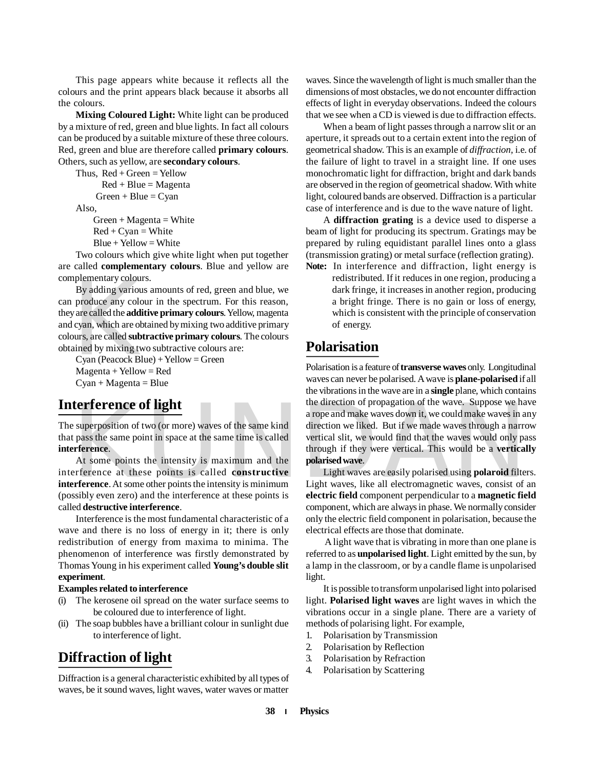This page appears white because it reflects all the colours and the print appears black because it absorbs all the colours.

**Mixing Coloured Light:** White light can be produced by a mixture of red, green and blue lights. In fact all colours can be produced by a suitable mixture of these three colours. Red, green and blue are therefore called **primary colours**. Others, such as yellow, are **secondary colours**.

Thus, Red + Green = Yellow
Red + Blue = Magenta
Green + Blue = Cyan

Also,
Green + Magenta = White
Red + Cyan = White
Blue + Yellow = White

Two colours which give white light when put together are called **complementary colours**. Blue and yellow are complementary colours.

By adding various amounts of red, green and blue, we can produce any colour in the spectrum. For this reason, they are called the **additive primary colours**. Yellow, magenta and cyan, which are obtained by mixing two additive primary colours, are called **subtractive primary colours**. The colours obtained by mixing two subtractive colours are:

Cyan (Peacock Blue) + Yellow = Green
Magenta + Yellow = Red
Cyan + Magenta = Blue

## Interference of light

The superposition of two (or more) waves of the same kind that pass the same point in space at the same time is called **interference**.

At some points the intensity is maximum and the interference at these points is called **constructive interference**. At some other points the intensity is minimum (possibly even zero) and the interference at these points is called **destructive interference**.

Interference is the most fundamental characteristic of a wave and there is no loss of energy in it; there is only redistribution of energy from maxima to minima. The phenomenon of interference was firstly demonstrated by Thomas Young in his experiment called **Young's double slit experiment**.

**Examples related to interference**

(i) The kerosene oil spread on the water surface seems to be coloured due to interference of light.
(ii) The soap bubbles have a brilliant colour in sunlight due to interference of light.

## Diffraction of light

Diffraction is a general characteristic exhibited by all types of waves, be it sound waves, light waves, water waves or matter waves. Since the wavelength of light is much smaller than the dimensions of most obstacles, we do not encounter diffraction effects of light in everyday observations. Indeed the colours that we see when a CD is viewed is due to diffraction effects.

When a beam of light passes through a narrow slit or an aperture, it spreads out to a certain extent into the region of geometrical shadow. This is an example of *diffraction*, i.e. of the failure of light to travel in a straight line. If one uses monochromatic light for diffraction, bright and dark bands are observed in the region of geometrical shadow. With white light, coloured bands are observed. Diffraction is a particular case of interference and is due to the wave nature of light.

A **diffraction grating** is a device used to disperse a beam of light for producing its spectrum. Gratings may be prepared by ruling equidistant parallel lines onto a glass (transmission grating) or metal surface (reflection grating).

**Note:** In interference and diffraction, light energy is redistributed. If it reduces in one region, producing a dark fringe, it increases in another region, producing a bright fringe. There is no gain or loss of energy, which is consistent with the principle of conservation of energy.

## Polarisation

Polarisation is a feature of **transverse waves** only. Longitudinal waves can never be polarised. A wave is **plane-polarised** if all the vibrations in the wave are in a **single** plane, which contains the direction of propagation of the wave. Suppose we have a rope and make waves down it, we could make waves in any direction we liked. But if we made waves through a narrow vertical slit, we would find that the waves would only pass through if they were vertical. This would be a **vertically polarised wave**.

Light waves are easily polarised using **polaroid** filters. Light waves, like all electromagnetic waves, consist of an **electric field** component perpendicular to a **magnetic field** component, which are always in phase. We normally consider only the electric field component in polarisation, because the electrical effects are those that dominate.

A light wave that is vibrating in more than one plane is referred to as **unpolarised light**. Light emitted by the sun, by a lamp in the classroom, or by a candle flame is unpolarised light.

It is possible to transform unpolarised light into polarised light. **Polarised light waves** are light waves in which the vibrations occur in a single plane. There are a variety of methods of polarising light. For example,

1. Polarisation by Transmission
2. Polarisation by Reflection
3. Polarisation by Refraction
4. Polarisation by Scattering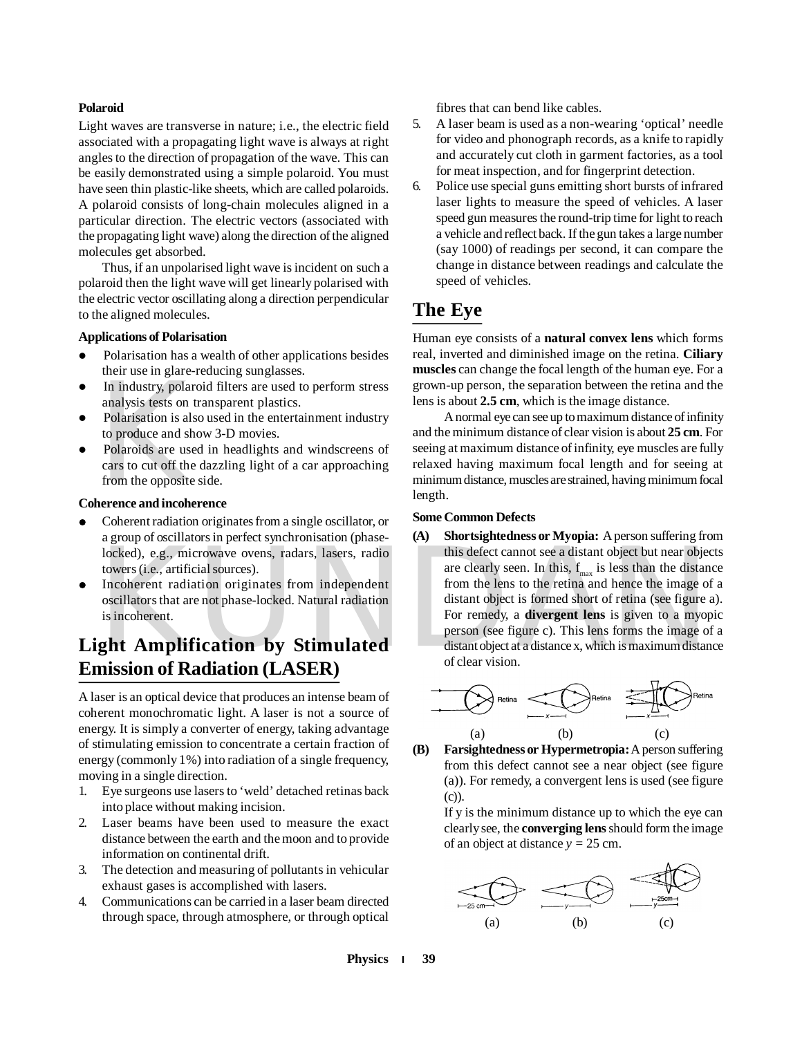**Polaroid**

Light waves are transverse in nature; i.e., the electric field associated with a propagating light wave is always at right angles to the direction of propagation of the wave. This can be easily demonstrated using a simple polaroid. You must have seen thin plastic-like sheets, which are called polaroids. A polaroid consists of long-chain molecules aligned in a particular direction. The electric vectors (associated with the propagating light wave) along the direction of the aligned molecules get absorbed.

Thus, if an unpolarised light wave is incident on such a polaroid then the light wave will get linearly polarised with the electric vector oscillating along a direction perpendicular to the aligned molecules.

**Applications of Polarisation**

- Polarisation has a wealth of other applications besides their use in glare-reducing sunglasses.
- In industry, polaroid filters are used to perform stress analysis tests on transparent plastics.
- Polarisation is also used in the entertainment industry to produce and show 3-D movies.
- Polaroids are used in headlights and windscreens of cars to cut off the dazzling light of a car approaching from the opposite side.

**Coherence and incoherence**

- Coherent radiation originates from a single oscillator, or a group of oscillators in perfect synchronisation (phase-locked), e.g., microwave ovens, radars, lasers, radio towers (i.e., artificial sources).
- Incoherent radiation originates from independent oscillators that are not phase-locked. Natural radiation is incoherent.

## Light Amplification by Stimulated Emission of Radiation (LASER)

A laser is an optical device that produces an intense beam of coherent monochromatic light. A laser is not a source of energy. It is simply a converter of energy, taking advantage of stimulating emission to concentrate a certain fraction of energy (commonly 1%) into radiation of a single frequency, moving in a single direction.

1. Eye surgeons use lasers to 'weld' detached retinas back into place without making incision.
2. Laser beams have been used to measure the exact distance between the earth and the moon and to provide information on continental drift.
3. The detection and measuring of pollutants in vehicular exhaust gases is accomplished with lasers.
4. Communications can be carried in a laser beam directed through space, through atmosphere, or through optical fibres that can bend like cables.
5. A laser beam is used as a non-wearing 'optical' needle for video and phonograph records, as a knife to rapidly and accurately cut cloth in garment factories, as a tool for meat inspection, and for fingerprint detection.
6. Police use special guns emitting short bursts of infrared laser lights to measure the speed of vehicles. A laser speed gun measures the round-trip time for light to reach a vehicle and reflect back. If the gun takes a large number (say 1000) of readings per second, it can compare the change in distance between readings and calculate the speed of vehicles.

## The Eye

Human eye consists of a **natural convex lens** which forms real, inverted and diminished image on the retina. **Ciliary muscles** can change the focal length of the human eye. For a grown-up person, the separation between the retina and the lens is about **2.5 cm**, which is the image distance.

A normal eye can see up to maximum distance of infinity and the minimum distance of clear vision is about **25 cm**. For seeing at maximum distance of infinity, eye muscles are fully relaxed having maximum focal length and for seeing at minimum distance, muscles are strained, having minimum focal length.

**Some Common Defects**

**(A) Shortsightedness or Myopia:** A person suffering from this defect cannot see a distant object but near objects are clearly seen. In this, $f_{max}$ is less than the distance from the lens to the retina and hence the image of a distant object is formed short of retina (see figure a). For remedy, a **divergent lens** is given to a myopic person (see figure c). This lens forms the image of a distant object at a distance x, which is maximum distance of clear vision.

(a) (b) (c)

**(B) Farsightedness or Hypermetropia:** A person suffering from this defect cannot see a near object (see figure (a)). For remedy, a convergent lens is used (see figure (c)).

If y is the minimum distance up to which the eye can clearly see, the **converging lens** should form the image of an object at distance $y = 25$ cm.

(a) (b) (c)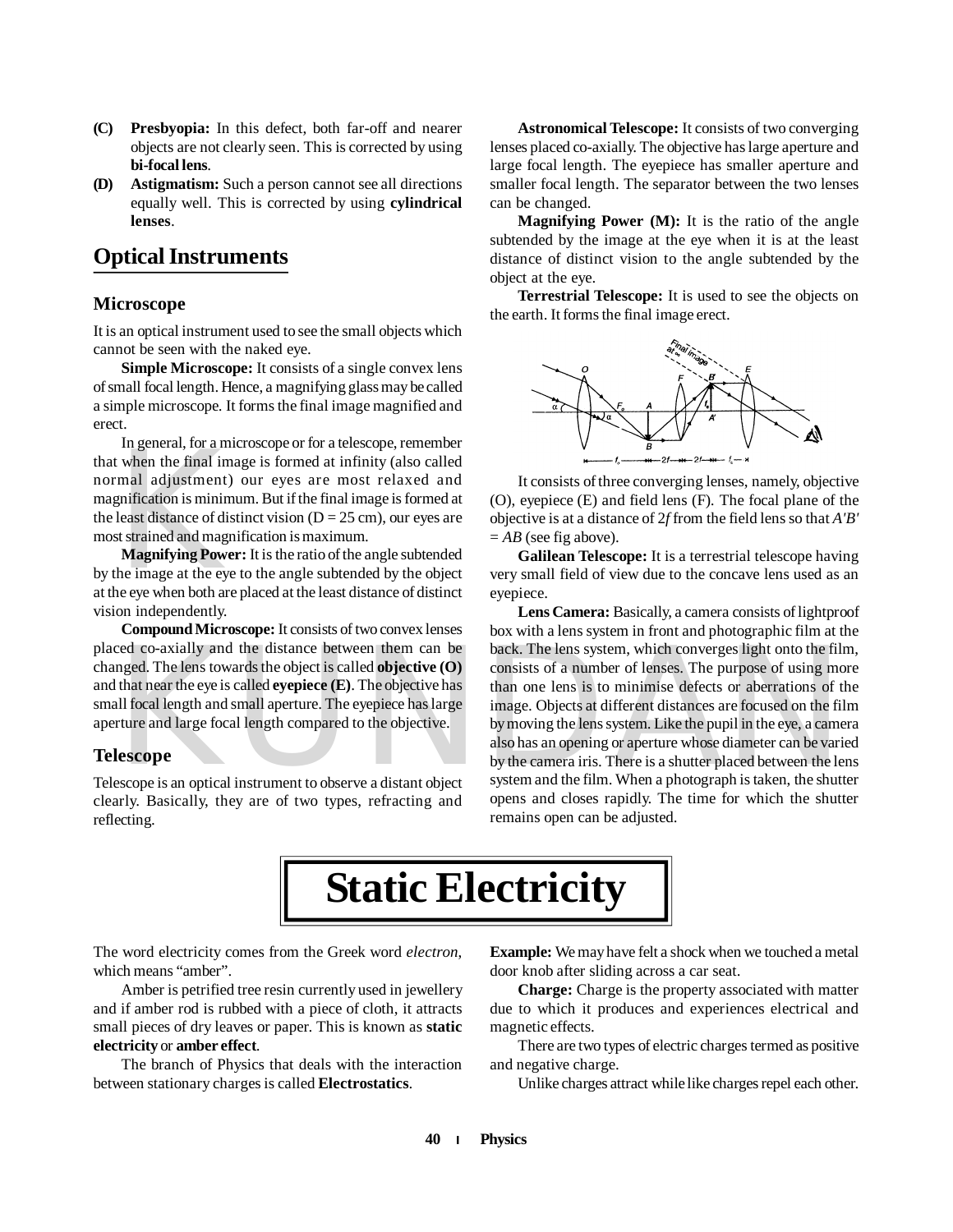**(C) Presbyopia:** In this defect, both far-off and nearer objects are not clearly seen. This is corrected by using **bi-focal lens**.

**(D) Astigmatism:** Such a person cannot see all directions equally well. This is corrected by using **cylindrical lenses**.

## Optical Instruments

### Microscope

It is an optical instrument used to see the small objects which cannot be seen with the naked eye.

**Simple Microscope:** It consists of a single convex lens of small focal length. Hence, a magnifying glass may be called a simple microscope. It forms the final image magnified and erect.

In general, for a microscope or for a telescope, remember that when the final image is formed at infinity (also called normal adjustment) our eyes are most relaxed and magnification is minimum. But if the final image is formed at the least distance of distinct vision (D = 25 cm), our eyes are most strained and magnification is maximum.

**Magnifying Power:** It is the ratio of the angle subtended by the image at the eye to the angle subtended by the object at the eye when both are placed at the least distance of distinct vision independently.

**Compound Microscope:** It consists of two convex lenses placed co-axially and the distance between them can be changed. The lens towards the object is called **objective (O)** and that near the eye is called **eyepiece (E)**. The objective has small focal length and small aperture. The eyepiece has large aperture and large focal length compared to the objective.

### Telescope

Telescope is an optical instrument to observe a distant object clearly. Basically, they are of two types, refracting and reflecting.

**Astronomical Telescope:** It consists of two converging lenses placed co-axially. The objective has large aperture and large focal length. The eyepiece has smaller aperture and smaller focal length. The separator between the two lenses can be changed.

**Magnifying Power (M):** It is the ratio of the angle subtended by the image at the eye when it is at the least distance of distinct vision to the angle subtended by the object at the eye.

**Terrestrial Telescope:** It is used to see the objects on the earth. It forms the final image erect.

It consists of three converging lenses, namely, objective (O), eyepiece (E) and field lens (F). The focal plane of the objective is at a distance of $2f$ from the field lens so that $A'B' = AB$ (see fig above).

**Galilean Telescope:** It is a terrestrial telescope having very small field of view due to the concave lens used as an eyepiece.

**Lens Camera:** Basically, a camera consists of lightproof box with a lens system in front and photographic film at the back. The lens system, which converges light onto the film, consists of a number of lenses. The purpose of using more than one lens is to minimise defects or aberrations of the image. Objects at different distances are focused on the film by moving the lens system. Like the pupil in the eye, a camera also has an opening or aperture whose diameter can be varied by the camera iris. There is a shutter placed between the lens system and the film. When a photograph is taken, the shutter opens and closes rapidly. The time for which the shutter remains open can be adjusted.

# Static Electricity

The word electricity comes from the Greek word *electron*, which means "amber".

Amber is petrified tree resin currently used in jewellery and if amber rod is rubbed with a piece of cloth, it attracts small pieces of dry leaves or paper. This is known as **static electricity** or **amber effect**.

The branch of Physics that deals with the interaction between stationary charges is called **Electrostatics**.

**Example:** We may have felt a shock when we touched a metal door knob after sliding across a car seat.

**Charge:** Charge is the property associated with matter due to which it produces and experiences electrical and magnetic effects.

There are two types of electric charges termed as positive and negative charge.

Unlike charges attract while like charges repel each other.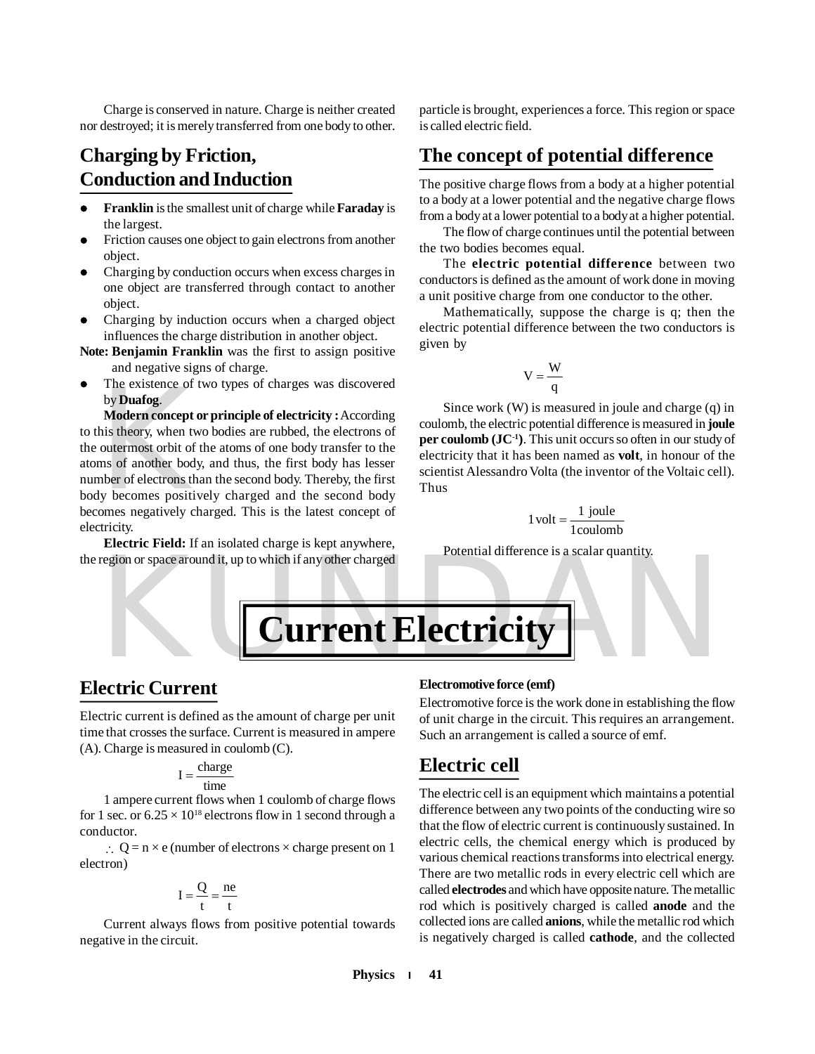Charge is conserved in nature. Charge is neither created nor destroyed; it is merely transferred from one body to other.

## Charging by Friction, Conduction and Induction

- **Franklin** is the smallest unit of charge while **Faraday** is the largest.
- Friction causes one object to gain electrons from another object.
- Charging by conduction occurs when excess charges in one object are transferred through contact to another object.
- Charging by induction occurs when a charged object influences the charge distribution in another object.

**Note: Benjamin Franklin** was the first to assign positive and negative signs of charge.

- The existence of two types of charges was discovered by **Duafog**.

**Modern concept or principle of electricity :** According to this theory, when two bodies are rubbed, the electrons of the outermost orbit of the atoms of one body transfer to the atoms of another body, and thus, the first body has lesser number of electrons than the second body. Thereby, the first body becomes positively charged and the second body becomes negatively charged. This is the latest concept of electricity.

**Electric Field:** If an isolated charge is kept anywhere, the region or space around it, up to which if any other charged particle is brought, experiences a force. This region or space is called electric field.

## The concept of potential difference

The positive charge flows from a body at a higher potential to a body at a lower potential and the negative charge flows from a body at a lower potential to a body at a higher potential.

The flow of charge continues until the potential between the two bodies becomes equal.

The **electric potential difference** between two conductors is defined as the amount of work done in moving a unit positive charge from one conductor to the other.

Mathematically, suppose the charge is q; then the electric potential difference between the two conductors is given by

$$V = \frac{W}{q}$$

Since work (W) is measured in joule and charge (q) in coulomb, the electric potential difference is measured in **joule per coulomb ($JC^{-1}$)**. This unit occurs so often in our study of electricity that it has been named as **volt**, in honour of the scientist Alessandro Volta (the inventor of the Voltaic cell). Thus

$$1\,\text{volt} = \frac{1\ \text{joule}}{1\,\text{coulomb}}$$

Potential difference is a scalar quantity.

# Current Electricity

## Electric Current

Electric current is defined as the amount of charge per unit time that crosses the surface. Current is measured in ampere (A). Charge is measured in coulomb (C).

$$I = \frac{\text{charge}}{\text{time}}$$

1 ampere current flows when 1 coulomb of charge flows for 1 sec. or $6.25 \times 10^{18}$ electrons flow in 1 second through a conductor.

$\therefore$ Q = n × e (number of electrons × charge present on 1 electron)

$$I = \frac{Q}{t} = \frac{ne}{t}$$

Current always flows from positive potential towards negative in the circuit.

#### Electromotive force (emf)

Electromotive force is the work done in establishing the flow of unit charge in the circuit. This requires an arrangement. Such an arrangement is called a source of emf.

## Electric cell

The electric cell is an equipment which maintains a potential difference between any two points of the conducting wire so that the flow of electric current is continuously sustained. In electric cells, the chemical energy which is produced by various chemical reactions transforms into electrical energy. There are two metallic rods in every electric cell which are called **electrodes** and which have opposite nature. The metallic rod which is positively charged is called **anode** and the collected ions are called **anions**, while the metallic rod which is negatively charged is called **cathode**, and the collected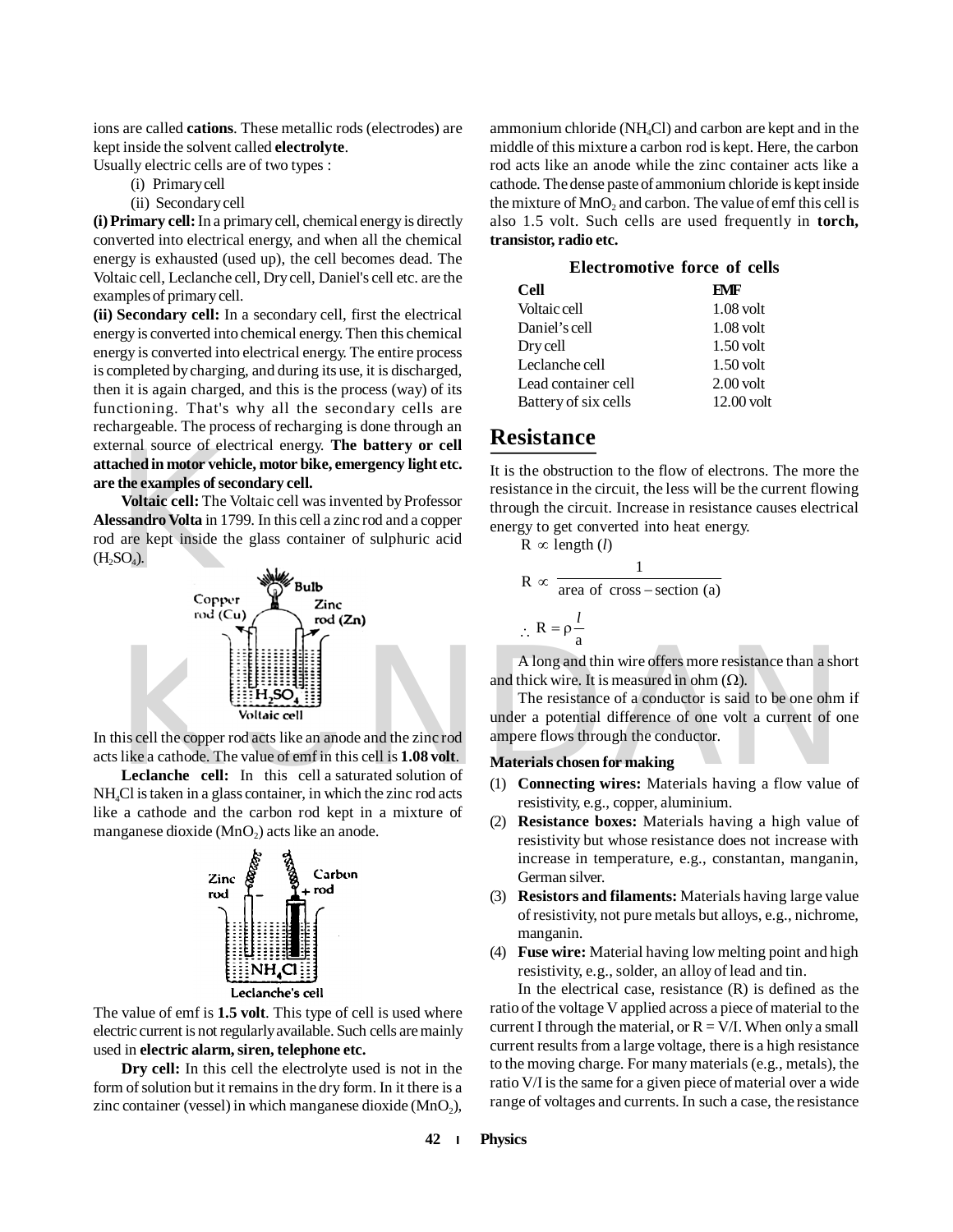ions are called **cations**. These metallic rods (electrodes) are kept inside the solvent called **electrolyte**.

Usually electric cells are of two types :

(i) Primary cell

(ii) Secondary cell

**(i) Primary cell:** In a primary cell, chemical energy is directly converted into electrical energy, and when all the chemical energy is exhausted (used up), the cell becomes dead. The Voltaic cell, Leclanche cell, Dry cell, Daniel's cell etc. are the examples of primary cell.

**(ii) Secondary cell:** In a secondary cell, first the electrical energy is converted into chemical energy. Then this chemical energy is converted into electrical energy. The entire process is completed by charging, and during its use, it is discharged, then it is again charged, and this is the process (way) of its functioning. That's why all the secondary cells are rechargeable. The process of recharging is done through an external source of electrical energy. **The battery or cell attached in motor vehicle, motor bike, emergency light etc. are the examples of secondary cell.**

**Voltaic cell:** The Voltaic cell was invented by Professor **Alessandro Volta** in 1799. In this cell a zinc rod and a copper rod are kept inside the glass container of sulphuric acid ($H_2SO_4$).

Voltaic cell

In this cell the copper rod acts like an anode and the zinc rod acts like a cathode. The value of emf in this cell is **1.08 volt**.

**Leclanche cell:** In this cell a saturated solution of $NH_4Cl$ is taken in a glass container, in which the zinc rod acts like a cathode and the carbon rod kept in a mixture of manganese dioxide ($MnO_2$) acts like an anode.

Leclanche's cell

The value of emf is **1.5 volt**. This type of cell is used where electric current is not regularly available. Such cells are mainly used in **electric alarm, siren, telephone etc.**

**Dry cell:** In this cell the electrolyte used is not in the form of solution but it remains in the dry form. In it there is a zinc container (vessel) in which manganese dioxide ($MnO_2$), ammonium chloride ($NH_4Cl$) and carbon are kept and in the middle of this mixture a carbon rod is kept. Here, the carbon rod acts like an anode while the zinc container acts like a cathode. The dense paste of ammonium chloride is kept inside the mixture of $MnO_2$ and carbon. The value of emf this cell is also 1.5 volt. Such cells are used frequently in **torch, transistor, radio etc.**

**Electromotive force of cells**

| Cell | EMF |
|---|---|
| Voltaic cell | 1.08 volt |
| Daniel's cell | 1.08 volt |
| Dry cell | 1.50 volt |
| Leclanche cell | 1.50 volt |
| Lead container cell | 2.00 volt |
| Battery of six cells | 12.00 volt |

## Resistance

It is the obstruction to the flow of electrons. The more the resistance in the circuit, the less will be the current flowing through the circuit. Increase in resistance causes electrical energy to get converted into heat energy.

$$R \propto \text{length } (l)$$

$$R \propto \frac{1}{\text{area of cross} - \text{section (a)}}$$

$$\therefore \; R = \rho \frac{l}{a}$$

A long and thin wire offers more resistance than a short and thick wire. It is measured in ohm ($\Omega$).

The resistance of a conductor is said to be one ohm if under a potential difference of one volt a current of one ampere flows through the conductor.

**Materials chosen for making**

(1) **Connecting wires:** Materials having a flow value of resistivity, e.g., copper, aluminium.

(2) **Resistance boxes:** Materials having a high value of resistivity but whose resistance does not increase with increase in temperature, e.g., constantan, manganin, German silver.

(3) **Resistors and filaments:** Materials having large value of resistivity, not pure metals but alloys, e.g., nichrome, manganin.

(4) **Fuse wire:** Material having low melting point and high resistivity, e.g., solder, an alloy of lead and tin.

In the electrical case, resistance (R) is defined as the ratio of the voltage V applied across a piece of material to the current I through the material, or $R = V/I$. When only a small current results from a large voltage, there is a high resistance to the moving charge. For many materials (e.g., metals), the ratio V/I is the same for a given piece of material over a wide range of voltages and currents. In such a case, the resistance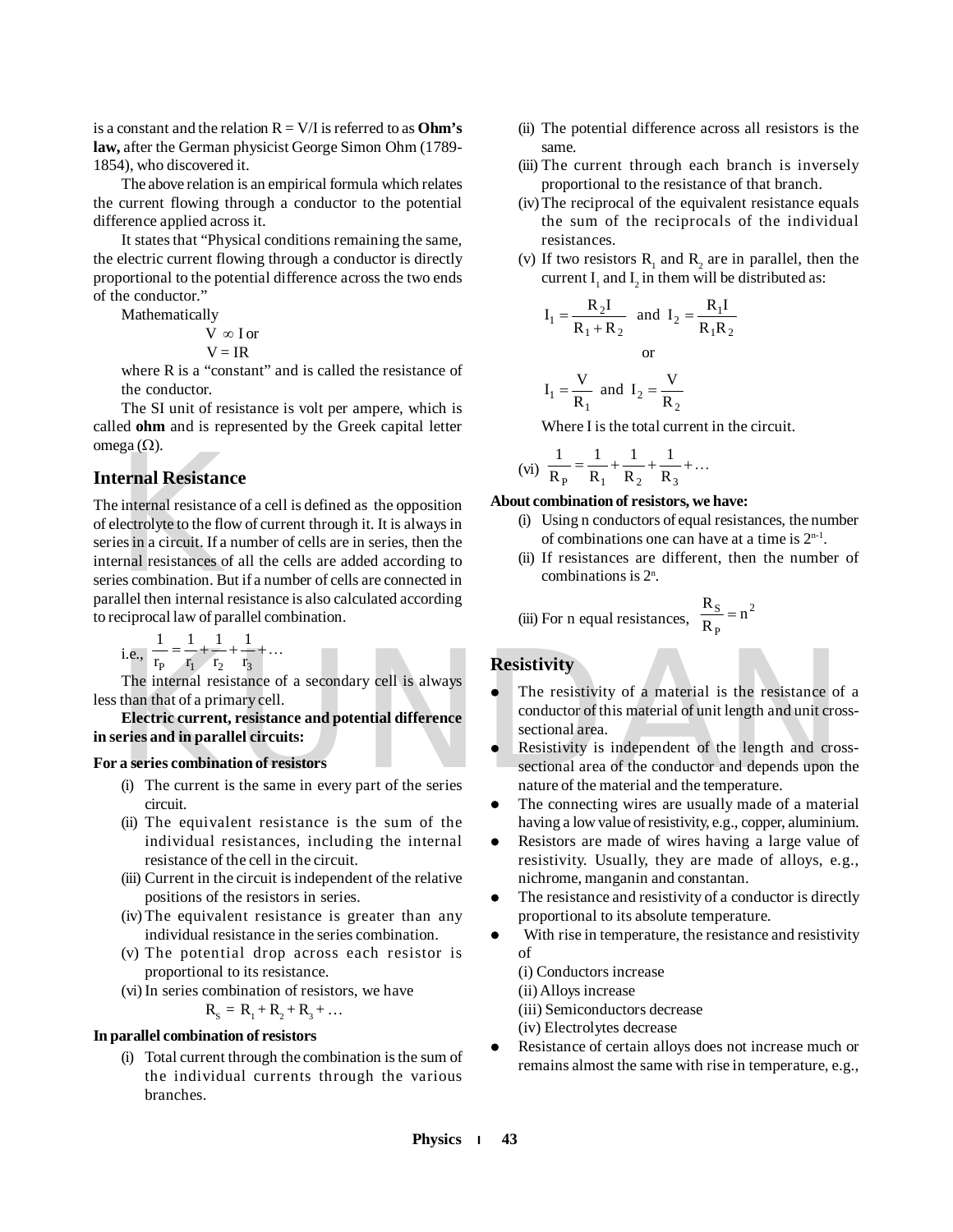is a constant and the relation R = V/I is referred to as **Ohm's law,** after the German physicist George Simon Ohm (1789-1854), who discovered it.

The above relation is an empirical formula which relates the current flowing through a conductor to the potential difference applied across it.

It states that "Physical conditions remaining the same, the electric current flowing through a conductor is directly proportional to the potential difference across the two ends of the conductor."

Mathematically

$$V \propto I \text{ or}$$

$$V = IR$$

where R is a "constant" and is called the resistance of the conductor.

The SI unit of resistance is volt per ampere, which is called **ohm** and is represented by the Greek capital letter omega (Ω).

## Internal Resistance

The internal resistance of a cell is defined as the opposition of electrolyte to the flow of current through it. It is always in series in a circuit. If a number of cells are in series, then the internal resistances of all the cells are added according to series combination. But if a number of cells are connected in parallel then internal resistance is also calculated according to reciprocal law of parallel combination.

i.e., $\dfrac{1}{r_P} = \dfrac{1}{r_1} + \dfrac{1}{r_2} + \dfrac{1}{r_3} + \ldots$

The internal resistance of a secondary cell is always less than that of a primary cell.

**Electric current, resistance and potential difference in series and in parallel circuits:**

**For a series combination of resistors**

(i) The current is the same in every part of the series circuit.

(ii) The equivalent resistance is the sum of the individual resistances, including the internal resistance of the cell in the circuit.

(iii) Current in the circuit is independent of the relative positions of the resistors in series.

(iv) The equivalent resistance is greater than any individual resistance in the series combination.

(v) The potential drop across each resistor is proportional to its resistance.

(vi) In series combination of resistors, we have

$$R_S = R_1 + R_2 + R_3 + \ldots$$

**In parallel combination of resistors**

(i) Total current through the combination is the sum of the individual currents through the various branches.

(ii) The potential difference across all resistors is the same.

(iii) The current through each branch is inversely proportional to the resistance of that branch.

(iv) The reciprocal of the equivalent resistance equals the sum of the reciprocals of the individual resistances.

(v) If two resistors $R_1$ and $R_2$ are in parallel, then the current $I_1$ and $I_2$ in them will be distributed as:

$$I_1 = \frac{R_2 I}{R_1 + R_2} \quad \text{and} \quad I_2 = \frac{R_1 I}{R_1 R_2}$$

or

$$I_1 = \frac{V}{R_1} \quad \text{and} \quad I_2 = \frac{V}{R_2}$$

Where I is the total current in the circuit.

(vi) $\dfrac{1}{R_P} = \dfrac{1}{R_1} + \dfrac{1}{R_2} + \dfrac{1}{R_3} + \ldots$

**About combination of resistors, we have:**

(i) Using n conductors of equal resistances, the number of combinations one can have at a time is $2^{n-1}$.

(ii) If resistances are different, then the number of combinations is $2^n$.

(iii) For n equal resistances, $\dfrac{R_S}{R_P} = n^2$

## Resistivity

- The resistivity of a material is the resistance of a conductor of this material of unit length and unit cross-sectional area.
- Resistivity is independent of the length and cross-sectional area of the conductor and depends upon the nature of the material and the temperature.
- The connecting wires are usually made of a material having a low value of resistivity, e.g., copper, aluminium.
- Resistors are made of wires having a large value of resistivity. Usually, they are made of alloys, e.g., nichrome, manganin and constantan.
- The resistance and resistivity of a conductor is directly proportional to its absolute temperature.
- With rise in temperature, the resistance and resistivity of
  (i) Conductors increase
  (ii) Alloys increase
  (iii) Semiconductors decrease
  (iv) Electrolytes decrease
- Resistance of certain alloys does not increase much or remains almost the same with rise in temperature, e.g.,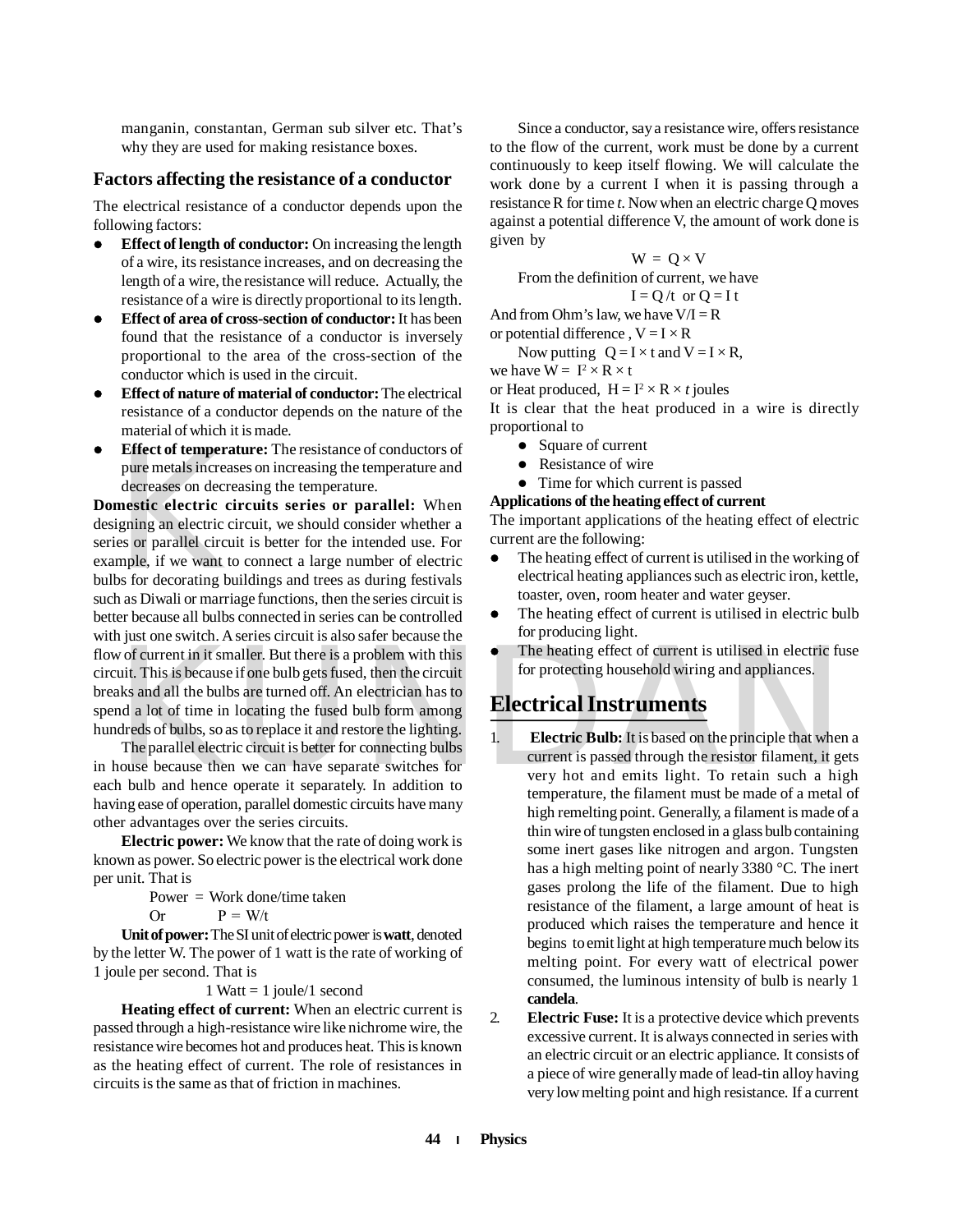manganin, constantan, German sub silver etc. That's why they are used for making resistance boxes.

### Factors affecting the resistance of a conductor

The electrical resistance of a conductor depends upon the following factors:

- **Effect of length of conductor:** On increasing the length of a wire, its resistance increases, and on decreasing the length of a wire, the resistance will reduce. Actually, the resistance of a wire is directly proportional to its length.
- **Effect of area of cross-section of conductor:** It has been found that the resistance of a conductor is inversely proportional to the area of the cross-section of the conductor which is used in the circuit.
- **Effect of nature of material of conductor:** The electrical resistance of a conductor depends on the nature of the material of which it is made.
- **Effect of temperature:** The resistance of conductors of pure metals increases on increasing the temperature and decreases on decreasing the temperature.

**Domestic electric circuits series or parallel:** When designing an electric circuit, we should consider whether a series or parallel circuit is better for the intended use. For example, if we want to connect a large number of electric bulbs for decorating buildings and trees as during festivals such as Diwali or marriage functions, then the series circuit is better because all bulbs connected in series can be controlled with just one switch. A series circuit is also safer because the flow of current in it smaller. But there is a problem with this circuit. This is because if one bulb gets fused, then the circuit breaks and all the bulbs are turned off. An electrician has to spend a lot of time in locating the fused bulb form among hundreds of bulbs, so as to replace it and restore the lighting.

The parallel electric circuit is better for connecting bulbs in house because then we can have separate switches for each bulb and hence operate it separately. In addition to having ease of operation, parallel domestic circuits have many other advantages over the series circuits.

**Electric power:** We know that the rate of doing work is known as power. So electric power is the electrical work done per unit. That is

Power = Work done/time taken

Or $P = W/t$

**Unit of power:** The SI unit of electric power is **watt**, denoted by the letter W. The power of 1 watt is the rate of working of 1 joule per second. That is

1 Watt = 1 joule/1 second

**Heating effect of current:** When an electric current is passed through a high-resistance wire like nichrome wire, the resistance wire becomes hot and produces heat. This is known as the heating effect of current. The role of resistances in circuits is the same as that of friction in machines.

Since a conductor, say a resistance wire, offers resistance to the flow of the current, work must be done by a current continuously to keep itself flowing. We will calculate the work done by a current I when it is passing through a resistance R for time *t*. Now when an electric charge Q moves against a potential difference V, the amount of work done is given by

$$W = Q \times V$$

From the definition of current, we have

$$I = Q/t \text{ or } Q = I\,t$$

And from Ohm's law, we have $V/I = R$

or potential difference, $V = I \times R$

Now putting $Q = I \times t$ and $V = I \times R$,

we have $W = I^2 \times R \times t$

or Heat produced, $H = I^2 \times R \times t$ joules

It is clear that the heat produced in a wire is directly proportional to

- Square of current
- Resistance of wire
- Time for which current is passed

**Applications of the heating effect of current**

The important applications of the heating effect of electric current are the following:

- The heating effect of current is utilised in the working of electrical heating appliances such as electric iron, kettle, toaster, oven, room heater and water geyser.
- The heating effect of current is utilised in electric bulb for producing light.
- The heating effect of current is utilised in electric fuse for protecting household wiring and appliances.

## Electrical Instruments

1. **Electric Bulb:** It is based on the principle that when a current is passed through the resistor filament, it gets very hot and emits light. To retain such a high temperature, the filament must be made of a metal of high remelting point. Generally, a filament is made of a thin wire of tungsten enclosed in a glass bulb containing some inert gases like nitrogen and argon. Tungsten has a high melting point of nearly 3380 °C. The inert gases prolong the life of the filament. Due to high resistance of the filament, a large amount of heat is produced which raises the temperature and hence it begins to emit light at high temperature much below its melting point. For every watt of electrical power consumed, the luminous intensity of bulb is nearly 1 **candela**.
2. **Electric Fuse:** It is a protective device which prevents excessive current. It is always connected in series with an electric circuit or an electric appliance. It consists of a piece of wire generally made of lead-tin alloy having very low melting point and high resistance. If a current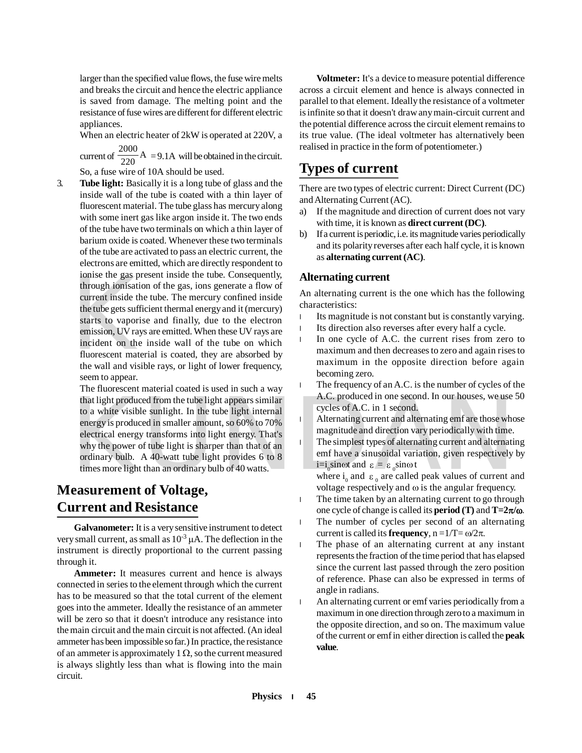larger than the specified value flows, the fuse wire melts and breaks the circuit and hence the electric appliance is saved from damage. The melting point and the resistance of fuse wires are different for different electric appliances.

When an electric heater of 2kW is operated at 220V, a current of $\frac{2000}{220}\text{A} = 9.1\text{A}$ will be obtained in the circuit. So, a fuse wire of 10A should be used.

3. **Tube light:** Basically it is a long tube of glass and the inside wall of the tube is coated with a thin layer of fluorescent material. The tube glass has mercury along with some inert gas like argon inside it. The two ends of the tube have two terminals on which a thin layer of barium oxide is coated. Whenever these two terminals of the tube are activated to pass an electric current, the electrons are emitted, which are directly respondent to ionise the gas present inside the tube. Consequently, through ionisation of the gas, ions generate a flow of current inside the tube. The mercury confined inside the tube gets sufficient thermal energy and it (mercury) starts to vaporise and finally, due to the electron emission, UV rays are emitted. When these UV rays are incident on the inside wall of the tube on which fluorescent material is coated, they are absorbed by the wall and visible rays, or light of lower frequency, seem to appear.

   The fluorescent material coated is used in such a way that light produced from the tube light appears similar to a white visible sunlight. In the tube light internal energy is produced in smaller amount, so 60% to 70% electrical energy transforms into light energy. That's why the power of tube light is sharper than that of an ordinary bulb. A 40-watt tube light provides 6 to 8 times more light than an ordinary bulb of 40 watts.

# Measurement of Voltage, Current and Resistance

**Galvanometer:** It is a very sensitive instrument to detect very small current, as small as $10^{-3}$ μA. The deflection in the instrument is directly proportional to the current passing through it.

**Ammeter:** It measures current and hence is always connected in series to the element through which the current has to be measured so that the total current of the element goes into the ammeter. Ideally the resistance of an ammeter will be zero so that it doesn't introduce any resistance into the main circuit and the main circuit is not affected. (An ideal ammeter has been impossible so far.) In practice, the resistance of an ammeter is approximately 1 Ω, so the current measured is always slightly less than what is flowing into the main circuit.

**Voltmeter:** It's a device to measure potential difference across a circuit element and hence is always connected in parallel to that element. Ideally the resistance of a voltmeter is infinite so that it doesn't draw any main-circuit current and the potential difference across the circuit element remains to its true value. (The ideal voltmeter has alternatively been realised in practice in the form of potentiometer.)

# Types of current

There are two types of electric current: Direct Current (DC) and Alternating Current (AC).

a) If the magnitude and direction of current does not vary with time, it is known as **direct current (DC)**.
b) If a current is periodic, i.e. its magnitude varies periodically and its polarity reverses after each half cycle, it is known as **alternating current (AC)**.

### Alternating current

An alternating current is the one which has the following characteristics:

- Its magnitude is not constant but is constantly varying.
- Its direction also reverses after every half a cycle.
- In one cycle of A.C. the current rises from zero to maximum and then decreases to zero and again rises to maximum in the opposite direction before again becoming zero.
- The frequency of an A.C. is the number of cycles of the A.C. produced in one second. In our houses, we use 50 cycles of A.C. in 1 second.
- Alternating current and alternating emf are those whose magnitude and direction vary periodically with time.
- The simplest types of alternating current and alternating emf have a sinusoidal variation, given respectively by $i = i_0 \sin\omega t$ and $\varepsilon = \varepsilon_0 \sin\omega t$
  where $i_0$ and $\varepsilon_0$ are called peak values of current and voltage respectively and ω is the angular frequency.
- The time taken by an alternating current to go through one cycle of change is called its **period (T)** and **$T=2\pi/\omega$**.
- The number of cycles per second of an alternating current is called its **frequency**, $n = 1/T = \omega/2\pi$.
- The phase of an alternating current at any instant represents the fraction of the time period that has elapsed since the current last passed through the zero position of reference. Phase can also be expressed in terms of angle in radians.
- An alternating current or emf varies periodically from a maximum in one direction through zero to a maximum in the opposite direction, and so on. The maximum value of the current or emf in either direction is called the **peak value**.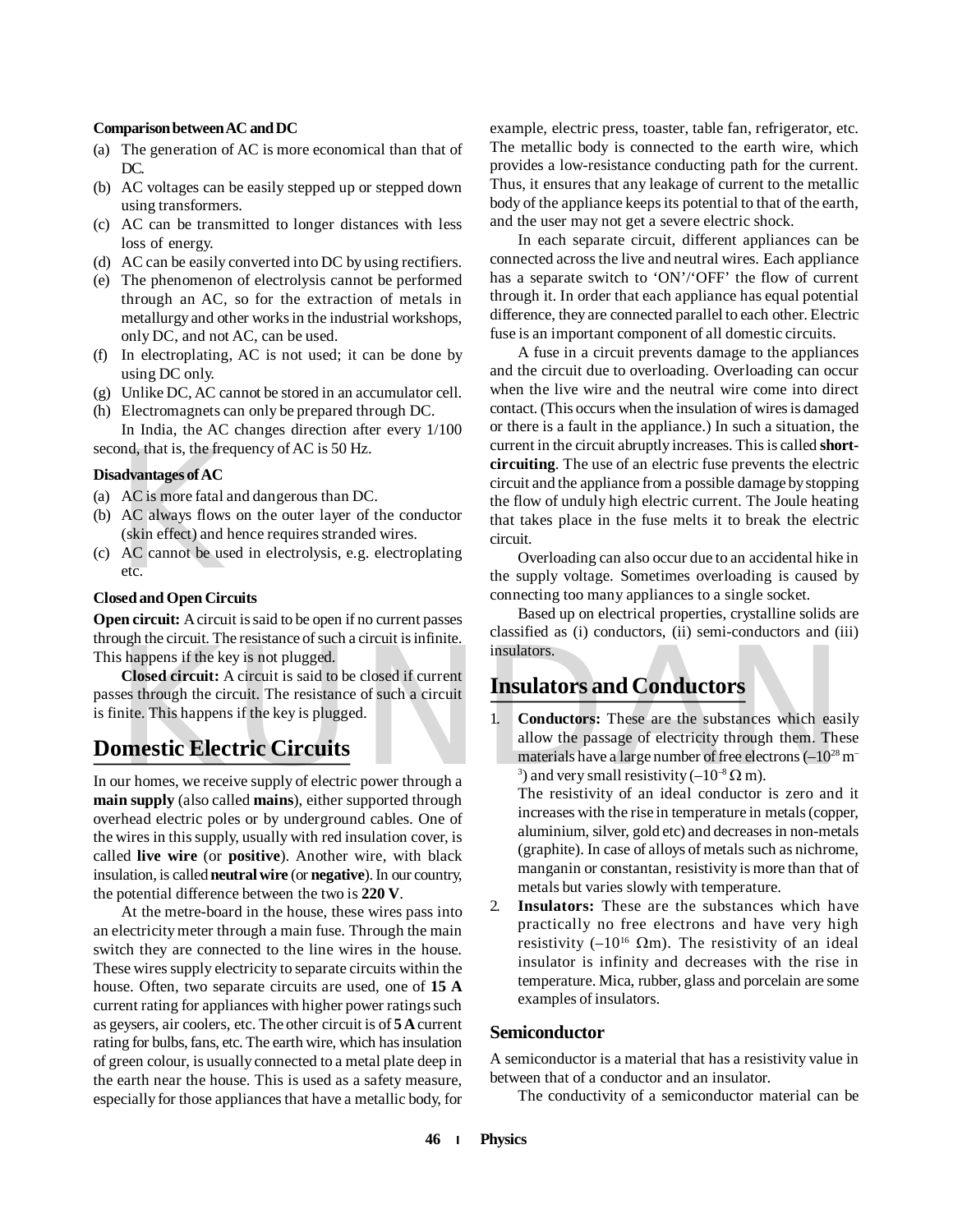**Comparison between AC and DC**

(a) The generation of AC is more economical than that of DC.
(b) AC voltages can be easily stepped up or stepped down using transformers.
(c) AC can be transmitted to longer distances with less loss of energy.
(d) AC can be easily converted into DC by using rectifiers.
(e) The phenomenon of electrolysis cannot be performed through an AC, so for the extraction of metals in metallurgy and other works in the industrial workshops, only DC, and not AC, can be used.
(f) In electroplating, AC is not used; it can be done by using DC only.
(g) Unlike DC, AC cannot be stored in an accumulator cell.
(h) Electromagnets can only be prepared through DC.

In India, the AC changes direction after every 1/100 second, that is, the frequency of AC is 50 Hz.

**Disadvantages of AC**

(a) AC is more fatal and dangerous than DC.
(b) AC always flows on the outer layer of the conductor (skin effect) and hence requires stranded wires.
(c) AC cannot be used in electrolysis, e.g. electroplating etc.

**Closed and Open Circuits**

**Open circuit:** A circuit is said to be open if no current passes through the circuit. The resistance of such a circuit is infinite. This happens if the key is not plugged.

**Closed circuit:** A circuit is said to be closed if current passes through the circuit. The resistance of such a circuit is finite. This happens if the key is plugged.

## Domestic Electric Circuits

In our homes, we receive supply of electric power through a **main supply** (also called **mains**), either supported through overhead electric poles or by underground cables. One of the wires in this supply, usually with red insulation cover, is called **live wire** (or **positive**). Another wire, with black insulation, is called **neutral wire** (or **negative**). In our country, the potential difference between the two is **220 V**.

At the metre-board in the house, these wires pass into an electricity meter through a main fuse. Through the main switch they are connected to the line wires in the house. These wires supply electricity to separate circuits within the house. Often, two separate circuits are used, one of **15 A** current rating for appliances with higher power ratings such as geysers, air coolers, etc. The other circuit is of **5 A** current rating for bulbs, fans, etc. The earth wire, which has insulation of green colour, is usually connected to a metal plate deep in the earth near the house. This is used as a safety measure, especially for those appliances that have a metallic body, for example, electric press, toaster, table fan, refrigerator, etc. The metallic body is connected to the earth wire, which provides a low-resistance conducting path for the current. Thus, it ensures that any leakage of current to the metallic body of the appliance keeps its potential to that of the earth, and the user may not get a severe electric shock.

In each separate circuit, different appliances can be connected across the live and neutral wires. Each appliance has a separate switch to 'ON'/'OFF' the flow of current through it. In order that each appliance has equal potential difference, they are connected parallel to each other. Electric fuse is an important component of all domestic circuits.

A fuse in a circuit prevents damage to the appliances and the circuit due to overloading. Overloading can occur when the live wire and the neutral wire come into direct contact. (This occurs when the insulation of wires is damaged or there is a fault in the appliance.) In such a situation, the current in the circuit abruptly increases. This is called **short-circuiting**. The use of an electric fuse prevents the electric circuit and the appliance from a possible damage by stopping the flow of unduly high electric current. The Joule heating that takes place in the fuse melts it to break the electric circuit.

Overloading can also occur due to an accidental hike in the supply voltage. Sometimes overloading is caused by connecting too many appliances to a single socket.

Based up on electrical properties, crystalline solids are classified as (i) conductors, (ii) semi-conductors and (iii) insulators.

## Insulators and Conductors

1. **Conductors:** These are the substances which easily allow the passage of electricity through them. These materials have a large number of free electrons ($\sim 10^{28}$ $m^{-3}$) and very small resistivity ($\sim 10^{-8}$ $\Omega$ m).
   The resistivity of an ideal conductor is zero and it increases with the rise in temperature in metals (copper, aluminium, silver, gold etc) and decreases in non-metals (graphite). In case of alloys of metals such as nichrome, manganin or constantan, resistivity is more than that of metals but varies slowly with temperature.
2. **Insulators:** These are the substances which have practically no free electrons and have very high resistivity ($\sim 10^{16}$ $\Omega$m). The resistivity of an ideal insulator is infinity and decreases with the rise in temperature. Mica, rubber, glass and porcelain are some examples of insulators.

### Semiconductor

A semiconductor is a material that has a resistivity value in between that of a conductor and an insulator.

The conductivity of a semiconductor material can be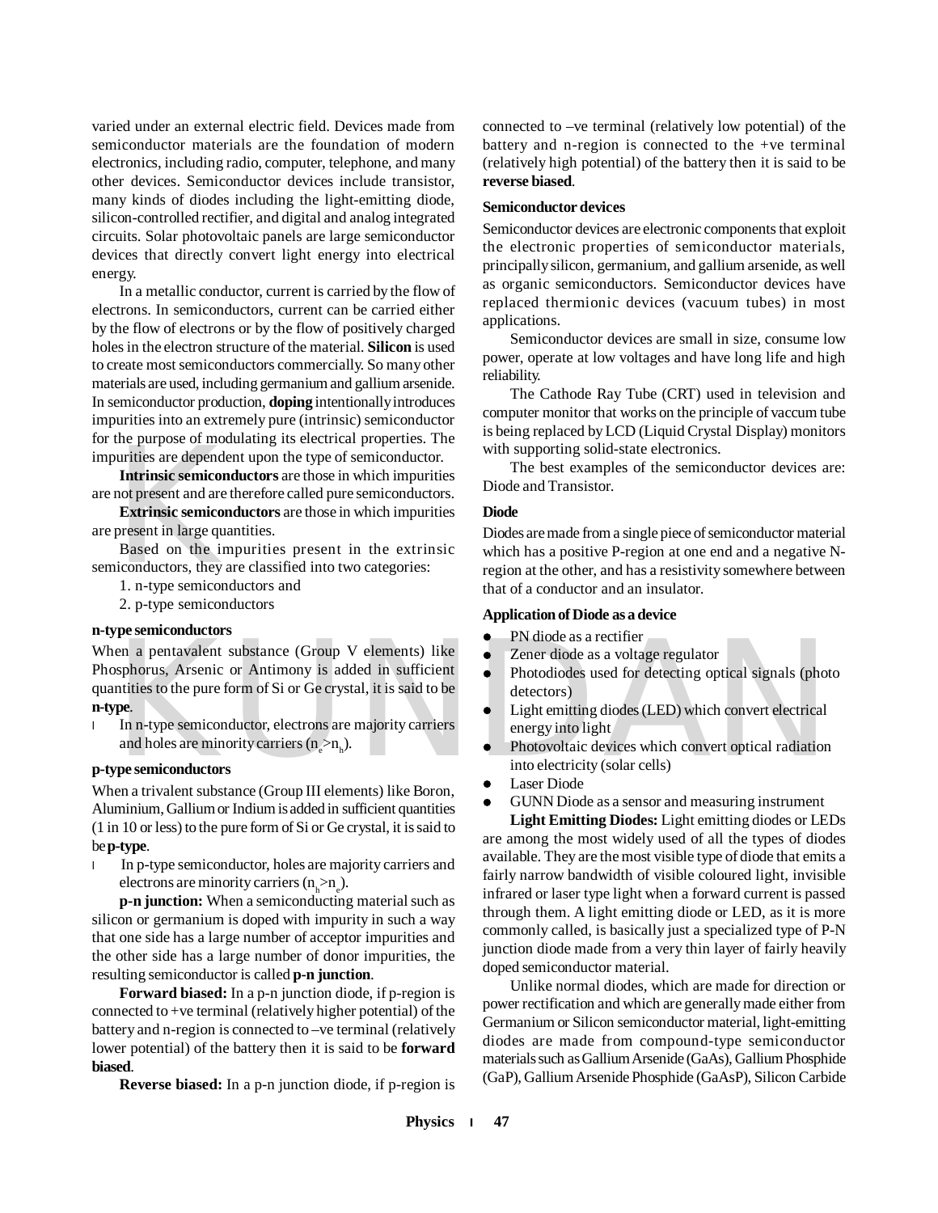varied under an external electric field. Devices made from semiconductor materials are the foundation of modern electronics, including radio, computer, telephone, and many other devices. Semiconductor devices include transistor, many kinds of diodes including the light-emitting diode, silicon-controlled rectifier, and digital and analog integrated circuits. Solar photovoltaic panels are large semiconductor devices that directly convert light energy into electrical energy.

In a metallic conductor, current is carried by the flow of electrons. In semiconductors, current can be carried either by the flow of electrons or by the flow of positively charged holes in the electron structure of the material. **Silicon** is used to create most semiconductors commercially. So many other materials are used, including germanium and gallium arsenide. In semiconductor production, **doping** intentionally introduces impurities into an extremely pure (intrinsic) semiconductor for the purpose of modulating its electrical properties. The impurities are dependent upon the type of semiconductor.

**Intrinsic semiconductors** are those in which impurities are not present and are therefore called pure semiconductors.

**Extrinsic semiconductors** are those in which impurities are present in large quantities.

Based on the impurities present in the extrinsic semiconductors, they are classified into two categories:

1. n-type semiconductors and
2. p-type semiconductors

**n-type semiconductors**

When a pentavalent substance (Group V elements) like Phosphorus, Arsenic or Antimony is added in sufficient quantities to the pure form of Si or Ge crystal, it is said to be **n-type**.

- In n-type semiconductor, electrons are majority carriers and holes are minority carriers ($n_e > n_h$).

**p-type semiconductors**

When a trivalent substance (Group III elements) like Boron, Aluminium, Gallium or Indium is added in sufficient quantities (1 in 10 or less) to the pure form of Si or Ge crystal, it is said to be **p-type**.

- In p-type semiconductor, holes are majority carriers and electrons are minority carriers ($n_h > n_e$).

**p-n junction:** When a semiconducting material such as silicon or germanium is doped with impurity in such a way that one side has a large number of acceptor impurities and the other side has a large number of donor impurities, the resulting semiconductor is called **p-n junction**.

**Forward biased:** In a p-n junction diode, if p-region is connected to +ve terminal (relatively higher potential) of the battery and n-region is connected to –ve terminal (relatively lower potential) of the battery then it is said to be **forward biased**.

**Reverse biased:** In a p-n junction diode, if p-region is connected to –ve terminal (relatively low potential) of the battery and n-region is connected to the +ve terminal (relatively high potential) of the battery then it is said to be **reverse biased**.

**Semiconductor devices**

Semiconductor devices are electronic components that exploit the electronic properties of semiconductor materials, principally silicon, germanium, and gallium arsenide, as well as organic semiconductors. Semiconductor devices have replaced thermionic devices (vacuum tubes) in most applications.

Semiconductor devices are small in size, consume low power, operate at low voltages and have long life and high reliability.

The Cathode Ray Tube (CRT) used in television and computer monitor that works on the principle of vaccum tube is being replaced by LCD (Liquid Crystal Display) monitors with supporting solid-state electronics.

The best examples of the semiconductor devices are: Diode and Transistor.

**Diode**

Diodes are made from a single piece of semiconductor material which has a positive P-region at one end and a negative N-region at the other, and has a resistivity somewhere between that of a conductor and an insulator.

**Application of Diode as a device**

- PN diode as a rectifier
- Zener diode as a voltage regulator
- Photodiodes used for detecting optical signals (photo detectors)
- Light emitting diodes (LED) which convert electrical energy into light
- Photovoltaic devices which convert optical radiation into electricity (solar cells)
- Laser Diode
- GUNN Diode as a sensor and measuring instrument

**Light Emitting Diodes:** Light emitting diodes or LEDs are among the most widely used of all the types of diodes available. They are the most visible type of diode that emits a fairly narrow bandwidth of visible coloured light, invisible infrared or laser type light when a forward current is passed through them. A light emitting diode or LED, as it is more commonly called, is basically just a specialized type of P-N junction diode made from a very thin layer of fairly heavily doped semiconductor material.

Unlike normal diodes, which are made for direction or power rectification and which are generally made either from Germanium or Silicon semiconductor material, light-emitting diodes are made from compound-type semiconductor materials such as Gallium Arsenide (GaAs), Gallium Phosphide (GaP), Gallium Arsenide Phosphide (GaAsP), Silicon Carbide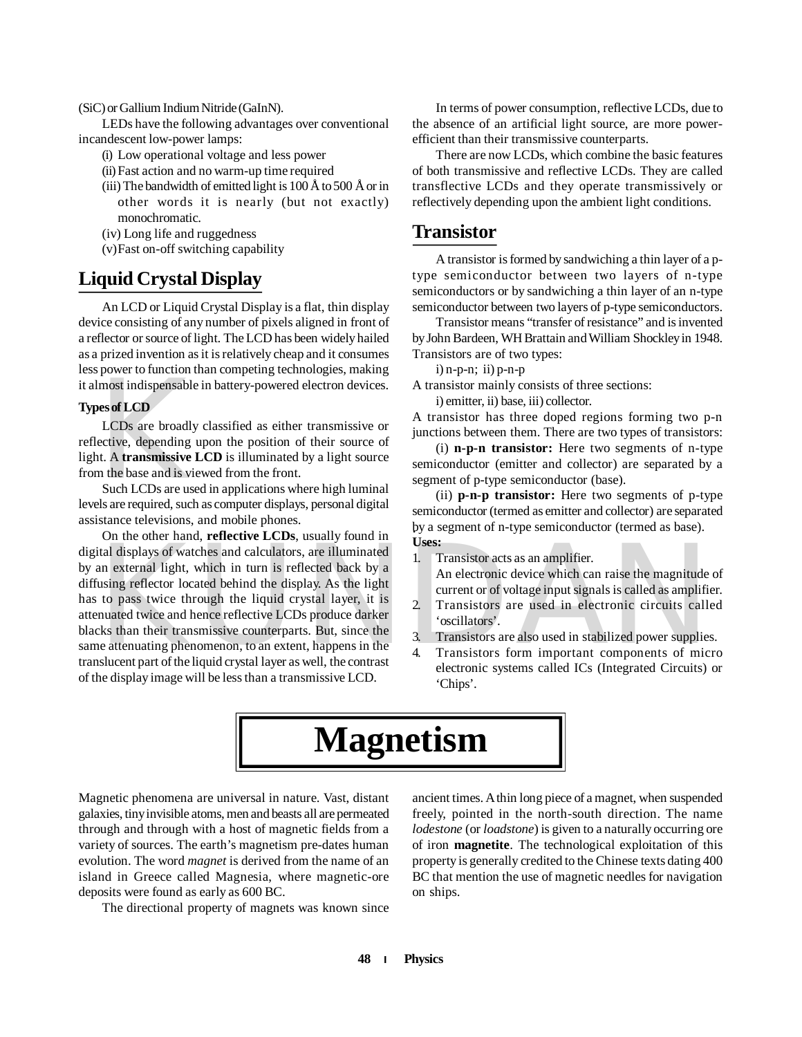(SiC) or Gallium Indium Nitride (GaInN).

LEDs have the following advantages over conventional incandescent low-power lamps:

(i) Low operational voltage and less power

(ii) Fast action and no warm-up time required

(iii) The bandwidth of emitted light is 100 Å to 500 Å or in other words it is nearly (but not exactly) monochromatic.

(iv) Long life and ruggedness

(v) Fast on-off switching capability

## Liquid Crystal Display

An LCD or Liquid Crystal Display is a flat, thin display device consisting of any number of pixels aligned in front of a reflector or source of light. The LCD has been widely hailed as a prized invention as it is relatively cheap and it consumes less power to function than competing technologies, making it almost indispensable in battery-powered electron devices.

### Types of LCD

LCDs are broadly classified as either transmissive or reflective, depending upon the position of their source of light. A **transmissive LCD** is illuminated by a light source from the base and is viewed from the front.

Such LCDs are used in applications where high luminal levels are required, such as computer displays, personal digital assistance televisions, and mobile phones.

On the other hand, **reflective LCDs**, usually found in digital displays of watches and calculators, are illuminated by an external light, which in turn is reflected back by a diffusing reflector located behind the display. As the light has to pass twice through the liquid crystal layer, it is attenuated twice and hence reflective LCDs produce darker blacks than their transmissive counterparts. But, since the same attenuating phenomenon, to an extent, happens in the translucent part of the liquid crystal layer as well, the contrast of the display image will be less than a transmissive LCD.

In terms of power consumption, reflective LCDs, due to the absence of an artificial light source, are more power-efficient than their transmissive counterparts.

There are now LCDs, which combine the basic features of both transmissive and reflective LCDs. They are called transflective LCDs and they operate transmissively or reflectively depending upon the ambient light conditions.

## Transistor

A transistor is formed by sandwiching a thin layer of a p-type semiconductor between two layers of n-type semiconductors or by sandwiching a thin layer of an n-type semiconductor between two layers of p-type semiconductors.

Transistor means "transfer of resistance" and is invented by John Bardeen, WH Brattain and William Shockley in 1948. Transistors are of two types:

i) n-p-n; ii) p-n-p

A transistor mainly consists of three sections:

i) emitter, ii) base, iii) collector.

A transistor has three doped regions forming two p-n junctions between them. There are two types of transistors:

(i) **n-p-n transistor:** Here two segments of n-type semiconductor (emitter and collector) are separated by a segment of p-type semiconductor (base).

(ii) **p-n-p transistor:** Here two segments of p-type semiconductor (termed as emitter and collector) are separated by a segment of n-type semiconductor (termed as base).

**Uses:**

1. Transistor acts as an amplifier.
   An electronic device which can raise the magnitude of current or of voltage input signals is called as amplifier.
2. Transistors are used in electronic circuits called 'oscillators'.
3. Transistors are also used in stabilized power supplies.
4. Transistors form important components of micro electronic systems called ICs (Integrated Circuits) or 'Chips'.

# Magnetism

Magnetic phenomena are universal in nature. Vast, distant galaxies, tiny invisible atoms, men and beasts all are permeated through and through with a host of magnetic fields from a variety of sources. The earth's magnetism pre-dates human evolution. The word *magnet* is derived from the name of an island in Greece called Magnesia, where magnetic-ore deposits were found as early as 600 BC.

The directional property of magnets was known since ancient times. A thin long piece of a magnet, when suspended freely, pointed in the north-south direction. The name *lodestone* (or *loadstone*) is given to a naturally occurring ore of iron **magnetite**. The technological exploitation of this property is generally credited to the Chinese texts dating 400 BC that mention the use of magnetic needles for navigation on ships.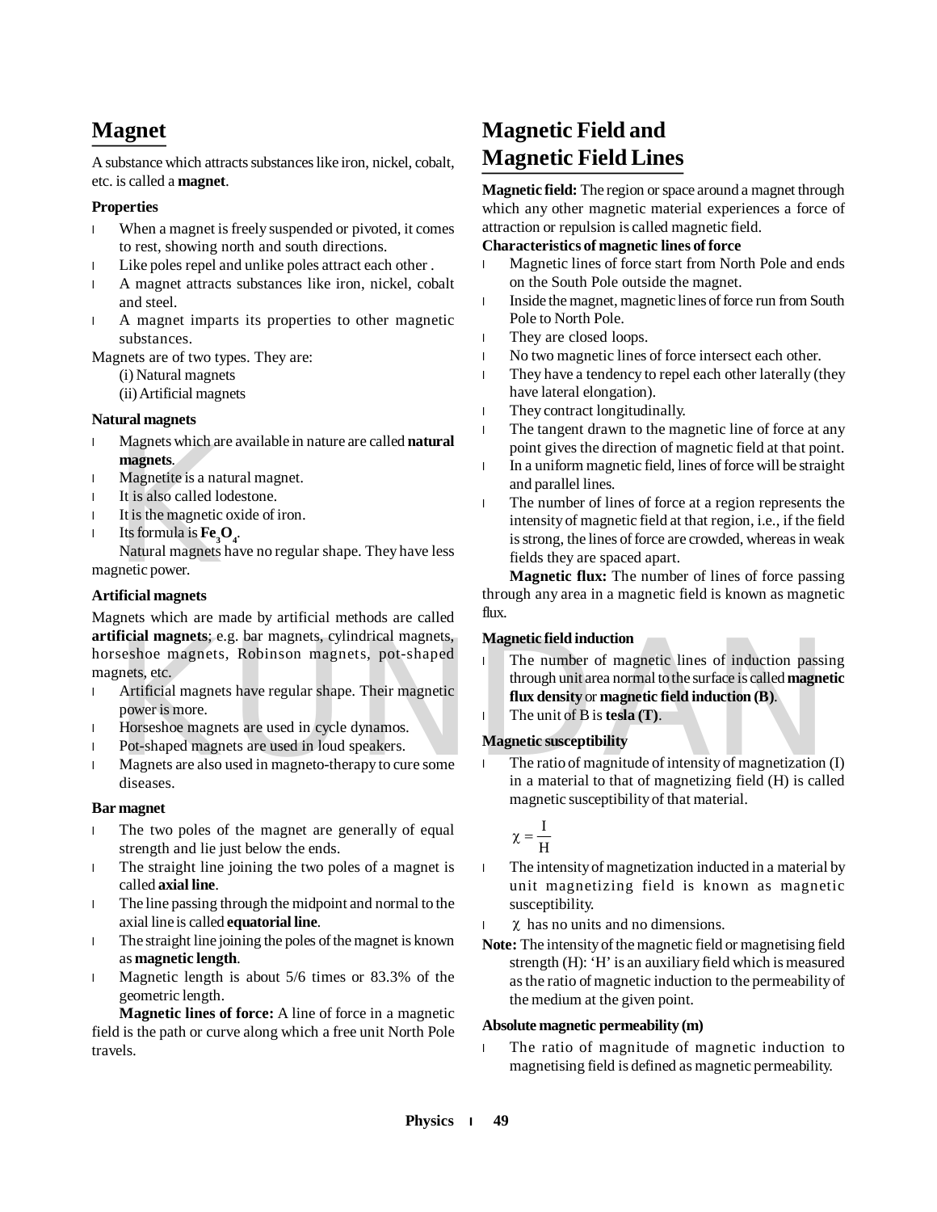## Magnet

A substance which attracts substances like iron, nickel, cobalt, etc. is called a **magnet**.

### Properties

- When a magnet is freely suspended or pivoted, it comes to rest, showing north and south directions.
- Like poles repel and unlike poles attract each other .
- A magnet attracts substances like iron, nickel, cobalt and steel.
- A magnet imparts its properties to other magnetic substances.

Magnets are of two types. They are:

(i) Natural magnets

(ii) Artificial magnets

### Natural magnets

- Magnets which are available in nature are called **natural magnets**.
- Magnetite is a natural magnet.
- It is also called lodestone.
- It is the magnetic oxide of iron.
- Its formula is $\mathbf{Fe_3O_4}$.

Natural magnets have no regular shape. They have less magnetic power.

### Artificial magnets

Magnets which are made by artificial methods are called **artificial magnets**; e.g. bar magnets, cylindrical magnets, horseshoe magnets, Robinson magnets, pot-shaped magnets, etc.

- Artificial magnets have regular shape. Their magnetic power is more.
- Horseshoe magnets are used in cycle dynamos.
- Pot-shaped magnets are used in loud speakers.
- Magnets are also used in magneto-therapy to cure some diseases.

### Bar magnet

- The two poles of the magnet are generally of equal strength and lie just below the ends.
- The straight line joining the two poles of a magnet is called **axial line**.
- The line passing through the midpoint and normal to the axial line is called **equatorial line**.
- The straight line joining the poles of the magnet is known as **magnetic length**.
- Magnetic length is about 5/6 times or 83.3% of the geometric length.

**Magnetic lines of force:** A line of force in a magnetic field is the path or curve along which a free unit North Pole travels.

## Magnetic Field and Magnetic Field Lines

**Magnetic field:** The region or space around a magnet through which any other magnetic material experiences a force of attraction or repulsion is called magnetic field.

**Characteristics of magnetic lines of force**

- Magnetic lines of force start from North Pole and ends on the South Pole outside the magnet.
- Inside the magnet, magnetic lines of force run from South Pole to North Pole.
- They are closed loops.
- No two magnetic lines of force intersect each other.
- They have a tendency to repel each other laterally (they have lateral elongation).
- They contract longitudinally.
- The tangent drawn to the magnetic line of force at any point gives the direction of magnetic field at that point.
- In a uniform magnetic field, lines of force will be straight and parallel lines.
- The number of lines of force at a region represents the intensity of magnetic field at that region, i.e., if the field is strong, the lines of force are crowded, whereas in weak fields they are spaced apart.

**Magnetic flux:** The number of lines of force passing through any area in a magnetic field is known as magnetic flux.

### Magnetic field induction

- The number of magnetic lines of induction passing through unit area normal to the surface is called **magnetic flux density** or **magnetic field induction (B)**.
- The unit of B is **tesla (T)**.

### Magnetic susceptibility

- The ratio of magnitude of intensity of magnetization (I) in a material to that of magnetizing field (H) is called magnetic susceptibility of that material.

$$\chi = \frac{I}{H}$$

- The intensity of magnetization inducted in a material by unit magnetizing field is known as magnetic susceptibility.
- $\chi$ has no units and no dimensions.

**Note:** The intensity of the magnetic field or magnetising field strength (H): 'H' is an auxiliary field which is measured as the ratio of magnetic induction to the permeability of the medium at the given point.

### Absolute magnetic permeability (m)

- The ratio of magnitude of magnetic induction to magnetising field is defined as magnetic permeability.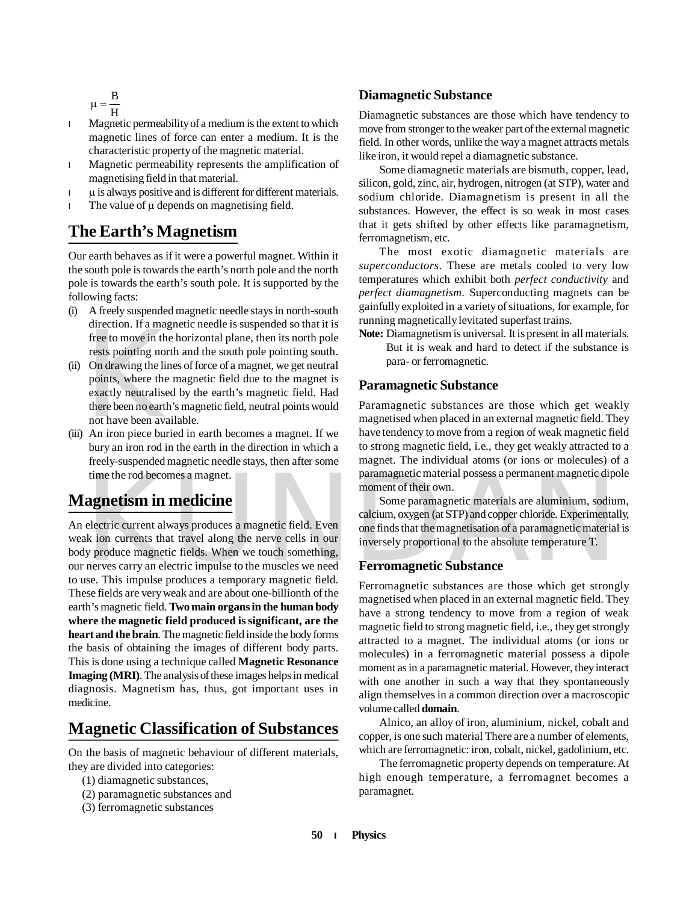$$\mu = \frac{B}{H}$$

- Magnetic permeability of a medium is the extent to which magnetic lines of force can enter a medium. It is the characteristic property of the magnetic material.
- Magnetic permeability represents the amplification of magnetising field in that material.
- $\mu$ is always positive and is different for different materials.
- The value of $\mu$ depends on magnetising field.

## The Earth's Magnetism

Our earth behaves as if it were a powerful magnet. Within it the south pole is towards the earth's north pole and the north pole is towards the earth's south pole. It is supported by the following facts:

(i) A freely suspended magnetic needle stays in north-south direction. If a magnetic needle is suspended so that it is free to move in the horizontal plane, then its north pole rests pointing north and the south pole pointing south.

(ii) On drawing the lines of force of a magnet, we get neutral points, where the magnetic field due to the magnet is exactly neutralised by the earth's magnetic field. Had there been no earth's magnetic field, neutral points would not have been available.

(iii) An iron piece buried in earth becomes a magnet. If we bury an iron rod in the earth in the direction in which a freely-suspended magnetic needle stays, then after some time the rod becomes a magnet.

## Magnetism in medicine

An electric current always produces a magnetic field. Even weak ion currents that travel along the nerve cells in our body produce magnetic fields. When we touch something, our nerves carry an electric impulse to the muscles we need to use. This impulse produces a temporary magnetic field. These fields are very weak and are about one-billionth of the earth's magnetic field. **Two main organs in the human body where the magnetic field produced is significant, are the heart and the brain**. The magnetic field inside the body forms the basis of obtaining the images of different body parts. This is done using a technique called **Magnetic Resonance Imaging (MRI)**. The analysis of these images helps in medical diagnosis. Magnetism has, thus, got important uses in medicine.

## Magnetic Classification of Substances

On the basis of magnetic behaviour of different materials, they are divided into categories:

(1) diamagnetic substances,
(2) paramagnetic substances and
(3) ferromagnetic substances

### Diamagnetic Substance

Diamagnetic substances are those which have tendency to move from stronger to the weaker part of the external magnetic field. In other words, unlike the way a magnet attracts metals like iron, it would repel a diamagnetic substance.

Some diamagnetic materials are bismuth, copper, lead, silicon, gold, zinc, air, hydrogen, nitrogen (at STP), water and sodium chloride. Diamagnetism is present in all the substances. However, the effect is so weak in most cases that it gets shifted by other effects like paramagnetism, ferromagnetism, etc.

The most exotic diamagnetic materials are *superconductors*. These are metals cooled to very low temperatures which exhibit both *perfect conductivity* and *perfect diamagnetism*. Superconducting magnets can be gainfully exploited in a variety of situations, for example, for running magnetically levitated superfast trains.

**Note:** Diamagnetism is universal. It is present in all materials. But it is weak and hard to detect if the substance is para- or ferromagnetic.

### Paramagnetic Substance

Paramagnetic substances are those which get weakly magnetised when placed in an external magnetic field. They have tendency to move from a region of weak magnetic field to strong magnetic field, i.e., they get weakly attracted to a magnet. The individual atoms (or ions or molecules) of a paramagnetic material possess a permanent magnetic dipole moment of their own.

Some paramagnetic materials are aluminium, sodium, calcium, oxygen (at STP) and copper chloride. Experimentally, one finds that the magnetisation of a paramagnetic material is inversely proportional to the absolute temperature T.

### Ferromagnetic Substance

Ferromagnetic substances are those which get strongly magnetised when placed in an external magnetic field. They have a strong tendency to move from a region of weak magnetic field to strong magnetic field, i.e., they get strongly attracted to a magnet. The individual atoms (or ions or molecules) in a ferromagnetic material possess a dipole moment as in a paramagnetic material. However, they interact with one another in such a way that they spontaneously align themselves in a common direction over a macroscopic volume called **domain**.

Alnico, an alloy of iron, aluminium, nickel, cobalt and copper, is one such material There are a number of elements, which are ferromagnetic: iron, cobalt, nickel, gadolinium, etc.

The ferromagnetic property depends on temperature. At high enough temperature, a ferromagnet becomes a paramagnet.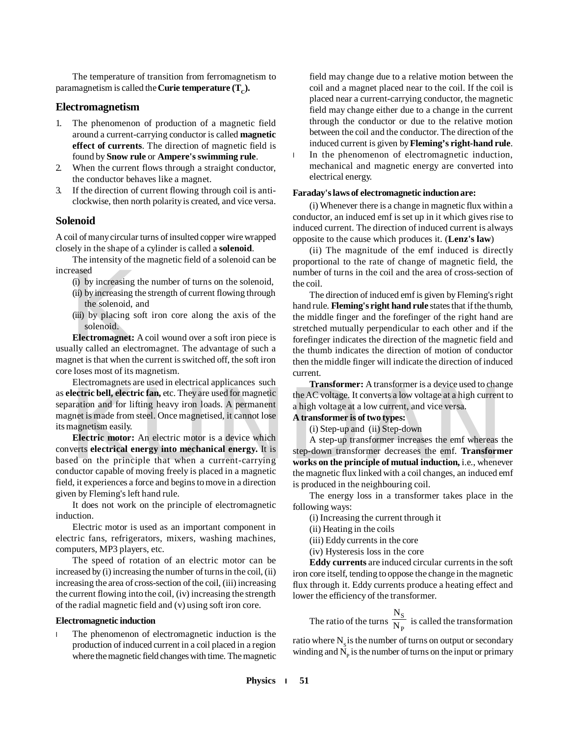The temperature of transition from ferromagnetism to paramagnetism is called the **Curie temperature ($T_C$).**

## Electromagnetism

1. The phenomenon of production of a magnetic field around a current-carrying conductor is called **magnetic effect of currents**. The direction of magnetic field is found by **Snow rule** or **Ampere's swimming rule**.
2. When the current flows through a straight conductor, the conductor behaves like a magnet.
3. If the direction of current flowing through coil is anti-clockwise, then north polarity is created, and vice versa.

## Solenoid

A coil of many circular turns of insulted copper wire wrapped closely in the shape of a cylinder is called a **solenoid**.

The intensity of the magnetic field of a solenoid can be increased

(i) by increasing the number of turns on the solenoid,

(ii) by increasing the strength of current flowing through the solenoid, and

(iii) by placing soft iron core along the axis of the solenoid.

**Electromagnet:** A coil wound over a soft iron piece is usually called an electromagnet. The advantage of such a magnet is that when the current is switched off, the soft iron core loses most of its magnetism.

Electromagnets are used in electrical applicances such as **electric bell, electric fan,** etc. They are used for magnetic separation and for lifting heavy iron loads. A permanent magnet is made from steel. Once magnetised, it cannot lose its magnetism easily.

**Electric motor:** An electric motor is a device which converts **electrical energy into mechanical energy.** It is based on the principle that when a current-carrying conductor capable of moving freely is placed in a magnetic field, it experiences a force and begins to move in a direction given by Fleming's left hand rule.

It does not work on the principle of electromagnetic induction.

Electric motor is used as an important component in electric fans, refrigerators, mixers, washing machines, computers, MP3 players, etc.

The speed of rotation of an electric motor can be increased by (i) increasing the number of turns in the coil, (ii) increasing the area of cross-section of the coil, (iii) increasing the current flowing into the coil, (iv) increasing the strength of the radial magnetic field and (v) using soft iron core.

### Electromagnetic induction

- The phenomenon of electromagnetic induction is the production of induced current in a coil placed in a region where the magnetic field changes with time. The magnetic field may change due to a relative motion between the coil and a magnet placed near to the coil. If the coil is placed near a current-carrying conductor, the magnetic field may change either due to a change in the current through the conductor or due to the relative motion between the coil and the conductor. The direction of the induced current is given by **Fleming's right-hand rule**.
- In the phenomenon of electromagnetic induction, mechanical and magnetic energy are converted into electrical energy.

**Faraday's laws of electromagnetic induction are:**

(i) Whenever there is a change in magnetic flux within a conductor, an induced emf is set up in it which gives rise to induced current. The direction of induced current is always opposite to the cause which produces it. (**Lenz's law**)

(ii) The magnitude of the emf induced is directly proportional to the rate of change of magnetic field, the number of turns in the coil and the area of cross-section of the coil.

The direction of induced emf is given by Fleming's right hand rule. **Fleming's right hand rule** states that if the thumb, the middle finger and the forefinger of the right hand are stretched mutually perpendicular to each other and if the forefinger indicates the direction of the magnetic field and the thumb indicates the direction of motion of conductor then the middle finger will indicate the direction of induced current.

**Transformer:** A transformer is a device used to change the AC voltage. It converts a low voltage at a high current to a high voltage at a low current, and vice versa.

**A transformer is of two types:**

(i) Step-up and (ii) Step-down

A step-up transformer increases the emf whereas the step-down transformer decreases the emf. **Transformer works on the principle of mutual induction,** i.e., whenever the magnetic flux linked with a coil changes, an induced emf is produced in the neighbouring coil.

The energy loss in a transformer takes place in the following ways:

(i) Increasing the current through it

(ii) Heating in the coils

(iii) Eddy currents in the core

(iv) Hysteresis loss in the core

**Eddy currents** are induced circular currents in the soft iron core itself, tending to oppose the change in the magnetic flux through it. Eddy currents produce a heating effect and lower the efficiency of the transformer.

The ratio of the turns $\frac{N_S}{N_P}$ is called the transformation ratio where $N_S$ is the number of turns on output or secondary winding and $N_P$ is the number of turns on the input or primary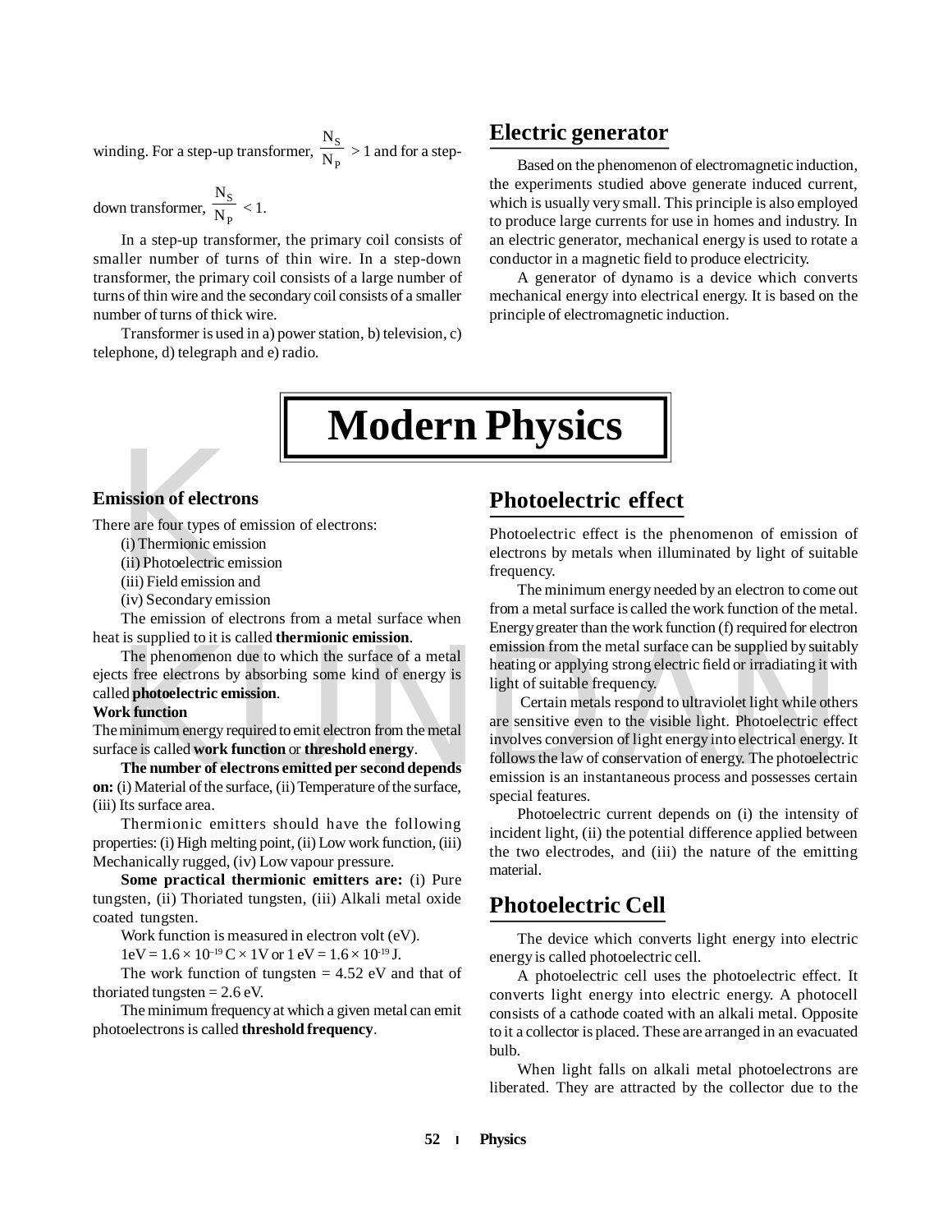winding. For a step-up transformer, $\frac{N_S}{N_P} > 1$ and for a step-down transformer, $\frac{N_S}{N_P} < 1$.

In a step-up transformer, the primary coil consists of smaller number of turns of thin wire. In a step-down transformer, the primary coil consists of a large number of turns of thin wire and the secondary coil consists of a smaller number of turns of thick wire.

Transformer is used in a) power station, b) television, c) telephone, d) telegraph and e) radio.

## Electric generator

Based on the phenomenon of electromagnetic induction, the experiments studied above generate induced current, which is usually very small. This principle is also employed to produce large currents for use in homes and industry. In an electric generator, mechanical energy is used to rotate a conductor in a magnetic field to produce electricity.

A generator of dynamo is a device which converts mechanical energy into electrical energy. It is based on the principle of electromagnetic induction.

# Modern Physics

### Emission of electrons

There are four types of emission of electrons:

(i) Thermionic emission
(ii) Photoelectric emission
(iii) Field emission and
(iv) Secondary emission

The emission of electrons from a metal surface when heat is supplied to it is called **thermionic emission**.

The phenomenon due to which the surface of a metal ejects free electrons by absorbing some kind of energy is called **photoelectric emission**.

**Work function**

The minimum energy required to emit electron from the metal surface is called **work function** or **threshold energy**.

**The number of electrons emitted per second depends on:** (i) Material of the surface, (ii) Temperature of the surface, (iii) Its surface area.

Thermionic emitters should have the following properties: (i) High melting point, (ii) Low work function, (iii) Mechanically rugged, (iv) Low vapour pressure.

**Some practical thermionic emitters are:** (i) Pure tungsten, (ii) Thoriated tungsten, (iii) Alkali metal oxide coated tungsten.

Work function is measured in electron volt (eV).

$1\text{eV} = 1.6 \times 10^{-19}\text{ C} \times 1\text{V}$ or $1\text{ eV} = 1.6 \times 10^{-19}\text{ J}$.

The work function of tungsten = 4.52 eV and that of thoriated tungsten = 2.6 eV.

The minimum frequency at which a given metal can emit photoelectrons is called **threshold frequency**.

## Photoelectric effect

Photoelectric effect is the phenomenon of emission of electrons by metals when illuminated by light of suitable frequency.

The minimum energy needed by an electron to come out from a metal surface is called the work function of the metal. Energy greater than the work function (f) required for electron emission from the metal surface can be supplied by suitably heating or applying strong electric field or irradiating it with light of suitable frequency.

Certain metals respond to ultraviolet light while others are sensitive even to the visible light. Photoelectric effect involves conversion of light energy into electrical energy. It follows the law of conservation of energy. The photoelectric emission is an instantaneous process and possesses certain special features.

Photoelectric current depends on (i) the intensity of incident light, (ii) the potential difference applied between the two electrodes, and (iii) the nature of the emitting material.

## Photoelectric Cell

The device which converts light energy into electric energy is called photoelectric cell.

A photoelectric cell uses the photoelectric effect. It converts light energy into electric energy. A photocell consists of a cathode coated with an alkali metal. Opposite to it a collector is placed. These are arranged in an evacuated bulb.

When light falls on alkali metal photoelectrons are liberated. They are attracted by the collector due to the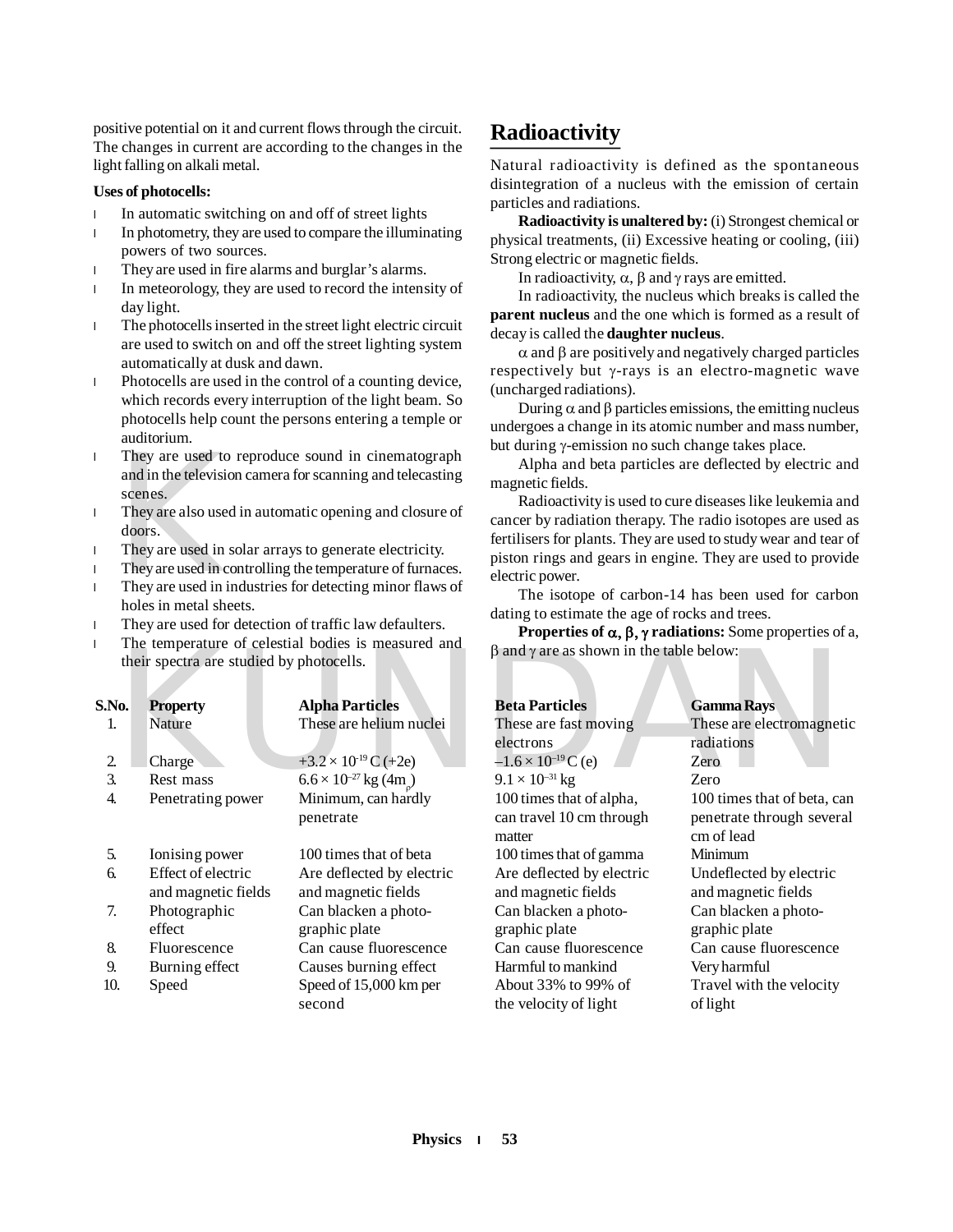positive potential on it and current flows through the circuit. The changes in current are according to the changes in the light falling on alkali metal.

**Uses of photocells:**

- In automatic switching on and off of street lights
- In photometry, they are used to compare the illuminating powers of two sources.
- They are used in fire alarms and burglar's alarms.
- In meteorology, they are used to record the intensity of day light.
- The photocells inserted in the street light electric circuit are used to switch on and off the street lighting system automatically at dusk and dawn.
- Photocells are used in the control of a counting device, which records every interruption of the light beam. So photocells help count the persons entering a temple or auditorium.
- They are used to reproduce sound in cinematograph and in the television camera for scanning and telecasting scenes.
- They are also used in automatic opening and closure of doors.
- They are used in solar arrays to generate electricity.
- They are used in controlling the temperature of furnaces.
- They are used in industries for detecting minor flaws of holes in metal sheets.
- They are used for detection of traffic law defaulters.
- The temperature of celestial bodies is measured and their spectra are studied by photocells.

## Radioactivity

Natural radioactivity is defined as the spontaneous disintegration of a nucleus with the emission of certain particles and radiations.

**Radioactivity is unaltered by:** (i) Strongest chemical or physical treatments, (ii) Excessive heating or cooling, (iii) Strong electric or magnetic fields.

In radioactivity, $\alpha$, $\beta$ and $\gamma$ rays are emitted.

In radioactivity, the nucleus which breaks is called the **parent nucleus** and the one which is formed as a result of decay is called the **daughter nucleus**.

$\alpha$ and $\beta$ are positively and negatively charged particles respectively but $\gamma$-rays is an electro-magnetic wave (uncharged radiations).

During $\alpha$ and $\beta$ particles emissions, the emitting nucleus undergoes a change in its atomic number and mass number, but during $\gamma$-emission no such change takes place.

Alpha and beta particles are deflected by electric and magnetic fields.

Radioactivity is used to cure diseases like leukemia and cancer by radiation therapy. The radio isotopes are used as fertilisers for plants. They are used to study wear and tear of piston rings and gears in engine. They are used to provide electric power.

The isotope of carbon-14 has been used for carbon dating to estimate the age of rocks and trees.

**Properties of $\alpha$, $\beta$, $\gamma$ radiations:** Some properties of a, $\beta$ and $\gamma$ are as shown in the table below:

| S.No. | Property | Alpha Particles | Beta Particles | Gamma Rays |
|---|---|---|---|---|
| 1. | Nature | These are helium nuclei | These are fast moving electrons | These are electromagnetic radiations |
| 2. | Charge | $+3.2 \times 10^{-19}$ C (+2e) | $-1.6 \times 10^{-19}$ C (e) | Zero |
| 3. | Rest mass | $6.6 \times 10^{-27}$ kg ($4m_p$) | $9.1 \times 10^{-31}$ kg | Zero |
| 4. | Penetrating power | Minimum, can hardly penetrate | 100 times that of alpha, can travel 10 cm through matter | 100 times that of beta, can penetrate through several cm of lead |
| 5. | Ionising power | 100 times that of beta | 100 times that of gamma | Minimum |
| 6. | Effect of electric and magnetic fields | Are deflected by electric and magnetic fields | Are deflected by electric and magnetic fields | Undeflected by electric and magnetic fields |
| 7. | Photographic effect | Can blacken a photographic plate | Can blacken a photographic plate | Can blacken a photographic plate |
| 8. | Fluorescence | Can cause fluorescence | Can cause fluorescence | Can cause fluorescence |
| 9. | Burning effect | Causes burning effect | Harmful to mankind | Very harmful |
| 10. | Speed | Speed of 15,000 km per second | About 33% to 99% of the velocity of light | Travel with the velocity of light |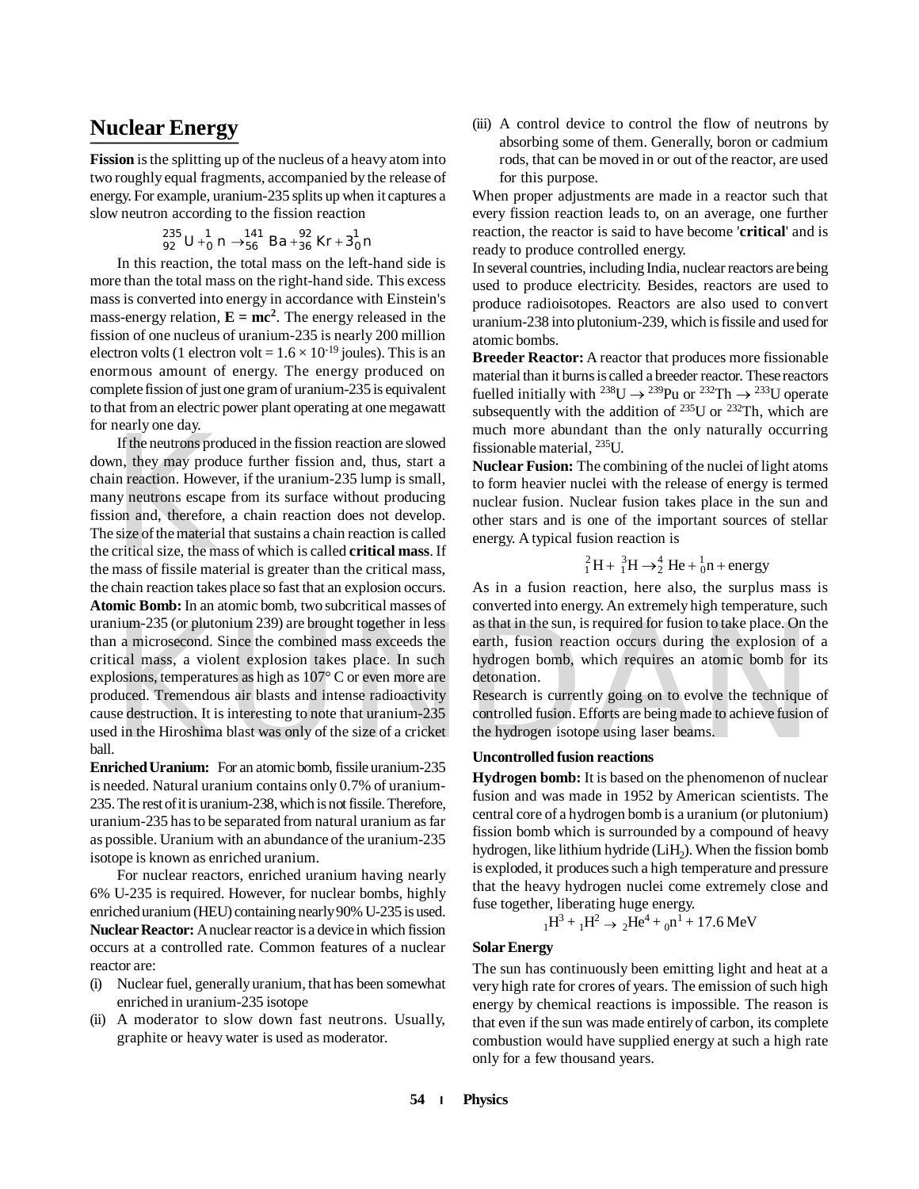# Nuclear Energy

**Fission** is the splitting up of the nucleus of a heavy atom into two roughly equal fragments, accompanied by the release of energy. For example, uranium-235 splits up when it captures a slow neutron according to the fission reaction

$$^{235}_{92}U + ^{1}_{0}n \rightarrow ^{141}_{56}Ba + ^{92}_{36}Kr + 3^{1}_{0}n$$

In this reaction, the total mass on the left-hand side is more than the total mass on the right-hand side. This excess mass is converted into energy in accordance with Einstein's mass-energy relation, $\mathbf{E = mc^2}$. The energy released in the fission of one nucleus of uranium-235 is nearly 200 million electron volts (1 electron volt = $1.6 \times 10^{-19}$ joules). This is an enormous amount of energy. The energy produced on complete fission of just one gram of uranium-235 is equivalent to that from an electric power plant operating at one megawatt for nearly one day.

If the neutrons produced in the fission reaction are slowed down, they may produce further fission and, thus, start a chain reaction. However, if the uranium-235 lump is small, many neutrons escape from its surface without producing fission and, therefore, a chain reaction does not develop. The size of the material that sustains a chain reaction is called the critical size, the mass of which is called **critical mass**. If the mass of fissile material is greater than the critical mass, the chain reaction takes place so fast that an explosion occurs.

**Atomic Bomb:** In an atomic bomb, two subcritical masses of uranium-235 (or plutonium 239) are brought together in less than a microsecond. Since the combined mass exceeds the critical mass, a violent explosion takes place. In such explosions, temperatures as high as $10^7$° C or even more are produced. Tremendous air blasts and intense radioactivity cause destruction. It is interesting to note that uranium-235 used in the Hiroshima blast was only of the size of a cricket ball.

**Enriched Uranium:** For an atomic bomb, fissile uranium-235 is needed. Natural uranium contains only 0.7% of uranium-235. The rest of it is uranium-238, which is not fissile. Therefore, uranium-235 has to be separated from natural uranium as far as possible. Uranium with an abundance of the uranium-235 isotope is known as enriched uranium.

For nuclear reactors, enriched uranium having nearly 6% U-235 is required. However, for nuclear bombs, highly enriched uranium (HEU) containing nearly 90% U-235 is used.

**Nuclear Reactor:** A nuclear reactor is a device in which fission occurs at a controlled rate. Common features of a nuclear reactor are:

(i) Nuclear fuel, generally uranium, that has been somewhat enriched in uranium-235 isotope

(ii) A moderator to slow down fast neutrons. Usually, graphite or heavy water is used as moderator.

(iii) A control device to control the flow of neutrons by absorbing some of them. Generally, boron or cadmium rods, that can be moved in or out of the reactor, are used for this purpose.

When proper adjustments are made in a reactor such that every fission reaction leads to, on an average, one further reaction, the reactor is said to have become '**critical**' and is ready to produce controlled energy.

In several countries, including India, nuclear reactors are being used to produce electricity. Besides, reactors are used to produce radioisotopes. Reactors are also used to convert uranium-238 into plutonium-239, which is fissile and used for atomic bombs.

**Breeder Reactor:** A reactor that produces more fissionable material than it burns is called a breeder reactor. These reactors fuelled initially with $^{238}U \rightarrow ^{239}Pu$ or $^{232}Th \rightarrow ^{233}U$ operate subsequently with the addition of $^{235}U$ or $^{232}Th$, which are much more abundant than the only naturally occurring fissionable material, $^{235}U$.

**Nuclear Fusion:** The combining of the nuclei of light atoms to form heavier nuclei with the release of energy is termed nuclear fusion. Nuclear fusion takes place in the sun and other stars and is one of the important sources of stellar energy. A typical fusion reaction is

$$^{2}_{1}H + ^{3}_{1}H \rightarrow ^{4}_{2}He + ^{1}_{0}n + \text{energy}$$

As in a fusion reaction, here also, the surplus mass is converted into energy. An extremely high temperature, such as that in the sun, is required for fusion to take place. On the earth, fusion reaction occurs during the explosion of a hydrogen bomb, which requires an atomic bomb for its detonation.

Research is currently going on to evolve the technique of controlled fusion. Efforts are being made to achieve fusion of the hydrogen isotope using laser beams.

### Uncontrolled fusion reactions

**Hydrogen bomb:** It is based on the phenomenon of nuclear fusion and was made in 1952 by American scientists. The central core of a hydrogen bomb is a uranium (or plutonium) fission bomb which is surrounded by a compound of heavy hydrogen, like lithium hydride ($LiH_2$). When the fission bomb is exploded, it produces such a high temperature and pressure that the heavy hydrogen nuclei come extremely close and fuse together, liberating huge energy.

$${}_{1}H^{3} + {}_{1}H^{2} \rightarrow {}_{2}He^{4} + {}_{0}n^{1} + 17.6 \text{ MeV}$$

### Solar Energy

The sun has continuously been emitting light and heat at a very high rate for crores of years. The emission of such high energy by chemical reactions is impossible. The reason is that even if the sun was made entirely of carbon, its complete combustion would have supplied energy at such a high rate only for a few thousand years.